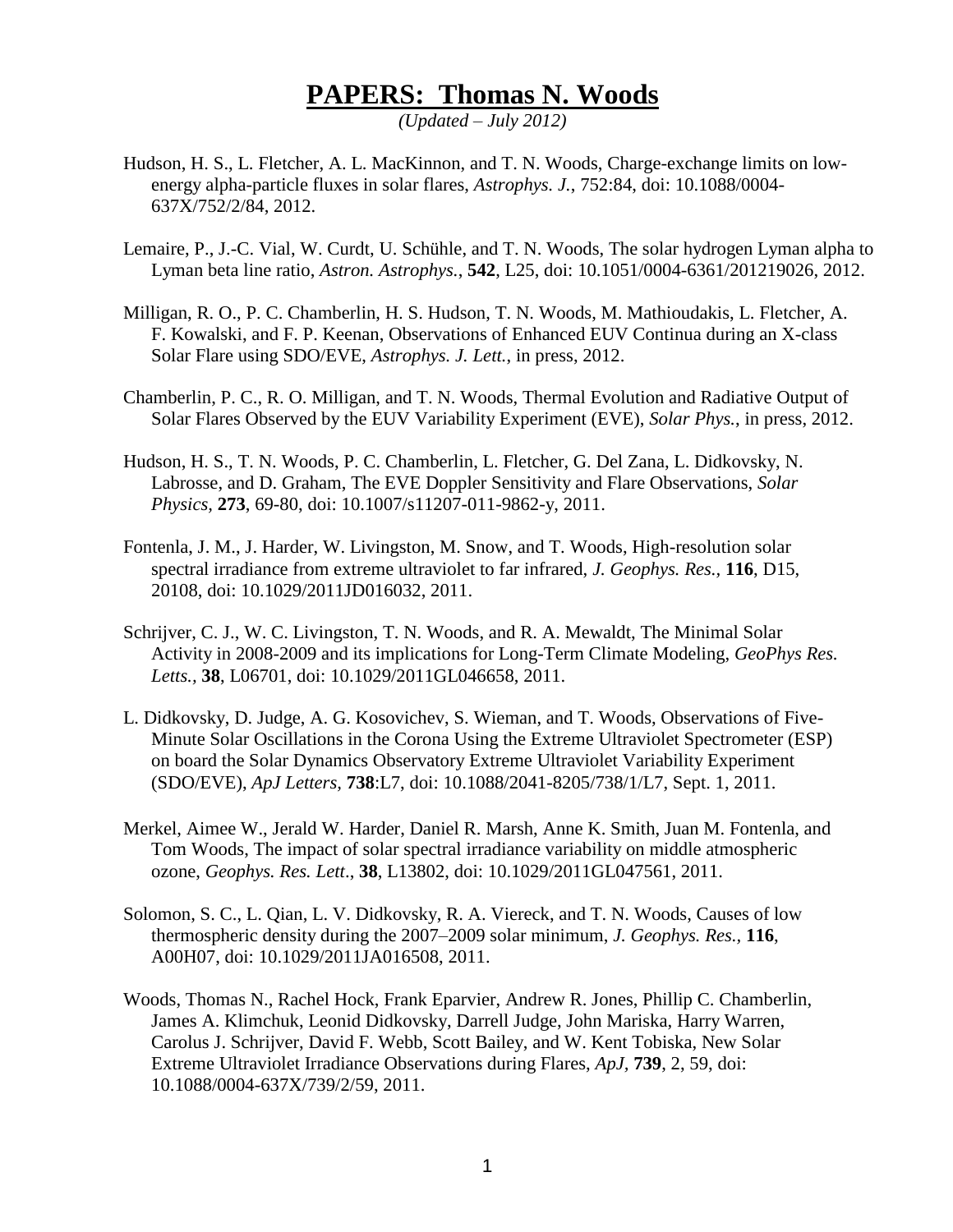# **PAPERS: Thomas N. Woods**

*(Updated – July 2012)*

Hudson, H. S., L. Fletcher, A. L. MacKinnon, and T. N. Woods, Charge-exchange limits on low-energy alpha-particle fluxes in solar flares, *Astrophys. J.*, 752:84, doi: 10.1088/0004-637X/752/2/84, 2012.

Lemaire, P., J.-C. Vial, W. Curdt, U. Schühle, and T. N. Woods, The solar hydrogen Lyman alpha to Lyman beta line ratio, *Astron. Astrophys.*, **542**, L25, doi: 10.1051/0004-6361/201219026, 2012.

Milligan, R. O., P. C. Chamberlin, H. S. Hudson, T. N. Woods, M. Mathioudakis, L. Fletcher, A. F. Kowalski, and F. P. Keenan, Observations of Enhanced EUV Continua during an X-class Solar Flare using SDO/EVE, *Astrophys. J. Lett.*, in press, 2012.

Chamberlin, P. C., R. O. Milligan, and T. N. Woods, Thermal Evolution and Radiative Output of Solar Flares Observed by the EUV Variability Experiment (EVE), *Solar Phys.*, in press, 2012.

Hudson, H. S., T. N. Woods, P. C. Chamberlin, L. Fletcher, G. Del Zana, L. Didkovsky, N. Labrosse, and D. Graham, The EVE Doppler Sensitivity and Flare Observations, *Solar Physics*, **273**, 69-80, doi: 10.1007/s11207-011-9862-y, 2011.

Fontenla, J. M., J. Harder, W. Livingston, M. Snow, and T. Woods, High-resolution solar spectral irradiance from extreme ultraviolet to far infrared, *J. Geophys. Res.*, **116**, D15, 20108, doi: 10.1029/2011JD016032, 2011.

Schrijver, C. J., W. C. Livingston, T. N. Woods, and R. A. Mewaldt, The Minimal Solar Activity in 2008-2009 and its implications for Long-Term Climate Modeling, *GeoPhys Res. Letts.*, **38**, L06701, doi: 10.1029/2011GL046658, 2011.

L. Didkovsky, D. Judge, A. G. Kosovichev, S. Wieman, and T. Woods, Observations of Five-Minute Solar Oscillations in the Corona Using the Extreme Ultraviolet Spectrometer (ESP) on board the Solar Dynamics Observatory Extreme Ultraviolet Variability Experiment (SDO/EVE), *ApJ Letters*, **738**:L7, doi: 10.1088/2041-8205/738/1/L7, Sept. 1, 2011.

Merkel, Aimee W., Jerald W. Harder, Daniel R. Marsh, Anne K. Smith, Juan M. Fontenla, and Tom Woods, The impact of solar spectral irradiance variability on middle atmospheric ozone, *Geophys. Res. Lett*., **38**, L13802, doi: 10.1029/2011GL047561, 2011.

Solomon, S. C., L. Qian, L. V. Didkovsky, R. A. Viereck, and T. N. Woods, Causes of low thermospheric density during the 2007–2009 solar minimum, *J. Geophys. Res.*, **116**, A00H07, doi: 10.1029/2011JA016508, 2011.

Woods, Thomas N., Rachel Hock, Frank Eparvier, Andrew R. Jones, Phillip C. Chamberlin, James A. Klimchuk, Leonid Didkovsky, Darrell Judge, John Mariska, Harry Warren, Carolus J. Schrijver, David F. Webb, Scott Bailey, and W. Kent Tobiska, New Solar Extreme Ultraviolet Irradiance Observations during Flares, *ApJ*, **739**, 2, 59, doi: 10.1088/0004-637X/739/2/59, 2011.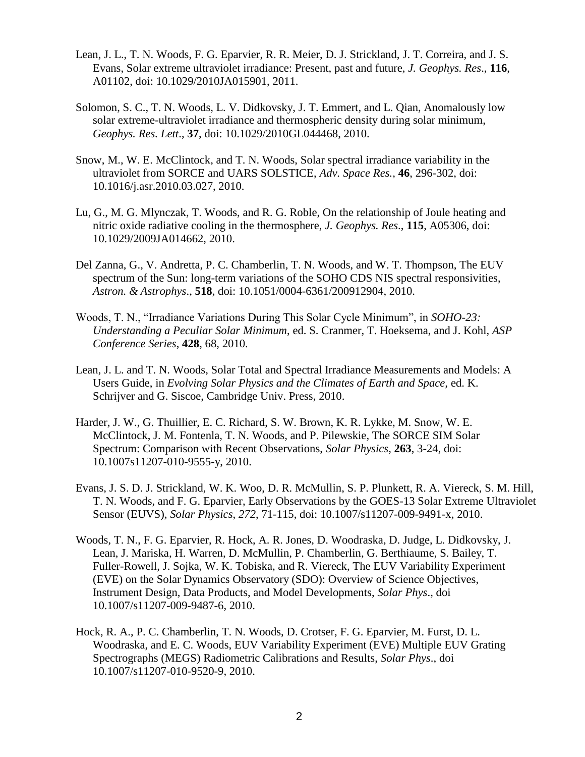Lean, J. L., T. N. Woods, F. G. Eparvier, R. R. Meier, D. J. Strickland, J. T. Correira, and J. S. Evans, Solar extreme ultraviolet irradiance: Present, past and future, *J. Geophys. Res*., **116**, A01102, doi: 10.1029/2010JA015901, 2011.

Solomon, S. C., T. N. Woods, L. V. Didkovsky, J. T. Emmert, and L. Qian, Anomalously low solar extreme-ultraviolet irradiance and thermospheric density during solar minimum, *Geophys. Res. Lett*., **37**, doi: 10.1029/2010GL044468, 2010.

Snow, M., W. E. McClintock, and T. N. Woods, Solar spectral irradiance variability in the ultraviolet from SORCE and UARS SOLSTICE, *Adv. Space Res.*, **46**, 296-302, doi: 10.1016/j.asr.2010.03.027, 2010.

Lu, G., M. G. Mlynczak, T. Woods, and R. G. Roble, On the relationship of Joule heating and nitric oxide radiative cooling in the thermosphere, *J. Geophys. Res*., **115**, A05306, doi: 10.1029/2009JA014662, 2010.

Del Zanna, G., V. Andretta, P. C. Chamberlin, T. N. Woods, and W. T. Thompson, The EUV spectrum of the Sun: long-term variations of the SOHO CDS NIS spectral responsivities, *Astron. & Astrophys*., **518**, doi: 10.1051/0004-6361/200912904, 2010.

Woods, T. N., "Irradiance Variations During This Solar Cycle Minimum", in *SOHO-23: Understanding a Peculiar Solar Minimum*, ed. S. Cranmer, T. Hoeksema, and J. Kohl, *ASP Conference Series*, **428**, 68, 2010.

Lean, J. L. and T. N. Woods, Solar Total and Spectral Irradiance Measurements and Models: A Users Guide, in *Evolving Solar Physics and the Climates of Earth and Space*, ed. K. Schrijver and G. Siscoe, Cambridge Univ. Press, 2010.

Harder, J. W., G. Thuillier, E. C. Richard, S. W. Brown, K. R. Lykke, M. Snow, W. E. McClintock, J. M. Fontenla, T. N. Woods, and P. Pilewskie, The SORCE SIM Solar Spectrum: Comparison with Recent Observations, *Solar Physics*, **263**, 3-24, doi: 10.1007s11207-010-9555-y, 2010.

Evans, J. S. D. J. Strickland, W. K. Woo, D. R. McMullin, S. P. Plunkett, R. A. Viereck, S. M. Hill, T. N. Woods, and F. G. Eparvier, Early Observations by the GOES-13 Solar Extreme Ultraviolet Sensor (EUVS), *Solar Physics*, *272*, 71-115, doi: 10.1007/s11207-009-9491-x, 2010.

Woods, T. N., F. G. Eparvier, R. Hock, A. R. Jones, D. Woodraska, D. Judge, L. Didkovsky, J. Lean, J. Mariska, H. Warren, D. McMullin, P. Chamberlin, G. Berthiaume, S. Bailey, T. Fuller-Rowell, J. Sojka, W. K. Tobiska, and R. Viereck, The EUV Variability Experiment (EVE) on the Solar Dynamics Observatory (SDO): Overview of Science Objectives, Instrument Design, Data Products, and Model Developments, *Solar Phys*., doi 10.1007/s11207-009-9487-6, 2010.

Hock, R. A., P. C. Chamberlin, T. N. Woods, D. Crotser, F. G. Eparvier, M. Furst, D. L. Woodraska, and E. C. Woods, EUV Variability Experiment (EVE) Multiple EUV Grating Spectrographs (MEGS) Radiometric Calibrations and Results, *Solar Phys*., doi 10.1007/s11207-010-9520-9, 2010.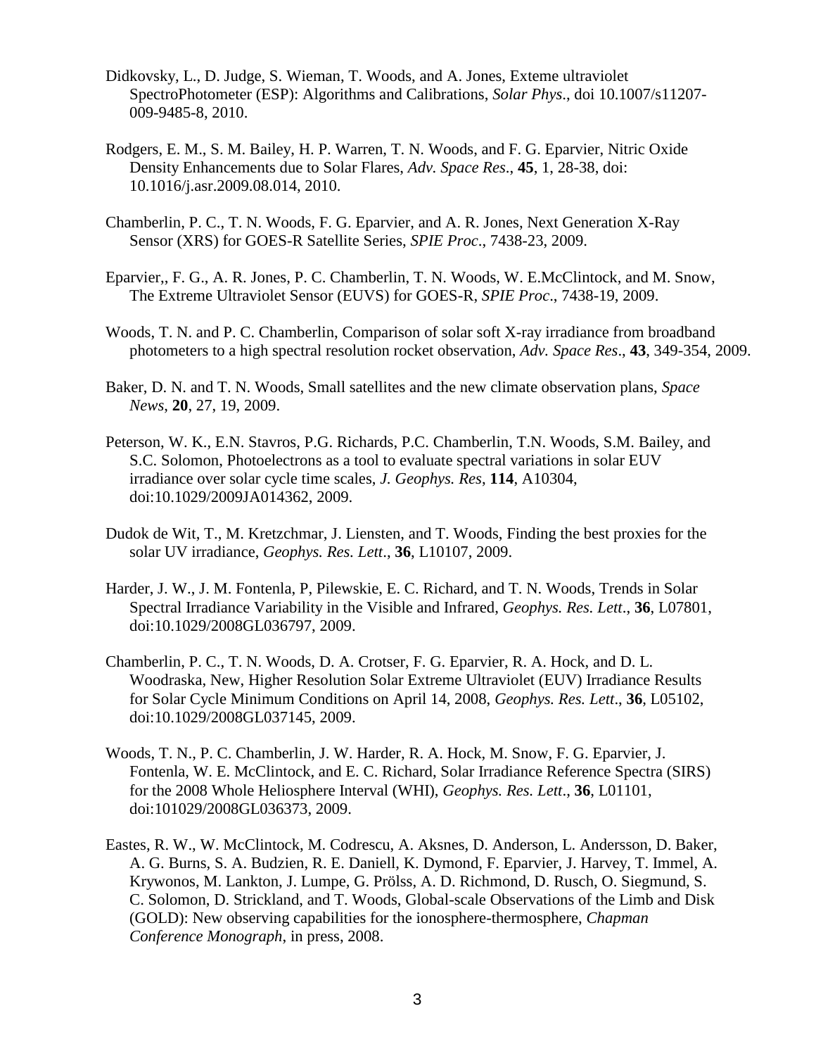Didkovsky, L., D. Judge, S. Wieman, T. Woods, and A. Jones, Exteme ultraviolet SpectroPhotometer (ESP): Algorithms and Calibrations, *Solar Phys*., doi 10.1007/s11207-009-9485-8, 2010.

Rodgers, E. M., S. M. Bailey, H. P. Warren, T. N. Woods, and F. G. Eparvier, Nitric Oxide Density Enhancements due to Solar Flares, *Adv. Space Res*., **45**, 1, 28-38, doi: 10.1016/j.asr.2009.08.014, 2010.

Chamberlin, P. C., T. N. Woods, F. G. Eparvier, and A. R. Jones, Next Generation X-Ray Sensor (XRS) for GOES-R Satellite Series, *SPIE Proc*., 7438-23, 2009.

Eparvier,, F. G., A. R. Jones, P. C. Chamberlin, T. N. Woods, W. E.McClintock, and M. Snow, The Extreme Ultraviolet Sensor (EUVS) for GOES-R, *SPIE Proc*., 7438-19, 2009.

Woods, T. N. and P. C. Chamberlin, Comparison of solar soft X-ray irradiance from broadband photometers to a high spectral resolution rocket observation, *Adv. Space Res*., **43**, 349-354, 2009.

Baker, D. N. and T. N. Woods, Small satellites and the new climate observation plans, *Space News*, **20**, 27, 19, 2009.

Peterson, W. K., E.N. Stavros, P.G. Richards, P.C. Chamberlin, T.N. Woods, S.M. Bailey, and S.C. Solomon, Photoelectrons as a tool to evaluate spectral variations in solar EUV irradiance over solar cycle time scales, *J. Geophys. Res*, **114**, A10304, doi:10.1029/2009JA014362, 2009.

Dudok de Wit, T., M. Kretzchmar, J. Liensten, and T. Woods, Finding the best proxies for the solar UV irradiance, *Geophys. Res. Lett*., **36**, L10107, 2009.

Harder, J. W., J. M. Fontenla, P, Pilewskie, E. C. Richard, and T. N. Woods, Trends in Solar Spectral Irradiance Variability in the Visible and Infrared, *Geophys. Res. Lett*., **36**, L07801, doi:10.1029/2008GL036797, 2009.

Chamberlin, P. C., T. N. Woods, D. A. Crotser, F. G. Eparvier, R. A. Hock, and D. L. Woodraska, New, Higher Resolution Solar Extreme Ultraviolet (EUV) Irradiance Results for Solar Cycle Minimum Conditions on April 14, 2008, *Geophys. Res. Lett*., **36**, L05102, doi:10.1029/2008GL037145, 2009.

Woods, T. N., P. C. Chamberlin, J. W. Harder, R. A. Hock, M. Snow, F. G. Eparvier, J. Fontenla, W. E. McClintock, and E. C. Richard, Solar Irradiance Reference Spectra (SIRS) for the 2008 Whole Heliosphere Interval (WHI), *Geophys. Res. Lett*., **36**, L01101, doi:101029/2008GL036373, 2009.

Eastes, R. W., W. McClintock, M. Codrescu, A. Aksnes, D. Anderson, L. Andersson, D. Baker, A. G. Burns, S. A. Budzien, R. E. Daniell, K. Dymond, F. Eparvier, J. Harvey, T. Immel, A. Krywonos, M. Lankton, J. Lumpe, G. Prölss, A. D. Richmond, D. Rusch, O. Siegmund, S. C. Solomon, D. Strickland, and T. Woods, Global-scale Observations of the Limb and Disk (GOLD): New observing capabilities for the ionosphere-thermosphere, *Chapman Conference Monograph*, in press, 2008.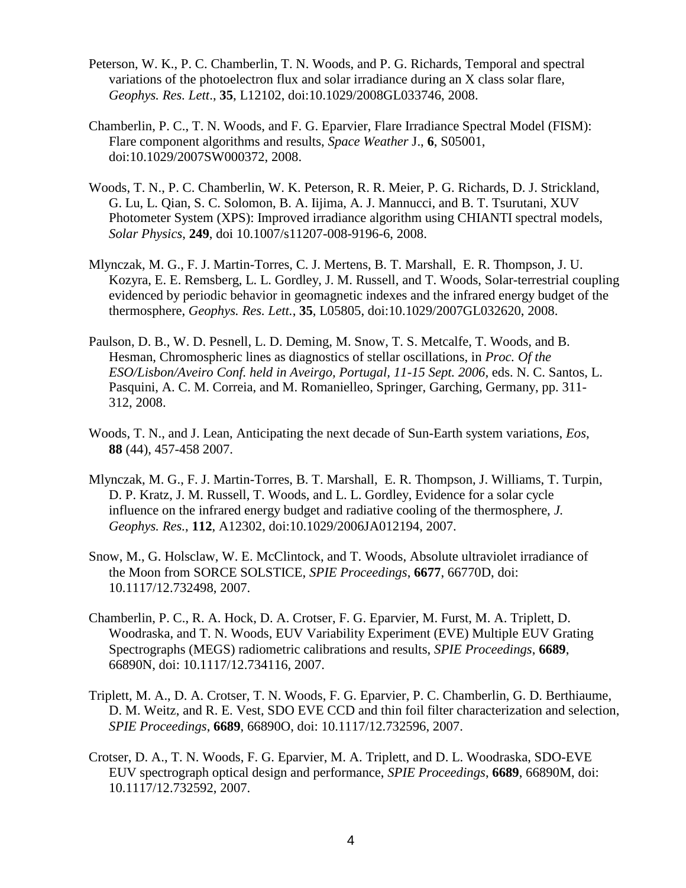Peterson, W. K., P. C. Chamberlin, T. N. Woods, and P. G. Richards, Temporal and spectral variations of the photoelectron flux and solar irradiance during an X class solar flare, *Geophys. Res. Lett*., **35**, L12102, doi:10.1029/2008GL033746, 2008.

Chamberlin, P. C., T. N. Woods, and F. G. Eparvier, Flare Irradiance Spectral Model (FISM): Flare component algorithms and results, *Space Weather* J., **6**, S05001, doi:10.1029/2007SW000372, 2008.

Woods, T. N., P. C. Chamberlin, W. K. Peterson, R. R. Meier, P. G. Richards, D. J. Strickland, G. Lu, L. Qian, S. C. Solomon, B. A. Iijima, A. J. Mannucci, and B. T. Tsurutani, XUV Photometer System (XPS): Improved irradiance algorithm using CHIANTI spectral models, *Solar Physics*, **249**, doi 10.1007/s11207-008-9196-6, 2008.

Mlynczak, M. G., F. J. Martin-Torres, C. J. Mertens, B. T. Marshall, E. R. Thompson, J. U. Kozyra, E. E. Remsberg, L. L. Gordley, J. M. Russell, and T. Woods, Solar-terrestrial coupling evidenced by periodic behavior in geomagnetic indexes and the infrared energy budget of the thermosphere, *Geophys. Res. Lett.*, **35**, L05805, doi:10.1029/2007GL032620, 2008.

Paulson, D. B., W. D. Pesnell, L. D. Deming, M. Snow, T. S. Metcalfe, T. Woods, and B. Hesman, Chromospheric lines as diagnostics of stellar oscillations, in *Proc. Of the ESO/Lisbon/Aveiro Conf. held in Aveirgo, Portugal, 11-15 Sept. 2006*, eds. N. C. Santos, L. Pasquini, A. C. M. Correia, and M. Romanielleo, Springer, Garching, Germany, pp. 311-312, 2008.

Woods, T. N., and J. Lean, Anticipating the next decade of Sun-Earth system variations, *Eos*, **88** (44), 457-458 2007.

Mlynczak, M. G., F. J. Martin-Torres, B. T. Marshall, E. R. Thompson, J. Williams, T. Turpin, D. P. Kratz, J. M. Russell, T. Woods, and L. L. Gordley, Evidence for a solar cycle influence on the infrared energy budget and radiative cooling of the thermosphere, *J. Geophys. Res.*, **112**, A12302, doi:10.1029/2006JA012194, 2007.

Snow, M., G. Holsclaw, W. E. McClintock, and T. Woods, Absolute ultraviolet irradiance of the Moon from SORCE SOLSTICE, *SPIE Proceedings*, **6677**, 66770D, doi: 10.1117/12.732498, 2007.

Chamberlin, P. C., R. A. Hock, D. A. Crotser, F. G. Eparvier, M. Furst, M. A. Triplett, D. Woodraska, and T. N. Woods, EUV Variability Experiment (EVE) Multiple EUV Grating Spectrographs (MEGS) radiometric calibrations and results, *SPIE Proceedings*, **6689**, 66890N, doi: 10.1117/12.734116, 2007.

Triplett, M. A., D. A. Crotser, T. N. Woods, F. G. Eparvier, P. C. Chamberlin, G. D. Berthiaume, D. M. Weitz, and R. E. Vest, SDO EVE CCD and thin foil filter characterization and selection, *SPIE Proceedings*, **6689**, 66890O, doi: 10.1117/12.732596, 2007.

Crotser, D. A., T. N. Woods, F. G. Eparvier, M. A. Triplett, and D. L. Woodraska, SDO-EVE EUV spectrograph optical design and performance, *SPIE Proceedings*, **6689**, 66890M, doi: 10.1117/12.732592, 2007.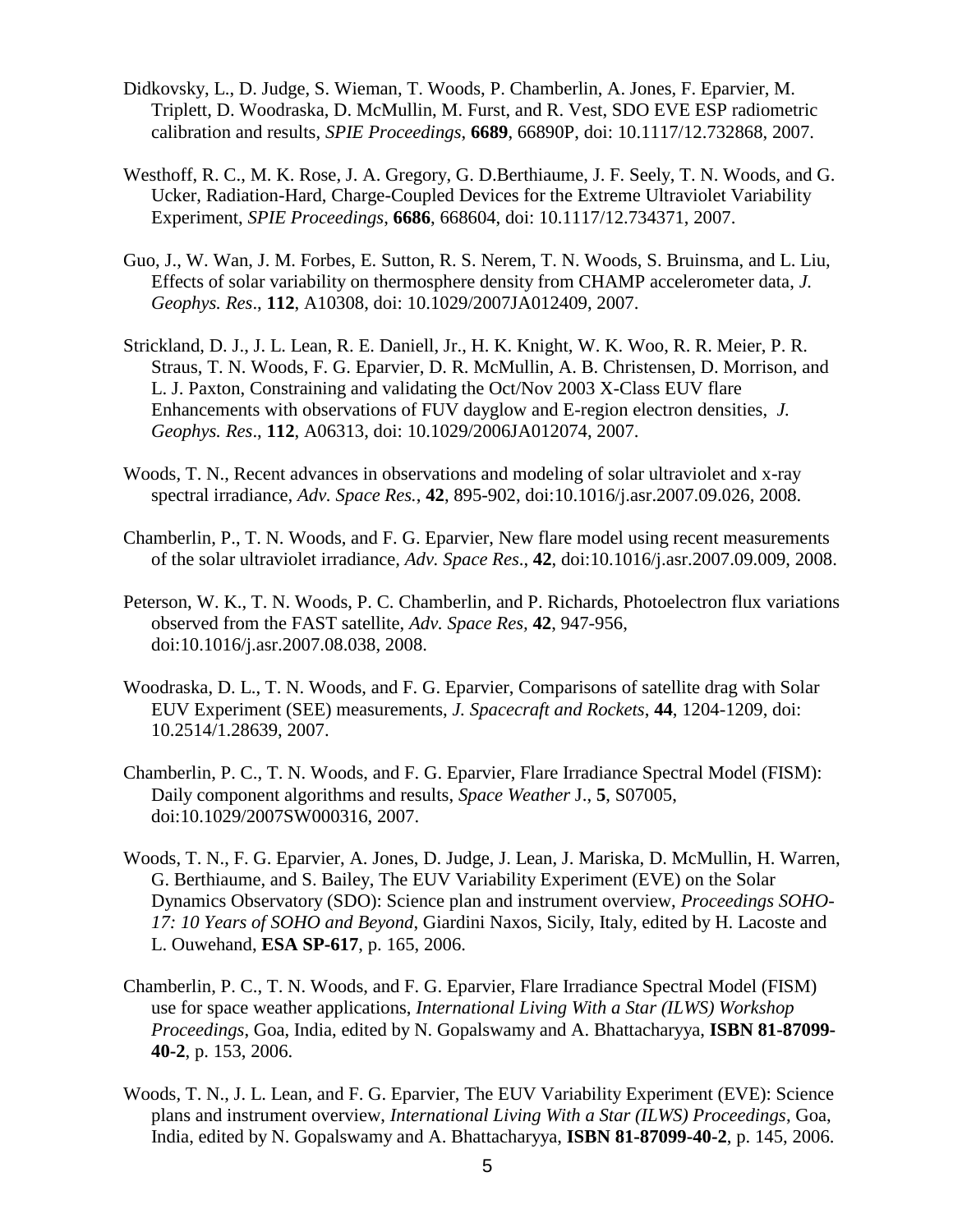Didkovsky, L., D. Judge, S. Wieman, T. Woods, P. Chamberlin, A. Jones, F. Eparvier, M. Triplett, D. Woodraska, D. McMullin, M. Furst, and R. Vest, SDO EVE ESP radiometric calibration and results, *SPIE Proceedings*, **6689**, 66890P, doi: 10.1117/12.732868, 2007.

Westhoff, R. C., M. K. Rose, J. A. Gregory, G. D.Berthiaume, J. F. Seely, T. N. Woods, and G. Ucker, Radiation-Hard, Charge-Coupled Devices for the Extreme Ultraviolet Variability Experiment, *SPIE Proceedings*, **6686**, 668604, doi: 10.1117/12.734371, 2007.

Guo, J., W. Wan, J. M. Forbes, E. Sutton, R. S. Nerem, T. N. Woods, S. Bruinsma, and L. Liu, Effects of solar variability on thermosphere density from CHAMP accelerometer data, *J. Geophys. Res*., **112**, A10308, doi: 10.1029/2007JA012409, 2007.

Strickland, D. J., J. L. Lean, R. E. Daniell, Jr., H. K. Knight, W. K. Woo, R. R. Meier, P. R. Straus, T. N. Woods, F. G. Eparvier, D. R. McMullin, A. B. Christensen, D. Morrison, and L. J. Paxton, Constraining and validating the Oct/Nov 2003 X-Class EUV flare Enhancements with observations of FUV dayglow and E-region electron densities, *J. Geophys. Res*., **112**, A06313, doi: 10.1029/2006JA012074, 2007.

Woods, T. N., Recent advances in observations and modeling of solar ultraviolet and x-ray spectral irradiance, *Adv. Space Res.*, **42**, 895-902, doi:10.1016/j.asr.2007.09.026, 2008.

Chamberlin, P., T. N. Woods, and F. G. Eparvier, New flare model using recent measurements of the solar ultraviolet irradiance, *Adv. Space Res*., **42**, doi:10.1016/j.asr.2007.09.009, 2008.

Peterson, W. K., T. N. Woods, P. C. Chamberlin, and P. Richards, Photoelectron flux variations observed from the FAST satellite, *Adv. Space Res*, **42**, 947-956, doi:10.1016/j.asr.2007.08.038, 2008.

Woodraska, D. L., T. N. Woods, and F. G. Eparvier, Comparisons of satellite drag with Solar EUV Experiment (SEE) measurements, *J. Spacecraft and Rockets*, **44**, 1204-1209, doi: 10.2514/1.28639, 2007.

Chamberlin, P. C., T. N. Woods, and F. G. Eparvier, Flare Irradiance Spectral Model (FISM): Daily component algorithms and results, *Space Weather* J., **5**, S07005, doi:10.1029/2007SW000316, 2007.

Woods, T. N., F. G. Eparvier, A. Jones, D. Judge, J. Lean, J. Mariska, D. McMullin, H. Warren, G. Berthiaume, and S. Bailey, The EUV Variability Experiment (EVE) on the Solar Dynamics Observatory (SDO): Science plan and instrument overview, *Proceedings SOHO-17: 10 Years of SOHO and Beyond*, Giardini Naxos, Sicily, Italy, edited by H. Lacoste and L. Ouwehand, **ESA SP-617**, p. 165, 2006.

Chamberlin, P. C., T. N. Woods, and F. G. Eparvier, Flare Irradiance Spectral Model (FISM) use for space weather applications, *International Living With a Star (ILWS) Workshop Proceedings*, Goa, India, edited by N. Gopalswamy and A. Bhattacharyya, **ISBN 81-87099-40-2**, p. 153, 2006.

Woods, T. N., J. L. Lean, and F. G. Eparvier, The EUV Variability Experiment (EVE): Science plans and instrument overview, *International Living With a Star (ILWS) Proceedings*, Goa, India, edited by N. Gopalswamy and A. Bhattacharyya, **ISBN 81-87099-40-2**, p. 145, 2006.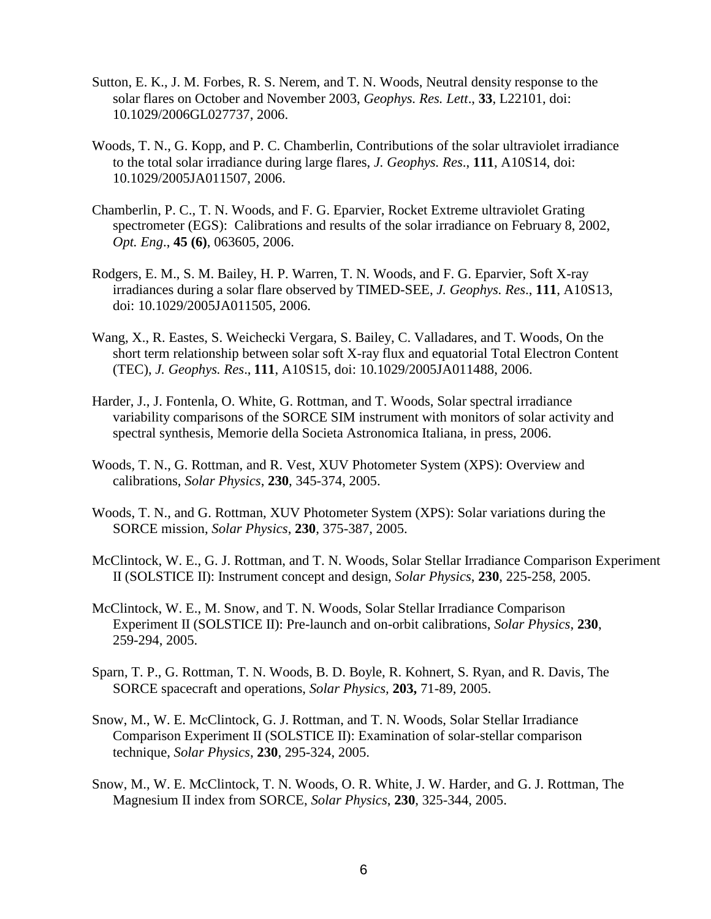Sutton, E. K., J. M. Forbes, R. S. Nerem, and T. N. Woods, Neutral density response to the solar flares on October and November 2003, *Geophys. Res. Lett*., **33**, L22101, doi: 10.1029/2006GL027737, 2006.

Woods, T. N., G. Kopp, and P. C. Chamberlin, Contributions of the solar ultraviolet irradiance to the total solar irradiance during large flares, *J. Geophys. Res*., **111**, A10S14, doi: 10.1029/2005JA011507, 2006.

Chamberlin, P. C., T. N. Woods, and F. G. Eparvier, Rocket Extreme ultraviolet Grating spectrometer (EGS): Calibrations and results of the solar irradiance on February 8, 2002, *Opt. Eng*., **45 (6)**, 063605, 2006.

Rodgers, E. M., S. M. Bailey, H. P. Warren, T. N. Woods, and F. G. Eparvier, Soft X-ray irradiances during a solar flare observed by TIMED-SEE, *J. Geophys. Res*., **111**, A10S13, doi: 10.1029/2005JA011505, 2006.

Wang, X., R. Eastes, S. Weichecki Vergara, S. Bailey, C. Valladares, and T. Woods, On the short term relationship between solar soft X-ray flux and equatorial Total Electron Content (TEC), *J. Geophys. Res*., **111**, A10S15, doi: 10.1029/2005JA011488, 2006.

Harder, J., J. Fontenla, O. White, G. Rottman, and T. Woods, Solar spectral irradiance variability comparisons of the SORCE SIM instrument with monitors of solar activity and spectral synthesis, Memorie della Societa Astronomica Italiana, in press, 2006.

Woods, T. N., G. Rottman, and R. Vest, XUV Photometer System (XPS): Overview and calibrations, *Solar Physics*, **230**, 345-374, 2005.

Woods, T. N., and G. Rottman, XUV Photometer System (XPS): Solar variations during the SORCE mission, *Solar Physics*, **230**, 375-387, 2005.

McClintock, W. E., G. J. Rottman, and T. N. Woods, Solar Stellar Irradiance Comparison Experiment II (SOLSTICE II): Instrument concept and design, *Solar Physics*, **230**, 225-258, 2005.

McClintock, W. E., M. Snow, and T. N. Woods, Solar Stellar Irradiance Comparison Experiment II (SOLSTICE II): Pre-launch and on-orbit calibrations, *Solar Physics*, **230**, 259-294, 2005.

Sparn, T. P., G. Rottman, T. N. Woods, B. D. Boyle, R. Kohnert, S. Ryan, and R. Davis, The SORCE spacecraft and operations, *Solar Physics*, **203,** 71-89, 2005.

Snow, M., W. E. McClintock, G. J. Rottman, and T. N. Woods, Solar Stellar Irradiance Comparison Experiment II (SOLSTICE II): Examination of solar-stellar comparison technique, *Solar Physics*, **230**, 295-324, 2005.

Snow, M., W. E. McClintock, T. N. Woods, O. R. White, J. W. Harder, and G. J. Rottman, The Magnesium II index from SORCE, *Solar Physics*, **230**, 325-344, 2005.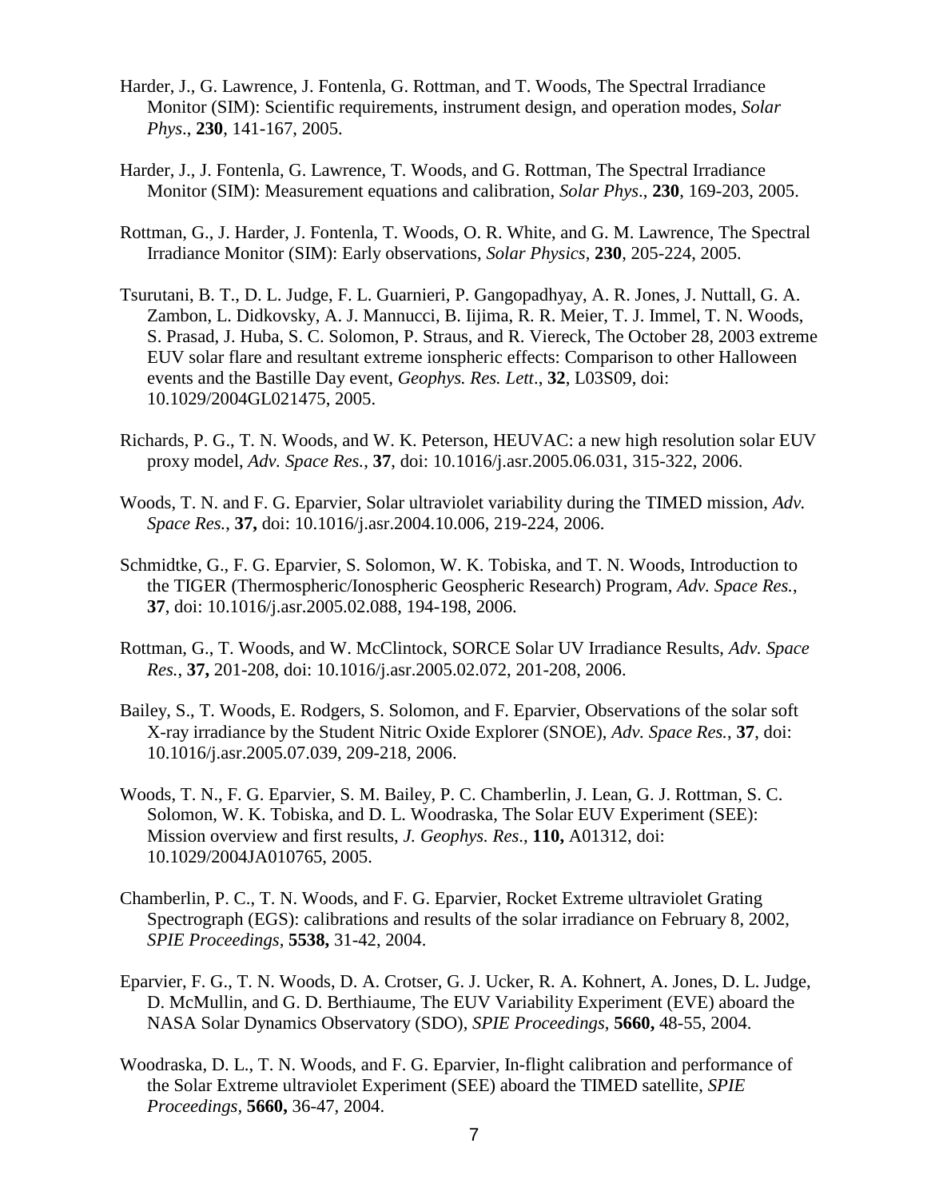Harder, J., G. Lawrence, J. Fontenla, G. Rottman, and T. Woods, The Spectral Irradiance Monitor (SIM): Scientific requirements, instrument design, and operation modes, *Solar Phys*., **230**, 141-167, 2005.

Harder, J., J. Fontenla, G. Lawrence, T. Woods, and G. Rottman, The Spectral Irradiance Monitor (SIM): Measurement equations and calibration, *Solar Phys*., **230**, 169-203, 2005.

Rottman, G., J. Harder, J. Fontenla, T. Woods, O. R. White, and G. M. Lawrence, The Spectral Irradiance Monitor (SIM): Early observations, *Solar Physics*, **230**, 205-224, 2005.

Tsurutani, B. T., D. L. Judge, F. L. Guarnieri, P. Gangopadhyay, A. R. Jones, J. Nuttall, G. A. Zambon, L. Didkovsky, A. J. Mannucci, B. Iijima, R. R. Meier, T. J. Immel, T. N. Woods, S. Prasad, J. Huba, S. C. Solomon, P. Straus, and R. Viereck, The October 28, 2003 extreme EUV solar flare and resultant extreme ionspheric effects: Comparison to other Halloween events and the Bastille Day event, *Geophys. Res. Lett*., **32**, L03S09, doi: 10.1029/2004GL021475, 2005.

Richards, P. G., T. N. Woods, and W. K. Peterson, HEUVAC: a new high resolution solar EUV proxy model, *Adv. Space Res.*, **37**, doi: 10.1016/j.asr.2005.06.031, 315-322, 2006.

Woods, T. N. and F. G. Eparvier, Solar ultraviolet variability during the TIMED mission, *Adv. Space Res.*, **37,** doi: 10.1016/j.asr.2004.10.006, 219-224, 2006.

Schmidtke, G., F. G. Eparvier, S. Solomon, W. K. Tobiska, and T. N. Woods, Introduction to the TIGER (Thermospheric/Ionospheric Geospheric Research) Program, *Adv. Space Res.*, **37**, doi: 10.1016/j.asr.2005.02.088, 194-198, 2006.

Rottman, G., T. Woods, and W. McClintock, SORCE Solar UV Irradiance Results, *Adv. Space Res.*, **37,** 201-208, doi: 10.1016/j.asr.2005.02.072, 201-208, 2006.

Bailey, S., T. Woods, E. Rodgers, S. Solomon, and F. Eparvier, Observations of the solar soft X-ray irradiance by the Student Nitric Oxide Explorer (SNOE), *Adv. Space Res.*, **37**, doi: 10.1016/j.asr.2005.07.039, 209-218, 2006.

Woods, T. N., F. G. Eparvier, S. M. Bailey, P. C. Chamberlin, J. Lean, G. J. Rottman, S. C. Solomon, W. K. Tobiska, and D. L. Woodraska, The Solar EUV Experiment (SEE): Mission overview and first results, *J. Geophys. Res*., **110,** A01312, doi: 10.1029/2004JA010765, 2005.

Chamberlin, P. C., T. N. Woods, and F. G. Eparvier, Rocket Extreme ultraviolet Grating Spectrograph (EGS): calibrations and results of the solar irradiance on February 8, 2002, *SPIE Proceedings*, **5538,** 31-42, 2004.

Eparvier, F. G., T. N. Woods, D. A. Crotser, G. J. Ucker, R. A. Kohnert, A. Jones, D. L. Judge, D. McMullin, and G. D. Berthiaume, The EUV Variability Experiment (EVE) aboard the NASA Solar Dynamics Observatory (SDO), *SPIE Proceedings*, **5660,** 48-55, 2004.

Woodraska, D. L., T. N. Woods, and F. G. Eparvier, In-flight calibration and performance of the Solar Extreme ultraviolet Experiment (SEE) aboard the TIMED satellite, *SPIE Proceedings*, **5660,** 36-47, 2004.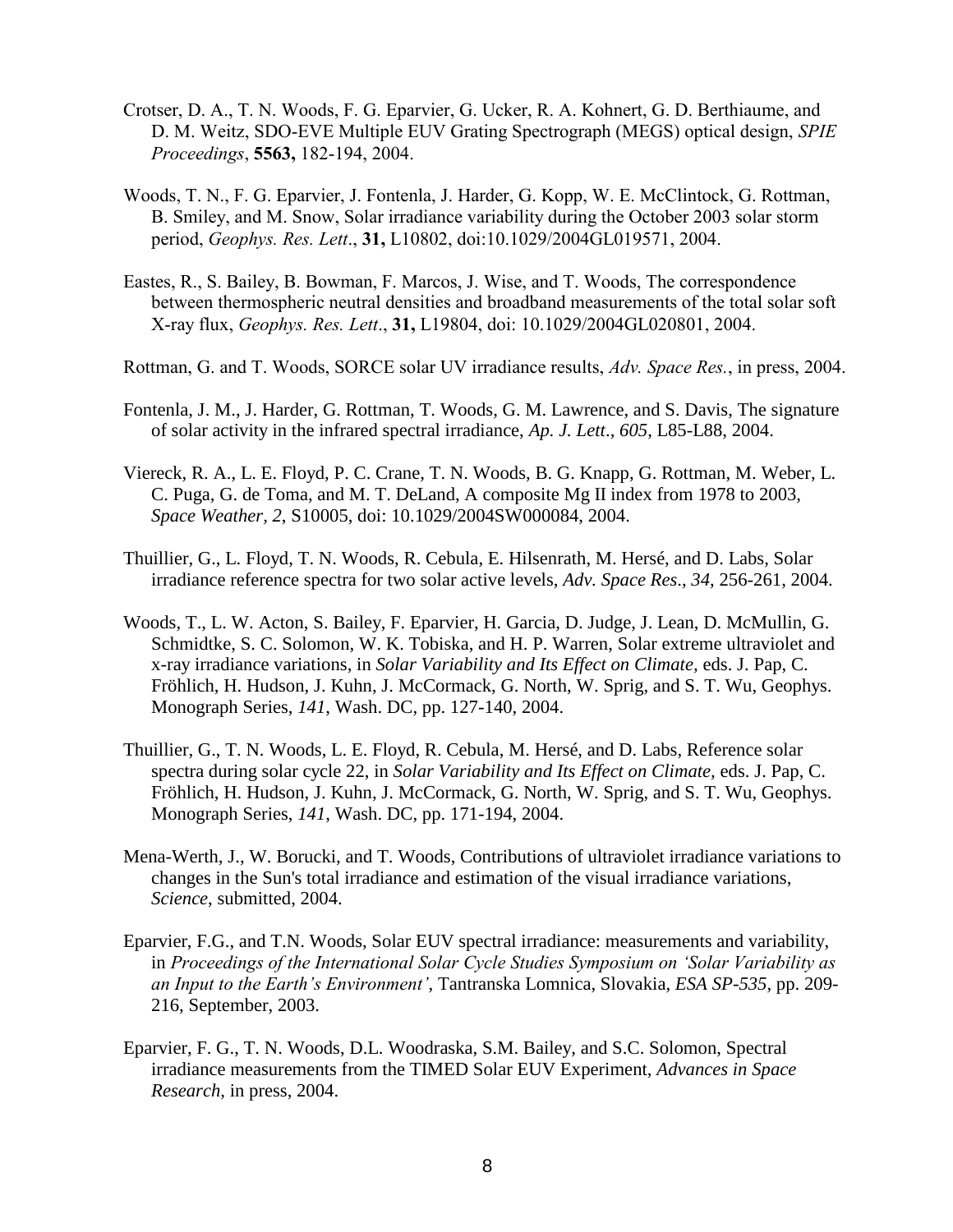Crotser, D. A., T. N. Woods, F. G. Eparvier, G. Ucker, R. A. Kohnert, G. D. Berthiaume, and D. M. Weitz, SDO-EVE Multiple EUV Grating Spectrograph (MEGS) optical design, *SPIE Proceedings*, **5563,** 182-194, 2004.

Woods, T. N., F. G. Eparvier, J. Fontenla, J. Harder, G. Kopp, W. E. McClintock, G. Rottman, B. Smiley, and M. Snow, Solar irradiance variability during the October 2003 solar storm period, *Geophys. Res. Lett*., **31,** L10802, doi:10.1029/2004GL019571, 2004.

Eastes, R., S. Bailey, B. Bowman, F. Marcos, J. Wise, and T. Woods, The correspondence between thermospheric neutral densities and broadband measurements of the total solar soft X-ray flux, *Geophys. Res. Lett*., **31,** L19804, doi: 10.1029/2004GL020801, 2004.

Rottman, G. and T. Woods, SORCE solar UV irradiance results, *Adv. Space Res.*, in press, 2004.

Fontenla, J. M., J. Harder, G. Rottman, T. Woods, G. M. Lawrence, and S. Davis, The signature of solar activity in the infrared spectral irradiance, *Ap. J. Lett*., *605*, L85-L88, 2004.

Viereck, R. A., L. E. Floyd, P. C. Crane, T. N. Woods, B. G. Knapp, G. Rottman, M. Weber, L. C. Puga, G. de Toma, and M. T. DeLand, A composite Mg II index from 1978 to 2003, *Space Weather, 2*, S10005, doi: 10.1029/2004SW000084, 2004.

Thuillier, G., L. Floyd, T. N. Woods, R. Cebula, E. Hilsenrath, M. Hersé, and D. Labs, Solar irradiance reference spectra for two solar active levels, *Adv. Space Res*., *34*, 256-261, 2004.

Woods, T., L. W. Acton, S. Bailey, F. Eparvier, H. Garcia, D. Judge, J. Lean, D. McMullin, G. Schmidtke, S. C. Solomon, W. K. Tobiska, and H. P. Warren, Solar extreme ultraviolet and x-ray irradiance variations, in *Solar Variability and Its Effect on Climate,* eds. J. Pap, C. Fröhlich, H. Hudson, J. Kuhn, J. McCormack, G. North, W. Sprig, and S. T. Wu, Geophys. Monograph Series, *141*, Wash. DC, pp. 127-140, 2004.

Thuillier, G., T. N. Woods, L. E. Floyd, R. Cebula, M. Hersé, and D. Labs, Reference solar spectra during solar cycle 22, in *Solar Variability and Its Effect on Climate,* eds. J. Pap, C. Fröhlich, H. Hudson, J. Kuhn, J. McCormack, G. North, W. Sprig, and S. T. Wu, Geophys. Monograph Series, *141*, Wash. DC, pp. 171-194, 2004.

Mena-Werth, J., W. Borucki, and T. Woods, Contributions of ultraviolet irradiance variations to changes in the Sun's total irradiance and estimation of the visual irradiance variations, *Science*, submitted, 2004.

Eparvier, F.G., and T.N. Woods, Solar EUV spectral irradiance: measurements and variability, in *Proceedings of the International Solar Cycle Studies Symposium on 'Solar Variability as an Input to the Earth's Environment'*, Tantranska Lomnica, Slovakia, *ESA SP-535*, pp. 209-216, September, 2003.

Eparvier, F. G., T. N. Woods, D.L. Woodraska, S.M. Bailey, and S.C. Solomon, Spectral irradiance measurements from the TIMED Solar EUV Experiment, *Advances in Space Research*, in press, 2004.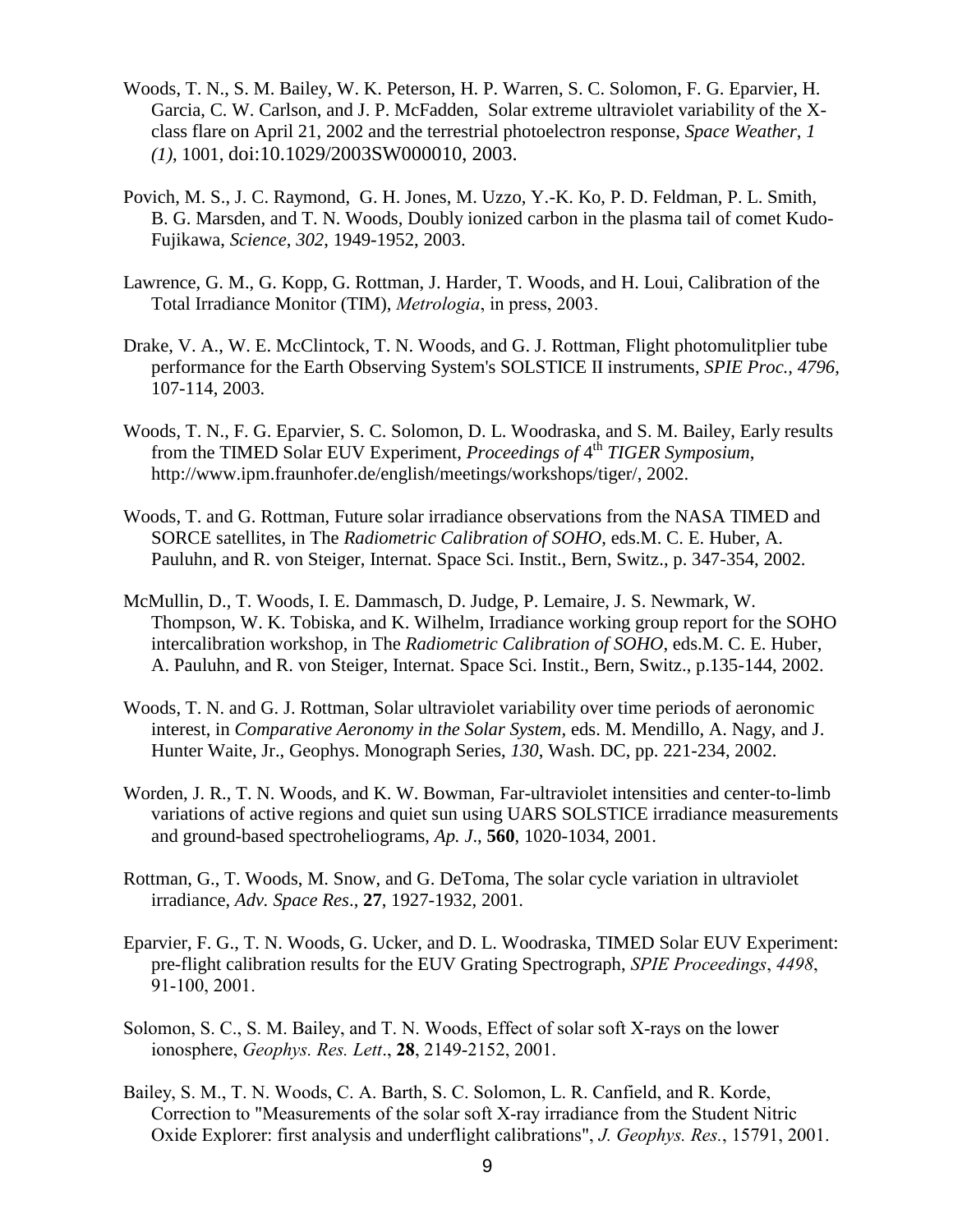Woods, T. N., S. M. Bailey, W. K. Peterson, H. P. Warren, S. C. Solomon, F. G. Eparvier, H. Garcia, C. W. Carlson, and J. P. McFadden, Solar extreme ultraviolet variability of the X-class flare on April 21, 2002 and the terrestrial photoelectron response, *Space Weather, 1 (1)*, 1001, doi:10.1029/2003SW000010, 2003.

Povich, M. S., J. C. Raymond, G. H. Jones, M. Uzzo, Y.-K. Ko, P. D. Feldman, P. L. Smith, B. G. Marsden, and T. N. Woods, Doubly ionized carbon in the plasma tail of comet Kudo-Fujikawa, *Science*, *302*, 1949-1952, 2003.

Lawrence, G. M., G. Kopp, G. Rottman, J. Harder, T. Woods, and H. Loui, Calibration of the Total Irradiance Monitor (TIM), *Metrologia*, in press, 2003.

Drake, V. A., W. E. McClintock, T. N. Woods, and G. J. Rottman, Flight photomulitplier tube performance for the Earth Observing System's SOLSTICE II instruments, *SPIE Proc.*, *4796*, 107-114, 2003.

Woods, T. N., F. G. Eparvier, S. C. Solomon, D. L. Woodraska, and S. M. Bailey, Early results from the TIMED Solar EUV Experiment, *Proceedings of* 4th *TIGER Symposium*, http://www.ipm.fraunhofer.de/english/meetings/workshops/tiger/, 2002.

Woods, T. and G. Rottman, Future solar irradiance observations from the NASA TIMED and SORCE satellites, in The *Radiometric Calibration of SOHO*, eds.M. C. E. Huber, A. Pauluhn, and R. von Steiger, Internat. Space Sci. Instit., Bern, Switz., p. 347-354, 2002.

McMullin, D., T. Woods, I. E. Dammasch, D. Judge, P. Lemaire, J. S. Newmark, W. Thompson, W. K. Tobiska, and K. Wilhelm, Irradiance working group report for the SOHO intercalibration workshop, in The *Radiometric Calibration of SOHO*, eds.M. C. E. Huber, A. Pauluhn, and R. von Steiger, Internat. Space Sci. Instit., Bern, Switz., p.135-144, 2002.

Woods, T. N. and G. J. Rottman, Solar ultraviolet variability over time periods of aeronomic interest, in *Comparative Aeronomy in the Solar System*, eds. M. Mendillo, A. Nagy, and J. Hunter Waite, Jr., Geophys. Monograph Series, *130*, Wash. DC, pp. 221-234, 2002.

Worden, J. R., T. N. Woods, and K. W. Bowman, Far-ultraviolet intensities and center-to-limb variations of active regions and quiet sun using UARS SOLSTICE irradiance measurements and ground-based spectroheliograms, *Ap. J.*, **560**, 1020-1034, 2001.

Rottman, G., T. Woods, M. Snow, and G. DeToma, The solar cycle variation in ultraviolet irradiance, *Adv. Space Res*., **27**, 1927-1932, 2001.

Eparvier, F. G., T. N. Woods, G. Ucker, and D. L. Woodraska, TIMED Solar EUV Experiment: pre-flight calibration results for the EUV Grating Spectrograph, *SPIE Proceedings*, *4498*, 91-100, 2001.

Solomon, S. C., S. M. Bailey, and T. N. Woods, Effect of solar soft X-rays on the lower ionosphere, *Geophys. Res. Lett*., **28**, 2149-2152, 2001.

Bailey, S. M., T. N. Woods, C. A. Barth, S. C. Solomon, L. R. Canfield, and R. Korde, Correction to "Measurements of the solar soft X-ray irradiance from the Student Nitric Oxide Explorer: first analysis and underflight calibrations", *J. Geophys. Res.*, 15791, 2001.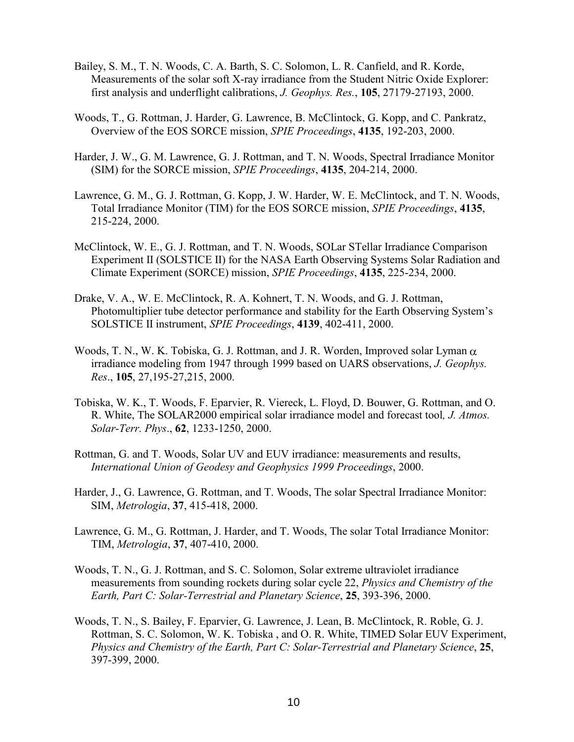Bailey, S. M., T. N. Woods, C. A. Barth, S. C. Solomon, L. R. Canfield, and R. Korde, Measurements of the solar soft X-ray irradiance from the Student Nitric Oxide Explorer: first analysis and underflight calibrations, *J. Geophys. Res.*, **105**, 27179-27193, 2000.

Woods, T., G. Rottman, J. Harder, G. Lawrence, B. McClintock, G. Kopp, and C. Pankratz, Overview of the EOS SORCE mission, *SPIE Proceedings*, **4135**, 192-203, 2000.

Harder, J. W., G. M. Lawrence, G. J. Rottman, and T. N. Woods, Spectral Irradiance Monitor (SIM) for the SORCE mission, *SPIE Proceedings*, **4135**, 204-214, 2000.

Lawrence, G. M., G. J. Rottman, G. Kopp, J. W. Harder, W. E. McClintock, and T. N. Woods, Total Irradiance Monitor (TIM) for the EOS SORCE mission, *SPIE Proceedings*, **4135**, 215-224, 2000.

McClintock, W. E., G. J. Rottman, and T. N. Woods, SOLar STellar Irradiance Comparison Experiment II (SOLSTICE II) for the NASA Earth Observing Systems Solar Radiation and Climate Experiment (SORCE) mission, *SPIE Proceedings*, **4135**, 225-234, 2000.

Drake, V. A., W. E. McClintock, R. A. Kohnert, T. N. Woods, and G. J. Rottman, Photomultiplier tube detector performance and stability for the Earth Observing System's SOLSTICE II instrument, *SPIE Proceedings*, **4139**, 402-411, 2000.

Woods, T. N., W. K. Tobiska, G. J. Rottman, and J. R. Worden, Improved solar Lyman $\alpha$ irradiance modeling from 1947 through 1999 based on UARS observations, *J. Geophys. Res*., **105**, 27,195-27,215, 2000.

Tobiska, W. K., T. Woods, F. Eparvier, R. Viereck, L. Floyd, D. Bouwer, G. Rottman, and O. R. White, The SOLAR2000 empirical solar irradiance model and forecast tool*, J. Atmos. Solar-Terr. Phys*., **62**, 1233-1250, 2000.

Rottman, G. and T. Woods, Solar UV and EUV irradiance: measurements and results, *International Union of Geodesy and Geophysics 1999 Proceedings*, 2000.

Harder, J., G. Lawrence, G. Rottman, and T. Woods, The solar Spectral Irradiance Monitor: SIM, *Metrologia*, **37**, 415-418, 2000.

Lawrence, G. M., G. Rottman, J. Harder, and T. Woods, The solar Total Irradiance Monitor: TIM, *Metrologia*, **37**, 407-410, 2000.

Woods, T. N., G. J. Rottman, and S. C. Solomon, Solar extreme ultraviolet irradiance measurements from sounding rockets during solar cycle 22, *Physics and Chemistry of the Earth, Part C: Solar-Terrestrial and Planetary Science*, **25**, 393-396, 2000.

Woods, T. N., S. Bailey, F. Eparvier, G. Lawrence, J. Lean, B. McClintock, R. Roble, G. J. Rottman, S. C. Solomon, W. K. Tobiska , and O. R. White, TIMED Solar EUV Experiment, *Physics and Chemistry of the Earth, Part C: Solar-Terrestrial and Planetary Science*, **25**, 397-399, 2000.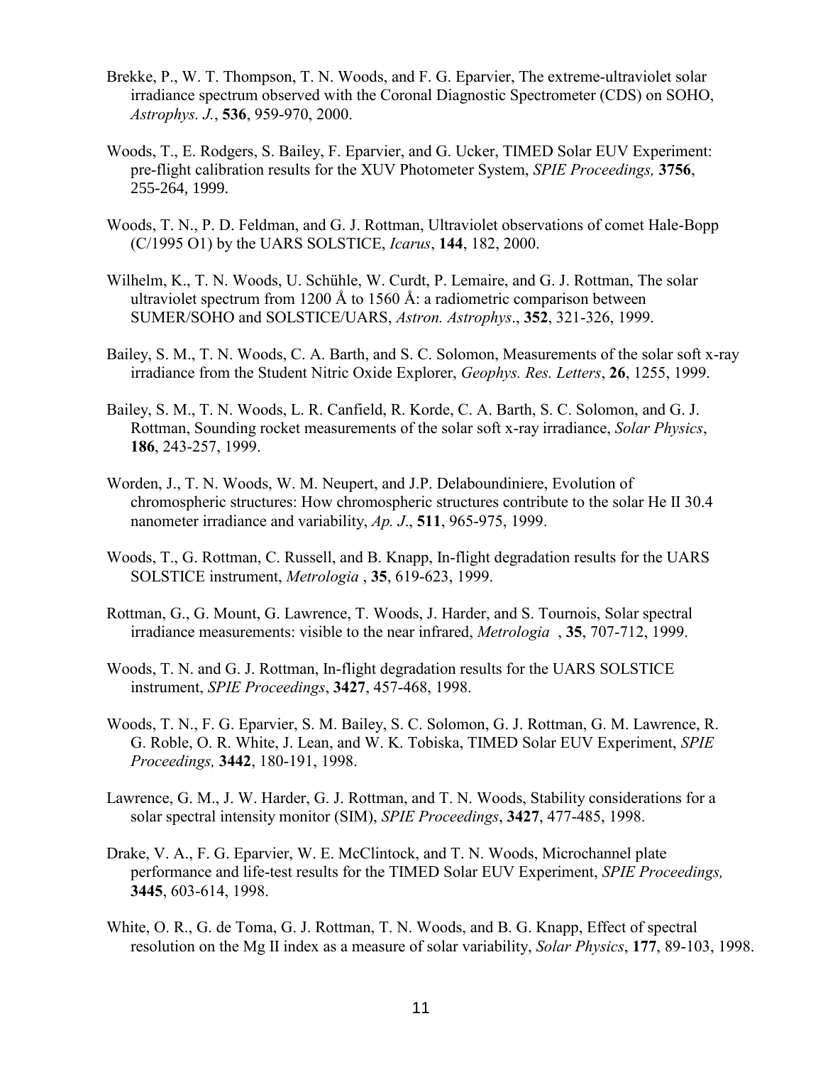Brekke, P., W. T. Thompson, T. N. Woods, and F. G. Eparvier, The extreme-ultraviolet solar irradiance spectrum observed with the Coronal Diagnostic Spectrometer (CDS) on SOHO, *Astrophys. J.*, **536**, 959-970, 2000.

Woods, T., E. Rodgers, S. Bailey, F. Eparvier, and G. Ucker, TIMED Solar EUV Experiment: pre-flight calibration results for the XUV Photometer System, *SPIE Proceedings,* **3756**, 255-264, 1999.

Woods, T. N., P. D. Feldman, and G. J. Rottman, Ultraviolet observations of comet Hale-Bopp (C/1995 O1) by the UARS SOLSTICE, *Icarus*, **144**, 182, 2000.

Wilhelm, K., T. N. Woods, U. Schühle, W. Curdt, P. Lemaire, and G. J. Rottman, The solar ultraviolet spectrum from 1200 Å to 1560 Å: a radiometric comparison between SUMER/SOHO and SOLSTICE/UARS, *Astron. Astrophys*., **352**, 321-326, 1999.

Bailey, S. M., T. N. Woods, C. A. Barth, and S. C. Solomon, Measurements of the solar soft x-ray irradiance from the Student Nitric Oxide Explorer, *Geophys. Res. Letters*, **26**, 1255, 1999.

Bailey, S. M., T. N. Woods, L. R. Canfield, R. Korde, C. A. Barth, S. C. Solomon, and G. J. Rottman, Sounding rocket measurements of the solar soft x-ray irradiance, *Solar Physics*, **186**, 243-257, 1999.

Worden, J., T. N. Woods, W. M. Neupert, and J.P. Delaboundiniere, Evolution of chromospheric structures: How chromospheric structures contribute to the solar He II 30.4 nanometer irradiance and variability, *Ap. J*., **511**, 965-975, 1999.

Woods, T., G. Rottman, C. Russell, and B. Knapp, In-flight degradation results for the UARS SOLSTICE instrument, *Metrologia* , **35**, 619-623, 1999.

Rottman, G., G. Mount, G. Lawrence, T. Woods, J. Harder, and S. Tournois, Solar spectral irradiance measurements: visible to the near infrared, *Metrologia* , **35**, 707-712, 1999.

Woods, T. N. and G. J. Rottman, In-flight degradation results for the UARS SOLSTICE instrument, *SPIE Proceedings*, **3427**, 457-468, 1998.

Woods, T. N., F. G. Eparvier, S. M. Bailey, S. C. Solomon, G. J. Rottman, G. M. Lawrence, R. G. Roble, O. R. White, J. Lean, and W. K. Tobiska, TIMED Solar EUV Experiment, *SPIE Proceedings,* **3442**, 180-191, 1998.

Lawrence, G. M., J. W. Harder, G. J. Rottman, and T. N. Woods, Stability considerations for a solar spectral intensity monitor (SIM), *SPIE Proceedings*, **3427**, 477-485, 1998.

Drake, V. A., F. G. Eparvier, W. E. McClintock, and T. N. Woods, Microchannel plate performance and life-test results for the TIMED Solar EUV Experiment, *SPIE Proceedings,* **3445**, 603-614, 1998.

White, O. R., G. de Toma, G. J. Rottman, T. N. Woods, and B. G. Knapp, Effect of spectral resolution on the Mg II index as a measure of solar variability, *Solar Physics*, **177**, 89-103, 1998.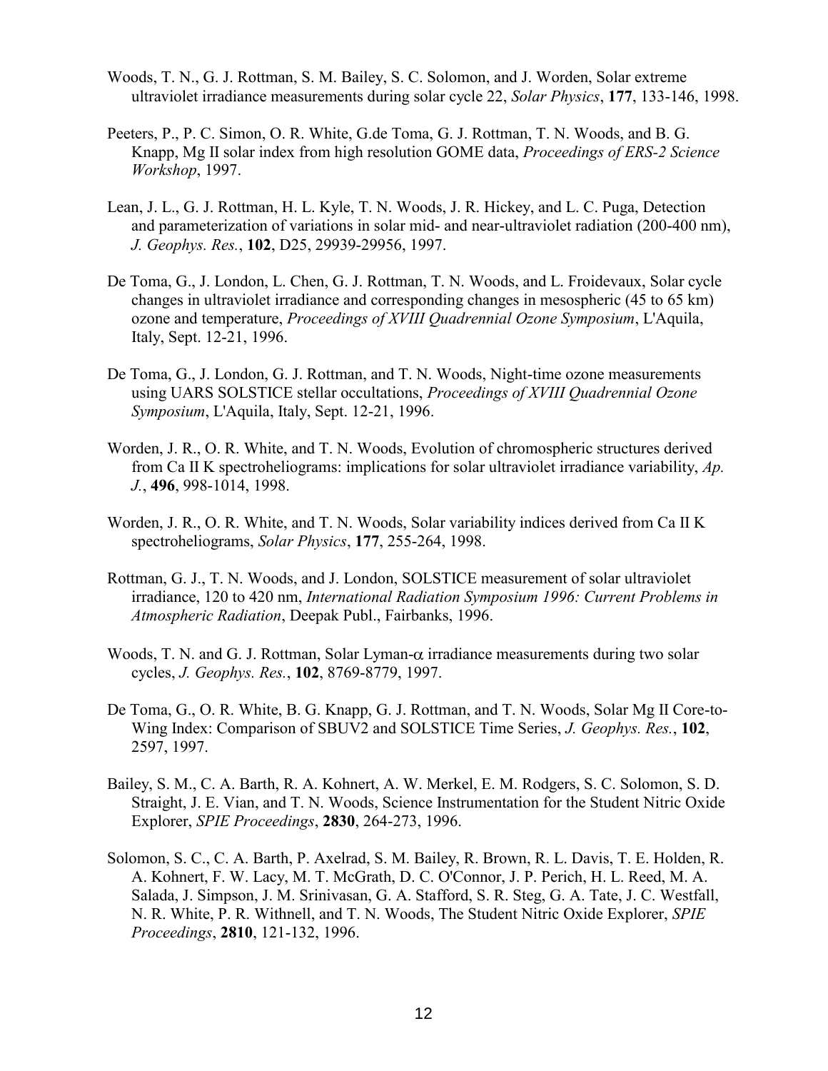Woods, T. N., G. J. Rottman, S. M. Bailey, S. C. Solomon, and J. Worden, Solar extreme ultraviolet irradiance measurements during solar cycle 22, *Solar Physics*, **177**, 133-146, 1998.

Peeters, P., P. C. Simon, O. R. White, G.de Toma, G. J. Rottman, T. N. Woods, and B. G. Knapp, Mg II solar index from high resolution GOME data, *Proceedings of ERS-2 Science Workshop*, 1997.

Lean, J. L., G. J. Rottman, H. L. Kyle, T. N. Woods, J. R. Hickey, and L. C. Puga, Detection and parameterization of variations in solar mid- and near-ultraviolet radiation (200-400 nm), *J. Geophys. Res.*, **102**, D25, 29939-29956, 1997.

De Toma, G., J. London, L. Chen, G. J. Rottman, T. N. Woods, and L. Froidevaux, Solar cycle changes in ultraviolet irradiance and corresponding changes in mesospheric (45 to 65 km) ozone and temperature, *Proceedings of XVIII Quadrennial Ozone Symposium*, L'Aquila, Italy, Sept. 12-21, 1996.

De Toma, G., J. London, G. J. Rottman, and T. N. Woods, Night-time ozone measurements using UARS SOLSTICE stellar occultations, *Proceedings of XVIII Quadrennial Ozone Symposium*, L'Aquila, Italy, Sept. 12-21, 1996.

Worden, J. R., O. R. White, and T. N. Woods, Evolution of chromospheric structures derived from Ca II K spectroheliograms: implications for solar ultraviolet irradiance variability, *Ap. J.*, **496**, 998-1014, 1998.

Worden, J. R., O. R. White, and T. N. Woods, Solar variability indices derived from Ca II K spectroheliograms, *Solar Physics*, **177**, 255-264, 1998.

Rottman, G. J., T. N. Woods, and J. London, SOLSTICE measurement of solar ultraviolet irradiance, 120 to 420 nm, *International Radiation Symposium 1996: Current Problems in Atmospheric Radiation*, Deepak Publ., Fairbanks, 1996.

Woods, T. N. and G. J. Rottman, Solar Lyman-$\alpha$ irradiance measurements during two solar cycles, *J. Geophys. Res.*, **102**, 8769-8779, 1997.

De Toma, G., O. R. White, B. G. Knapp, G. J. Rottman, and T. N. Woods, Solar Mg II Core-to-Wing Index: Comparison of SBUV2 and SOLSTICE Time Series, *J. Geophys. Res.*, **102**, 2597, 1997.

Bailey, S. M., C. A. Barth, R. A. Kohnert, A. W. Merkel, E. M. Rodgers, S. C. Solomon, S. D. Straight, J. E. Vian, and T. N. Woods, Science Instrumentation for the Student Nitric Oxide Explorer, *SPIE Proceedings*, **2830**, 264-273, 1996.

Solomon, S. C., C. A. Barth, P. Axelrad, S. M. Bailey, R. Brown, R. L. Davis, T. E. Holden, R. A. Kohnert, F. W. Lacy, M. T. McGrath, D. C. O'Connor, J. P. Perich, H. L. Reed, M. A. Salada, J. Simpson, J. M. Srinivasan, G. A. Stafford, S. R. Steg, G. A. Tate, J. C. Westfall, N. R. White, P. R. Withnell, and T. N. Woods, The Student Nitric Oxide Explorer, *SPIE Proceedings*, **2810**, 121-132, 1996.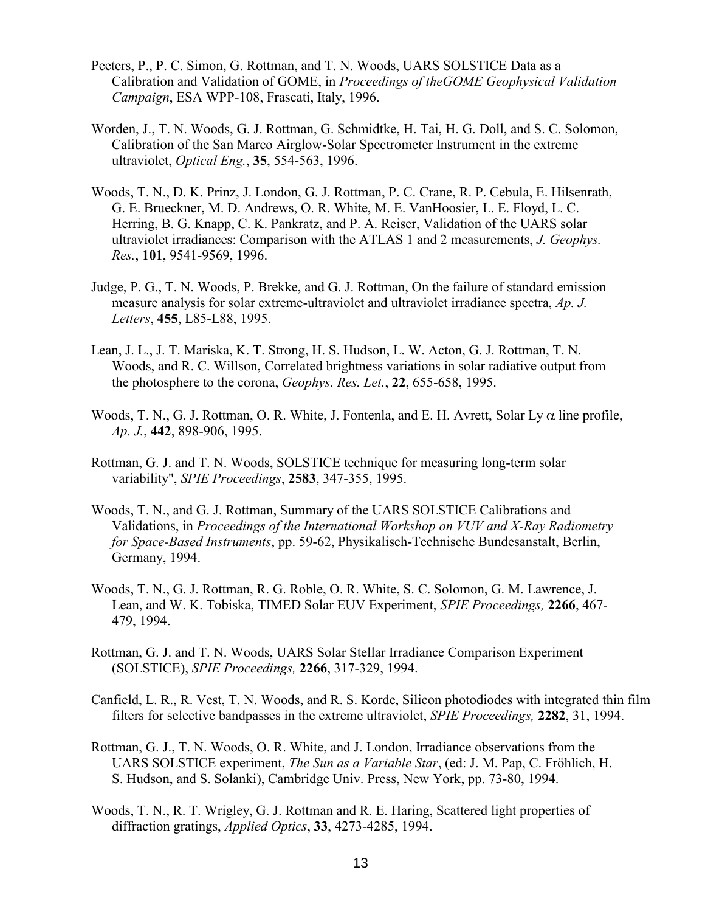Peeters, P., P. C. Simon, G. Rottman, and T. N. Woods, UARS SOLSTICE Data as a Calibration and Validation of GOME, in *Proceedings of theGOME Geophysical Validation Campaign*, ESA WPP-108, Frascati, Italy, 1996.

Worden, J., T. N. Woods, G. J. Rottman, G. Schmidtke, H. Tai, H. G. Doll, and S. C. Solomon, Calibration of the San Marco Airglow-Solar Spectrometer Instrument in the extreme ultraviolet, *Optical Eng.*, **35**, 554-563, 1996.

Woods, T. N., D. K. Prinz, J. London, G. J. Rottman, P. C. Crane, R. P. Cebula, E. Hilsenrath, G. E. Brueckner, M. D. Andrews, O. R. White, M. E. VanHoosier, L. E. Floyd, L. C. Herring, B. G. Knapp, C. K. Pankratz, and P. A. Reiser, Validation of the UARS solar ultraviolet irradiances: Comparison with the ATLAS 1 and 2 measurements, *J. Geophys. Res.*, **101**, 9541-9569, 1996.

Judge, P. G., T. N. Woods, P. Brekke, and G. J. Rottman, On the failure of standard emission measure analysis for solar extreme-ultraviolet and ultraviolet irradiance spectra, *Ap. J. Letters*, **455**, L85-L88, 1995.

Lean, J. L., J. T. Mariska, K. T. Strong, H. S. Hudson, L. W. Acton, G. J. Rottman, T. N. Woods, and R. C. Willson, Correlated brightness variations in solar radiative output from the photosphere to the corona, *Geophys. Res. Let.*, **22**, 655-658, 1995.

Woods, T. N., G. J. Rottman, O. R. White, J. Fontenla, and E. H. Avrett, Solar Ly $\alpha$ line profile, *Ap. J.*, **442**, 898-906, 1995.

Rottman, G. J. and T. N. Woods, SOLSTICE technique for measuring long-term solar variability", *SPIE Proceedings*, **2583**, 347-355, 1995.

Woods, T. N., and G. J. Rottman, Summary of the UARS SOLSTICE Calibrations and Validations, in *Proceedings of the International Workshop on VUV and X-Ray Radiometry for Space-Based Instruments*, pp. 59-62, Physikalisch-Technische Bundesanstalt, Berlin, Germany, 1994.

Woods, T. N., G. J. Rottman, R. G. Roble, O. R. White, S. C. Solomon, G. M. Lawrence, J. Lean, and W. K. Tobiska, TIMED Solar EUV Experiment, *SPIE Proceedings,* **2266**, 467-479, 1994.

Rottman, G. J. and T. N. Woods, UARS Solar Stellar Irradiance Comparison Experiment (SOLSTICE), *SPIE Proceedings,* **2266**, 317-329, 1994.

Canfield, L. R., R. Vest, T. N. Woods, and R. S. Korde, Silicon photodiodes with integrated thin film filters for selective bandpasses in the extreme ultraviolet, *SPIE Proceedings,* **2282**, 31, 1994.

Rottman, G. J., T. N. Woods, O. R. White, and J. London, Irradiance observations from the UARS SOLSTICE experiment, *The Sun as a Variable Star*, (ed: J. M. Pap, C. Fröhlich, H. S. Hudson, and S. Solanki), Cambridge Univ. Press, New York, pp. 73-80, 1994.

Woods, T. N., R. T. Wrigley, G. J. Rottman and R. E. Haring, Scattered light properties of diffraction gratings, *Applied Optics*, **33**, 4273-4285, 1994.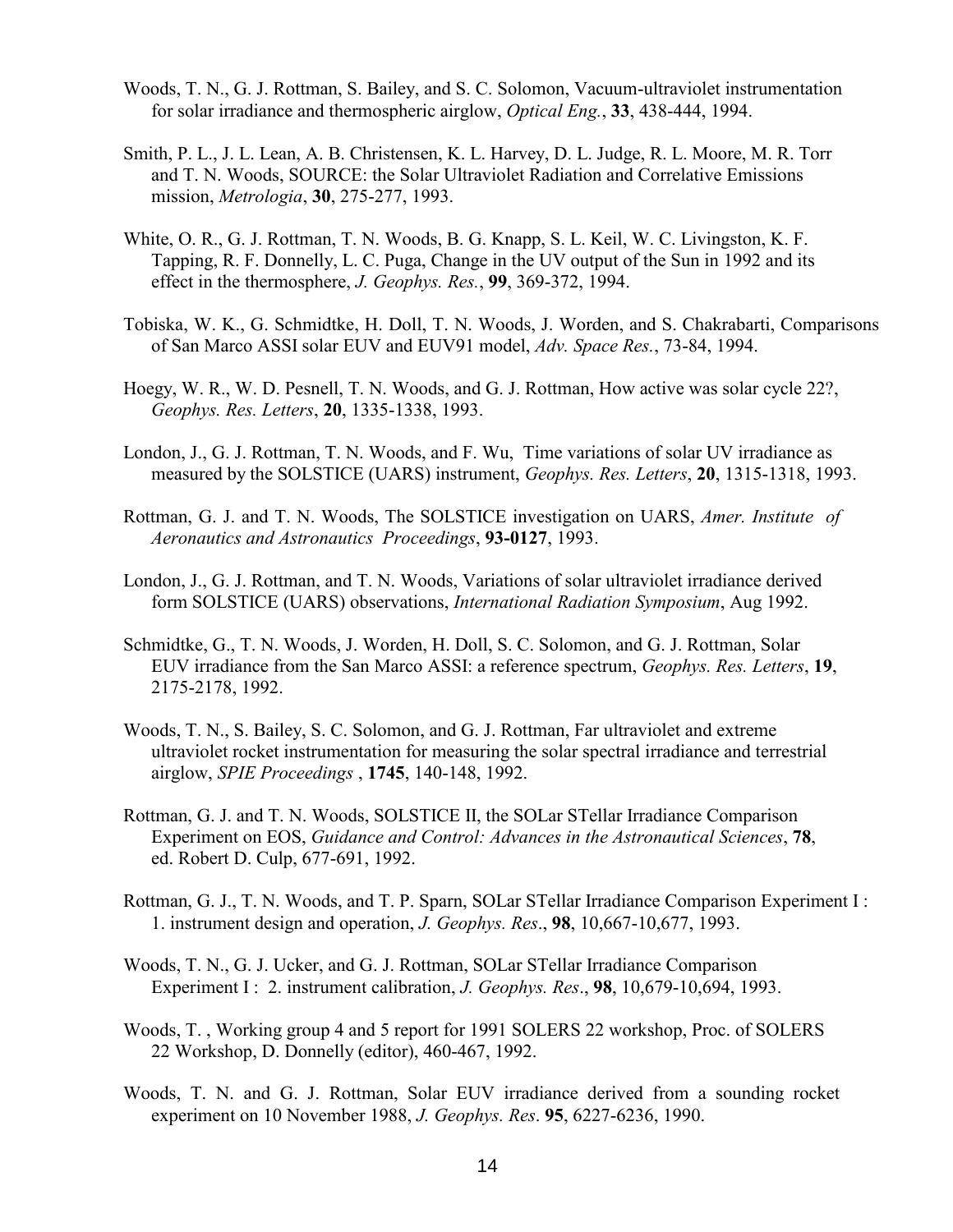Woods, T. N., G. J. Rottman, S. Bailey, and S. C. Solomon, Vacuum-ultraviolet instrumentation for solar irradiance and thermospheric airglow, *Optical Eng.*, **33**, 438-444, 1994.

Smith, P. L., J. L. Lean, A. B. Christensen, K. L. Harvey, D. L. Judge, R. L. Moore, M. R. Torr and T. N. Woods, SOURCE: the Solar Ultraviolet Radiation and Correlative Emissions mission, *Metrologia*, **30**, 275-277, 1993.

White, O. R., G. J. Rottman, T. N. Woods, B. G. Knapp, S. L. Keil, W. C. Livingston, K. F. Tapping, R. F. Donnelly, L. C. Puga, Change in the UV output of the Sun in 1992 and its effect in the thermosphere, *J. Geophys. Res.*, **99**, 369-372, 1994.

Tobiska, W. K., G. Schmidtke, H. Doll, T. N. Woods, J. Worden, and S. Chakrabarti, Comparisons of San Marco ASSI solar EUV and EUV91 model, *Adv. Space Res.*, 73-84, 1994.

Hoegy, W. R., W. D. Pesnell, T. N. Woods, and G. J. Rottman, How active was solar cycle 22?, *Geophys. Res. Letters*, **20**, 1335-1338, 1993.

London, J., G. J. Rottman, T. N. Woods, and F. Wu, Time variations of solar UV irradiance as measured by the SOLSTICE (UARS) instrument, *Geophys. Res. Letters*, **20**, 1315-1318, 1993.

Rottman, G. J. and T. N. Woods, The SOLSTICE investigation on UARS, *Amer. Institute of Aeronautics and Astronautics Proceedings*, **93-0127**, 1993.

London, J., G. J. Rottman, and T. N. Woods, Variations of solar ultraviolet irradiance derived form SOLSTICE (UARS) observations, *International Radiation Symposium*, Aug 1992.

Schmidtke, G., T. N. Woods, J. Worden, H. Doll, S. C. Solomon, and G. J. Rottman, Solar EUV irradiance from the San Marco ASSI: a reference spectrum, *Geophys. Res. Letters*, **19**, 2175-2178, 1992.

Woods, T. N., S. Bailey, S. C. Solomon, and G. J. Rottman, Far ultraviolet and extreme ultraviolet rocket instrumentation for measuring the solar spectral irradiance and terrestrial airglow, *SPIE Proceedings* , **1745**, 140-148, 1992.

Rottman, G. J. and T. N. Woods, SOLSTICE II, the SOLar STellar Irradiance Comparison Experiment on EOS, *Guidance and Control: Advances in the Astronautical Sciences*, **78**, ed. Robert D. Culp, 677-691, 1992.

Rottman, G. J., T. N. Woods, and T. P. Sparn, SOLar STellar Irradiance Comparison Experiment I : 1. instrument design and operation, *J. Geophys. Res*., **98**, 10,667-10,677, 1993.

Woods, T. N., G. J. Ucker, and G. J. Rottman, SOLar STellar Irradiance Comparison Experiment I : 2. instrument calibration, *J. Geophys. Res*., **98**, 10,679-10,694, 1993.

Woods, T. , Working group 4 and 5 report for 1991 SOLERS 22 workshop, Proc. of SOLERS 22 Workshop, D. Donnelly (editor), 460-467, 1992.

Woods, T. N. and G. J. Rottman, Solar EUV irradiance derived from a sounding rocket experiment on 10 November 1988, *J. Geophys. Res*. **95**, 6227-6236, 1990.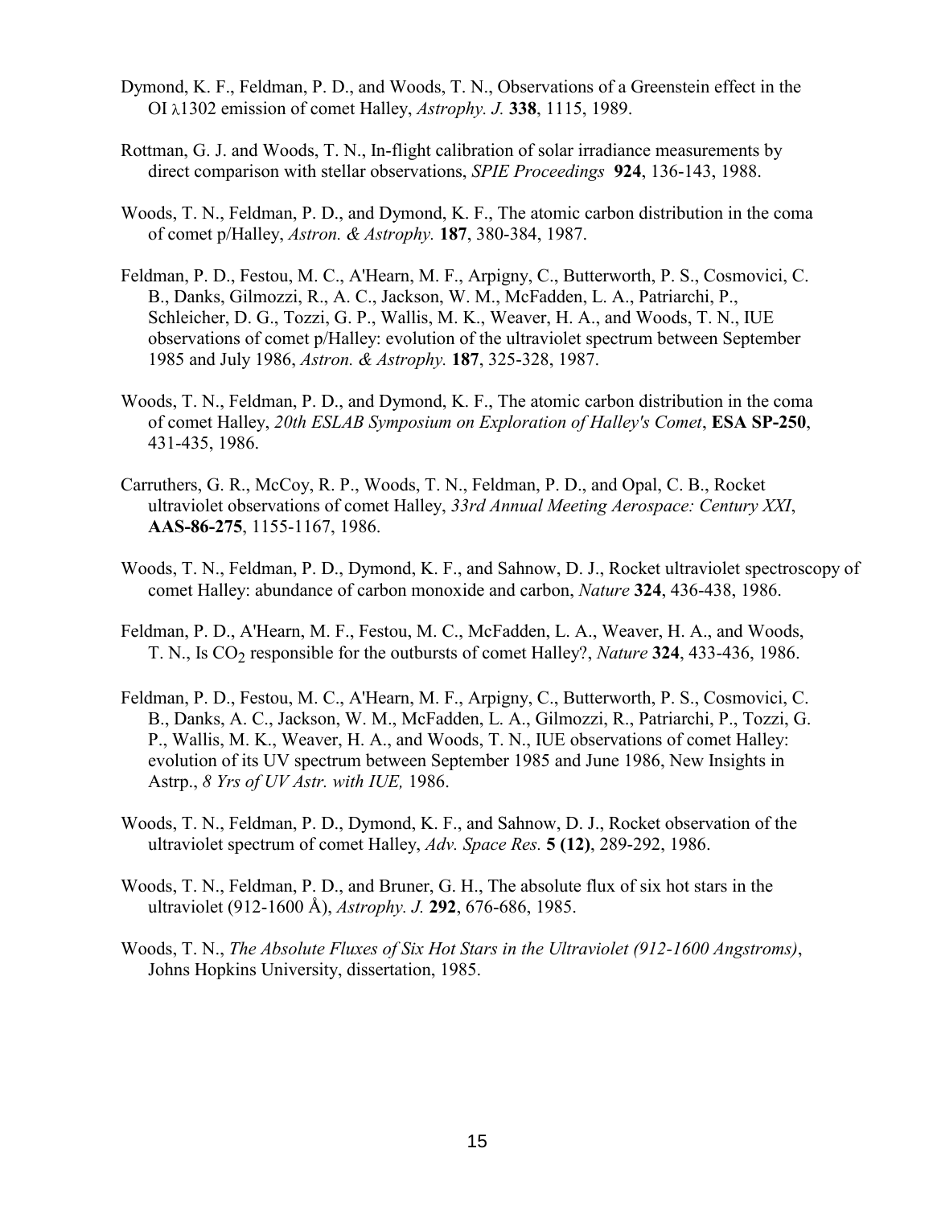Dymond, K. F., Feldman, P. D., and Woods, T. N., Observations of a Greenstein effect in the OI $\lambda$1302 emission of comet Halley, *Astrophy. J.* **338**, 1115, 1989.

Rottman, G. J. and Woods, T. N., In-flight calibration of solar irradiance measurements by direct comparison with stellar observations, *SPIE Proceedings* **924**, 136-143, 1988.

Woods, T. N., Feldman, P. D., and Dymond, K. F., The atomic carbon distribution in the coma of comet p/Halley, *Astron. & Astrophy.* **187**, 380-384, 1987.

Feldman, P. D., Festou, M. C., A'Hearn, M. F., Arpigny, C., Butterworth, P. S., Cosmovici, C. B., Danks, Gilmozzi, R., A. C., Jackson, W. M., McFadden, L. A., Patriarchi, P., Schleicher, D. G., Tozzi, G. P., Wallis, M. K., Weaver, H. A., and Woods, T. N., IUE observations of comet p/Halley: evolution of the ultraviolet spectrum between September 1985 and July 1986, *Astron. & Astrophy.* **187**, 325-328, 1987.

Woods, T. N., Feldman, P. D., and Dymond, K. F., The atomic carbon distribution in the coma of comet Halley, *20th ESLAB Symposium on Exploration of Halley's Comet*, **ESA SP-250**, 431-435, 1986.

Carruthers, G. R., McCoy, R. P., Woods, T. N., Feldman, P. D., and Opal, C. B., Rocket ultraviolet observations of comet Halley, *33rd Annual Meeting Aerospace: Century XXI*, **AAS-86-275**, 1155-1167, 1986.

Woods, T. N., Feldman, P. D., Dymond, K. F., and Sahnow, D. J., Rocket ultraviolet spectroscopy of comet Halley: abundance of carbon monoxide and carbon, *Nature* **324**, 436-438, 1986.

Feldman, P. D., A'Hearn, M. F., Festou, M. C., McFadden, L. A., Weaver, H. A., and Woods, T. N., Is $CO_2$ responsible for the outbursts of comet Halley?, *Nature* **324**, 433-436, 1986.

Feldman, P. D., Festou, M. C., A'Hearn, M. F., Arpigny, C., Butterworth, P. S., Cosmovici, C. B., Danks, A. C., Jackson, W. M., McFadden, L. A., Gilmozzi, R., Patriarchi, P., Tozzi, G. P., Wallis, M. K., Weaver, H. A., and Woods, T. N., IUE observations of comet Halley: evolution of its UV spectrum between September 1985 and June 1986, New Insights in Astrp., *8 Yrs of UV Astr. with IUE,* 1986.

Woods, T. N., Feldman, P. D., Dymond, K. F., and Sahnow, D. J., Rocket observation of the ultraviolet spectrum of comet Halley, *Adv. Space Res.* **5 (12)**, 289-292, 1986.

Woods, T. N., Feldman, P. D., and Bruner, G. H., The absolute flux of six hot stars in the ultraviolet (912-1600 Å), *Astrophy. J.* **292**, 676-686, 1985.

Woods, T. N., *The Absolute Fluxes of Six Hot Stars in the Ultraviolet (912-1600 Angstroms)*, Johns Hopkins University, dissertation, 1985.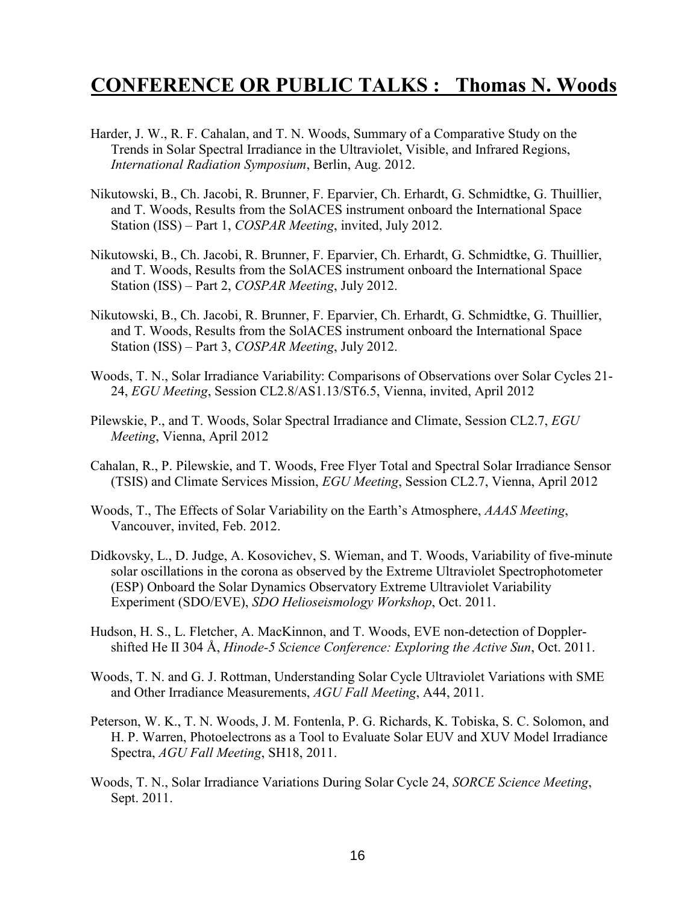# CONFERENCE OR PUBLIC TALKS : Thomas N. Woods

Harder, J. W., R. F. Cahalan, and T. N. Woods, Summary of a Comparative Study on the Trends in Solar Spectral Irradiance in the Ultraviolet, Visible, and Infrared Regions, *International Radiation Symposium*, Berlin, Aug. 2012.

Nikutowski, B., Ch. Jacobi, R. Brunner, F. Eparvier, Ch. Erhardt, G. Schmidtke, G. Thuillier, and T. Woods, Results from the SolACES instrument onboard the International Space Station (ISS) – Part 1, *COSPAR Meeting*, invited, July 2012.

Nikutowski, B., Ch. Jacobi, R. Brunner, F. Eparvier, Ch. Erhardt, G. Schmidtke, G. Thuillier, and T. Woods, Results from the SolACES instrument onboard the International Space Station (ISS) – Part 2, *COSPAR Meeting*, July 2012.

Nikutowski, B., Ch. Jacobi, R. Brunner, F. Eparvier, Ch. Erhardt, G. Schmidtke, G. Thuillier, and T. Woods, Results from the SolACES instrument onboard the International Space Station (ISS) – Part 3, *COSPAR Meeting*, July 2012.

Woods, T. N., Solar Irradiance Variability: Comparisons of Observations over Solar Cycles 21-24, *EGU Meeting*, Session CL2.8/AS1.13/ST6.5, Vienna, invited, April 2012

Pilewskie, P., and T. Woods, Solar Spectral Irradiance and Climate, Session CL2.7, *EGU Meeting*, Vienna, April 2012

Cahalan, R., P. Pilewskie, and T. Woods, Free Flyer Total and Spectral Solar Irradiance Sensor (TSIS) and Climate Services Mission, *EGU Meeting*, Session CL2.7, Vienna, April 2012

Woods, T., The Effects of Solar Variability on the Earth's Atmosphere, *AAAS Meeting*, Vancouver, invited, Feb. 2012.

Didkovsky, L., D. Judge, A. Kosovichev, S. Wieman, and T. Woods, Variability of five-minute solar oscillations in the corona as observed by the Extreme Ultraviolet Spectrophotometer (ESP) Onboard the Solar Dynamics Observatory Extreme Ultraviolet Variability Experiment (SDO/EVE), *SDO Helioseismology Workshop*, Oct. 2011.

Hudson, H. S., L. Fletcher, A. MacKinnon, and T. Woods, EVE non-detection of Doppler-shifted He II 304 Å, *Hinode-5 Science Conference: Exploring the Active Sun*, Oct. 2011.

Woods, T. N. and G. J. Rottman, Understanding Solar Cycle Ultraviolet Variations with SME and Other Irradiance Measurements, *AGU Fall Meeting*, A44, 2011.

Peterson, W. K., T. N. Woods, J. M. Fontenla, P. G. Richards, K. Tobiska, S. C. Solomon, and H. P. Warren, Photoelectrons as a Tool to Evaluate Solar EUV and XUV Model Irradiance Spectra, *AGU Fall Meeting*, SH18, 2011.

Woods, T. N., Solar Irradiance Variations During Solar Cycle 24, *SORCE Science Meeting*, Sept. 2011.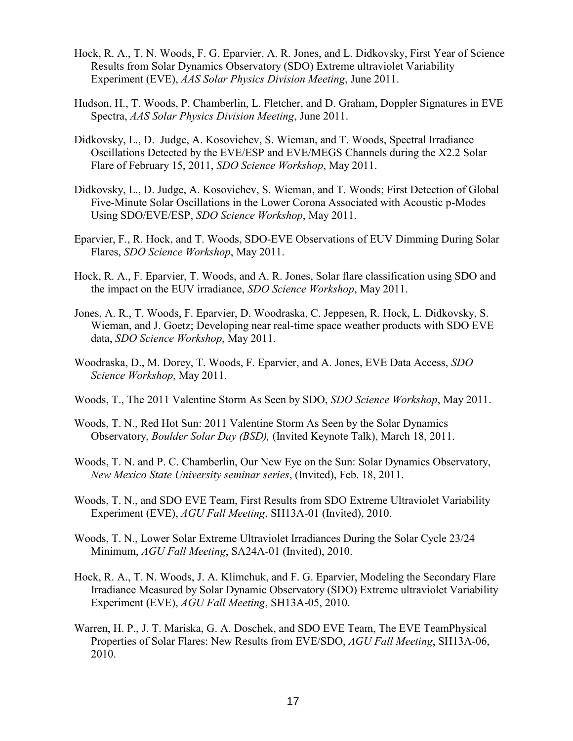Hock, R. A., T. N. Woods, F. G. Eparvier, A. R. Jones, and L. Didkovsky, First Year of Science Results from Solar Dynamics Observatory (SDO) Extreme ultraviolet Variability Experiment (EVE), *AAS Solar Physics Division Meeting*, June 2011.

Hudson, H., T. Woods, P. Chamberlin, L. Fletcher, and D. Graham, Doppler Signatures in EVE Spectra, *AAS Solar Physics Division Meeting*, June 2011.

Didkovsky, L., D. Judge, A. Kosovichev, S. Wieman, and T. Woods, Spectral Irradiance Oscillations Detected by the EVE/ESP and EVE/MEGS Channels during the X2.2 Solar Flare of February 15, 2011, *SDO Science Workshop*, May 2011.

Didkovsky, L., D. Judge, A. Kosovichev, S. Wieman, and T. Woods; First Detection of Global Five-Minute Solar Oscillations in the Lower Corona Associated with Acoustic p-Modes Using SDO/EVE/ESP, *SDO Science Workshop*, May 2011.

Eparvier, F., R. Hock, and T. Woods, SDO-EVE Observations of EUV Dimming During Solar Flares, *SDO Science Workshop*, May 2011.

Hock, R. A., F. Eparvier, T. Woods, and A. R. Jones, Solar flare classification using SDO and the impact on the EUV irradiance, *SDO Science Workshop*, May 2011.

Jones, A. R., T. Woods, F. Eparvier, D. Woodraska, C. Jeppesen, R. Hock, L. Didkovsky, S. Wieman, and J. Goetz; Developing near real-time space weather products with SDO EVE data, *SDO Science Workshop*, May 2011.

Woodraska, D., M. Dorey, T. Woods, F. Eparvier, and A. Jones, EVE Data Access, *SDO Science Workshop*, May 2011.

Woods, T., The 2011 Valentine Storm As Seen by SDO, *SDO Science Workshop*, May 2011.

Woods, T. N., Red Hot Sun: 2011 Valentine Storm As Seen by the Solar Dynamics Observatory, *Boulder Solar Day (BSD),* (Invited Keynote Talk), March 18, 2011.

Woods, T. N. and P. C. Chamberlin, Our New Eye on the Sun: Solar Dynamics Observatory, *New Mexico State University seminar series*, (Invited), Feb. 18, 2011.

Woods, T. N., and SDO EVE Team, First Results from SDO Extreme Ultraviolet Variability Experiment (EVE), *AGU Fall Meeting*, SH13A-01 (Invited), 2010.

Woods, T. N., Lower Solar Extreme Ultraviolet Irradiances During the Solar Cycle 23/24 Minimum, *AGU Fall Meeting*, SA24A-01 (Invited), 2010.

Hock, R. A., T. N. Woods, J. A. Klimchuk, and F. G. Eparvier, Modeling the Secondary Flare Irradiance Measured by Solar Dynamic Observatory (SDO) Extreme ultraviolet Variability Experiment (EVE), *AGU Fall Meeting*, SH13A-05, 2010.

Warren, H. P., J. T. Mariska, G. A. Doschek, and SDO EVE Team, The EVE TeamPhysical Properties of Solar Flares: New Results from EVE/SDO, *AGU Fall Meeting*, SH13A-06, 2010.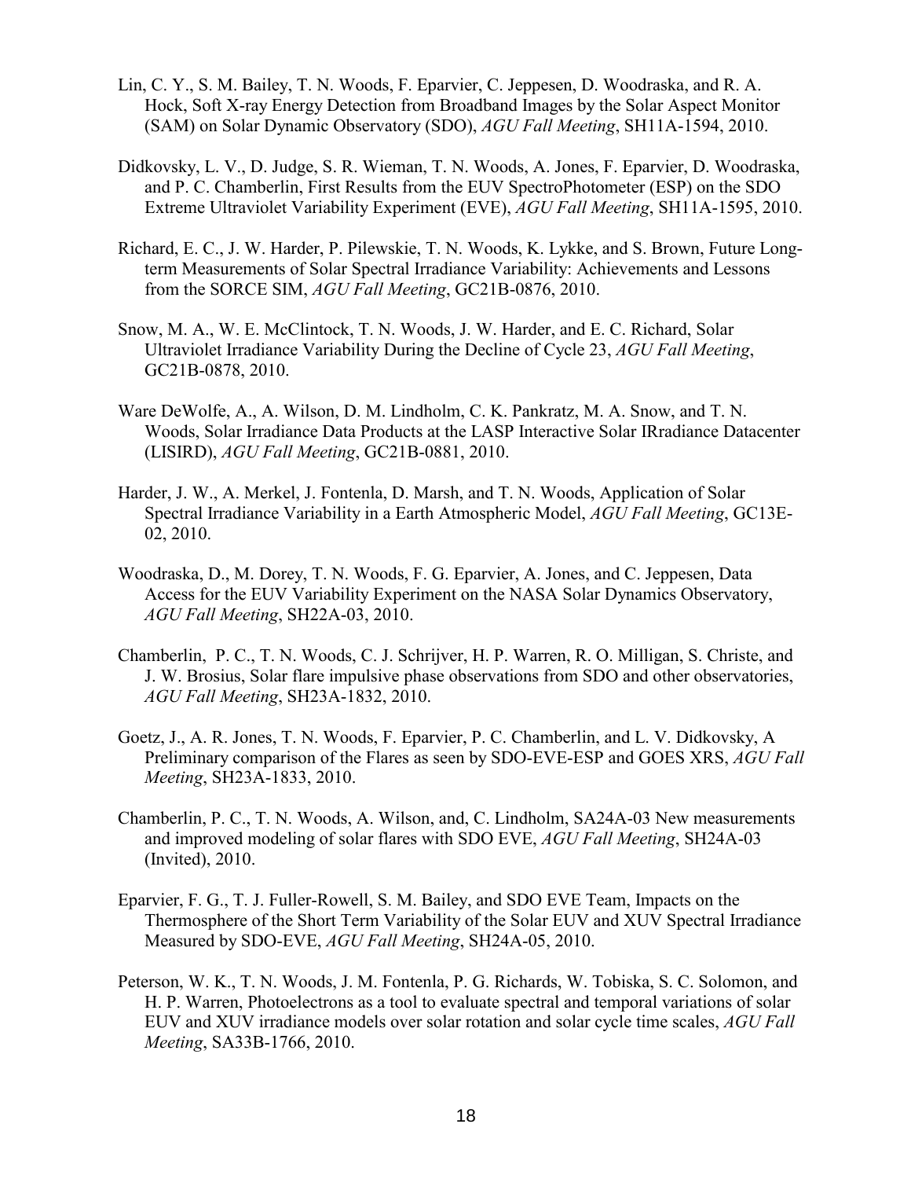Lin, C. Y., S. M. Bailey, T. N. Woods, F. Eparvier, C. Jeppesen, D. Woodraska, and R. A. Hock, Soft X-ray Energy Detection from Broadband Images by the Solar Aspect Monitor (SAM) on Solar Dynamic Observatory (SDO), *AGU Fall Meeting*, SH11A-1594, 2010.

Didkovsky, L. V., D. Judge, S. R. Wieman, T. N. Woods, A. Jones, F. Eparvier, D. Woodraska, and P. C. Chamberlin, First Results from the EUV SpectroPhotometer (ESP) on the SDO Extreme Ultraviolet Variability Experiment (EVE), *AGU Fall Meeting*, SH11A-1595, 2010.

Richard, E. C., J. W. Harder, P. Pilewskie, T. N. Woods, K. Lykke, and S. Brown, Future Long-term Measurements of Solar Spectral Irradiance Variability: Achievements and Lessons from the SORCE SIM, *AGU Fall Meeting*, GC21B-0876, 2010.

Snow, M. A., W. E. McClintock, T. N. Woods, J. W. Harder, and E. C. Richard, Solar Ultraviolet Irradiance Variability During the Decline of Cycle 23, *AGU Fall Meeting*, GC21B-0878, 2010.

Ware DeWolfe, A., A. Wilson, D. M. Lindholm, C. K. Pankratz, M. A. Snow, and T. N. Woods, Solar Irradiance Data Products at the LASP Interactive Solar IRradiance Datacenter (LISIRD), *AGU Fall Meeting*, GC21B-0881, 2010.

Harder, J. W., A. Merkel, J. Fontenla, D. Marsh, and T. N. Woods, Application of Solar Spectral Irradiance Variability in a Earth Atmospheric Model, *AGU Fall Meeting*, GC13E-02, 2010.

Woodraska, D., M. Dorey, T. N. Woods, F. G. Eparvier, A. Jones, and C. Jeppesen, Data Access for the EUV Variability Experiment on the NASA Solar Dynamics Observatory, *AGU Fall Meeting*, SH22A-03, 2010.

Chamberlin, P. C., T. N. Woods, C. J. Schrijver, H. P. Warren, R. O. Milligan, S. Christe, and J. W. Brosius, Solar flare impulsive phase observations from SDO and other observatories, *AGU Fall Meeting*, SH23A-1832, 2010.

Goetz, J., A. R. Jones, T. N. Woods, F. Eparvier, P. C. Chamberlin, and L. V. Didkovsky, A Preliminary comparison of the Flares as seen by SDO-EVE-ESP and GOES XRS, *AGU Fall Meeting*, SH23A-1833, 2010.

Chamberlin, P. C., T. N. Woods, A. Wilson, and, C. Lindholm, SA24A-03 New measurements and improved modeling of solar flares with SDO EVE, *AGU Fall Meeting*, SH24A-03 (Invited), 2010.

Eparvier, F. G., T. J. Fuller-Rowell, S. M. Bailey, and SDO EVE Team, Impacts on the Thermosphere of the Short Term Variability of the Solar EUV and XUV Spectral Irradiance Measured by SDO-EVE, *AGU Fall Meeting*, SH24A-05, 2010.

Peterson, W. K., T. N. Woods, J. M. Fontenla, P. G. Richards, W. Tobiska, S. C. Solomon, and H. P. Warren, Photoelectrons as a tool to evaluate spectral and temporal variations of solar EUV and XUV irradiance models over solar rotation and solar cycle time scales, *AGU Fall Meeting*, SA33B-1766, 2010.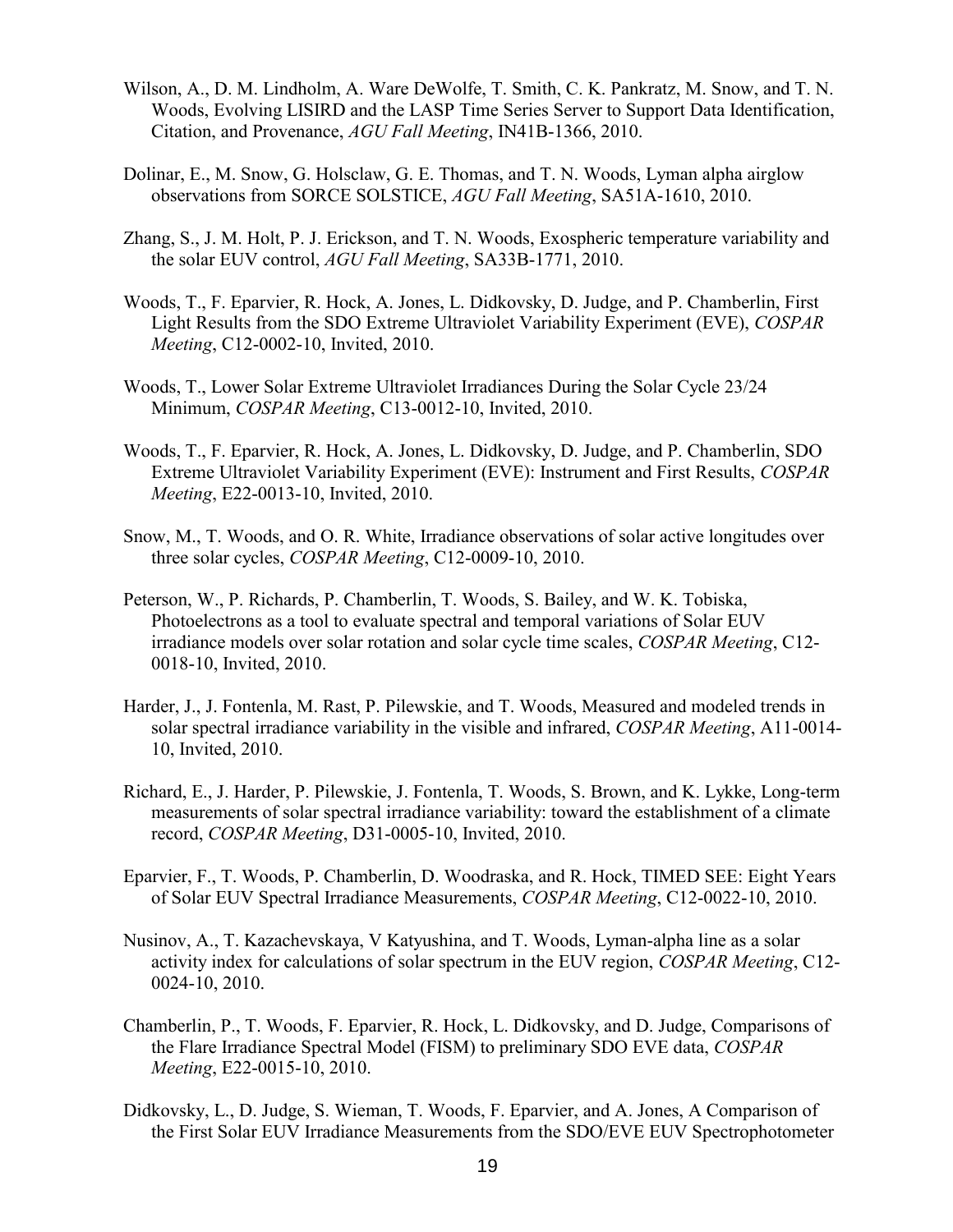Wilson, A., D. M. Lindholm, A. Ware DeWolfe, T. Smith, C. K. Pankratz, M. Snow, and T. N. Woods, Evolving LISIRD and the LASP Time Series Server to Support Data Identification, Citation, and Provenance, *AGU Fall Meeting*, IN41B-1366, 2010.

Dolinar, E., M. Snow, G. Holsclaw, G. E. Thomas, and T. N. Woods, Lyman alpha airglow observations from SORCE SOLSTICE, *AGU Fall Meeting*, SA51A-1610, 2010.

Zhang, S., J. M. Holt, P. J. Erickson, and T. N. Woods, Exospheric temperature variability and the solar EUV control, *AGU Fall Meeting*, SA33B-1771, 2010.

Woods, T., F. Eparvier, R. Hock, A. Jones, L. Didkovsky, D. Judge, and P. Chamberlin, First Light Results from the SDO Extreme Ultraviolet Variability Experiment (EVE), *COSPAR Meeting*, C12-0002-10, Invited, 2010.

Woods, T., Lower Solar Extreme Ultraviolet Irradiances During the Solar Cycle 23/24 Minimum, *COSPAR Meeting*, C13-0012-10, Invited, 2010.

Woods, T., F. Eparvier, R. Hock, A. Jones, L. Didkovsky, D. Judge, and P. Chamberlin, SDO Extreme Ultraviolet Variability Experiment (EVE): Instrument and First Results, *COSPAR Meeting*, E22-0013-10, Invited, 2010.

Snow, M., T. Woods, and O. R. White, Irradiance observations of solar active longitudes over three solar cycles, *COSPAR Meeting*, C12-0009-10, 2010.

Peterson, W., P. Richards, P. Chamberlin, T. Woods, S. Bailey, and W. K. Tobiska, Photoelectrons as a tool to evaluate spectral and temporal variations of Solar EUV irradiance models over solar rotation and solar cycle time scales, *COSPAR Meeting*, C12-0018-10, Invited, 2010.

Harder, J., J. Fontenla, M. Rast, P. Pilewskie, and T. Woods, Measured and modeled trends in solar spectral irradiance variability in the visible and infrared, *COSPAR Meeting*, A11-0014-10, Invited, 2010.

Richard, E., J. Harder, P. Pilewskie, J. Fontenla, T. Woods, S. Brown, and K. Lykke, Long-term measurements of solar spectral irradiance variability: toward the establishment of a climate record, *COSPAR Meeting*, D31-0005-10, Invited, 2010.

Eparvier, F., T. Woods, P. Chamberlin, D. Woodraska, and R. Hock, TIMED SEE: Eight Years of Solar EUV Spectral Irradiance Measurements, *COSPAR Meeting*, C12-0022-10, 2010.

Nusinov, A., T. Kazachevskaya, V Katyushina, and T. Woods, Lyman-alpha line as a solar activity index for calculations of solar spectrum in the EUV region, *COSPAR Meeting*, C12-0024-10, 2010.

Chamberlin, P., T. Woods, F. Eparvier, R. Hock, L. Didkovsky, and D. Judge, Comparisons of the Flare Irradiance Spectral Model (FISM) to preliminary SDO EVE data, *COSPAR Meeting*, E22-0015-10, 2010.

Didkovsky, L., D. Judge, S. Wieman, T. Woods, F. Eparvier, and A. Jones, A Comparison of the First Solar EUV Irradiance Measurements from the SDO/EVE EUV Spectrophotometer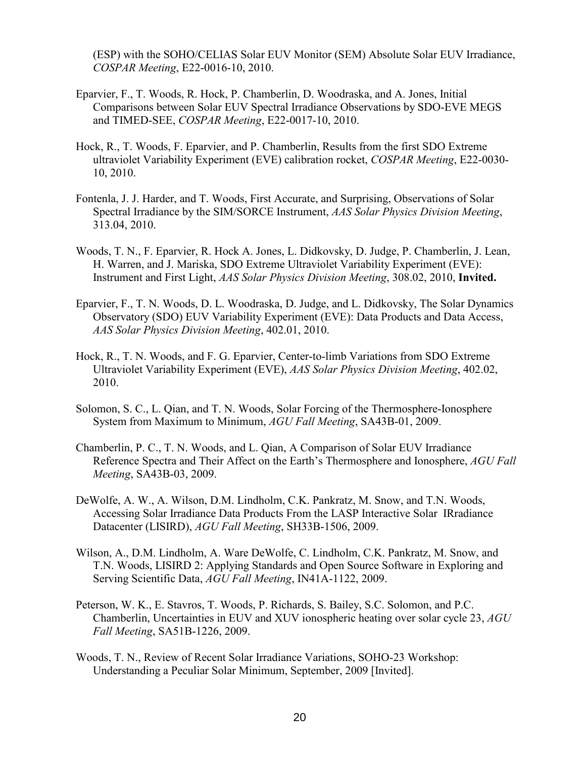(ESP) with the SOHO/CELIAS Solar EUV Monitor (SEM) Absolute Solar EUV Irradiance, *COSPAR Meeting*, E22-0016-10, 2010.

Eparvier, F., T. Woods, R. Hock, P. Chamberlin, D. Woodraska, and A. Jones, Initial Comparisons between Solar EUV Spectral Irradiance Observations by SDO-EVE MEGS and TIMED-SEE, *COSPAR Meeting*, E22-0017-10, 2010.

Hock, R., T. Woods, F. Eparvier, and P. Chamberlin, Results from the first SDO Extreme ultraviolet Variability Experiment (EVE) calibration rocket, *COSPAR Meeting*, E22-0030-10, 2010.

Fontenla, J. J. Harder, and T. Woods, First Accurate, and Surprising, Observations of Solar Spectral Irradiance by the SIM/SORCE Instrument, *AAS Solar Physics Division Meeting*, 313.04, 2010.

Woods, T. N., F. Eparvier, R. Hock A. Jones, L. Didkovsky, D. Judge, P. Chamberlin, J. Lean, H. Warren, and J. Mariska, SDO Extreme Ultraviolet Variability Experiment (EVE): Instrument and First Light, *AAS Solar Physics Division Meeting*, 308.02, 2010, **Invited.**

Eparvier, F., T. N. Woods, D. L. Woodraska, D. Judge, and L. Didkovsky, The Solar Dynamics Observatory (SDO) EUV Variability Experiment (EVE): Data Products and Data Access, *AAS Solar Physics Division Meeting*, 402.01, 2010.

Hock, R., T. N. Woods, and F. G. Eparvier, Center-to-limb Variations from SDO Extreme Ultraviolet Variability Experiment (EVE), *AAS Solar Physics Division Meeting*, 402.02, 2010.

Solomon, S. C., L. Qian, and T. N. Woods, Solar Forcing of the Thermosphere-Ionosphere System from Maximum to Minimum, *AGU Fall Meeting*, SA43B-01, 2009.

Chamberlin, P. C., T. N. Woods, and L. Qian, A Comparison of Solar EUV Irradiance Reference Spectra and Their Affect on the Earth's Thermosphere and Ionosphere, *AGU Fall Meeting*, SA43B-03, 2009.

DeWolfe, A. W., A. Wilson, D.M. Lindholm, C.K. Pankratz, M. Snow, and T.N. Woods, Accessing Solar Irradiance Data Products From the LASP Interactive Solar IRradiance Datacenter (LISIRD), *AGU Fall Meeting*, SH33B-1506, 2009.

Wilson, A., D.M. Lindholm, A. Ware DeWolfe, C. Lindholm, C.K. Pankratz, M. Snow, and T.N. Woods, LISIRD 2: Applying Standards and Open Source Software in Exploring and Serving Scientific Data, *AGU Fall Meeting*, IN41A-1122, 2009.

Peterson, W. K., E. Stavros, T. Woods, P. Richards, S. Bailey, S.C. Solomon, and P.C. Chamberlin, Uncertainties in EUV and XUV ionospheric heating over solar cycle 23, *AGU Fall Meeting*, SA51B-1226, 2009.

Woods, T. N., Review of Recent Solar Irradiance Variations, SOHO-23 Workshop: Understanding a Peculiar Solar Minimum, September, 2009 [Invited].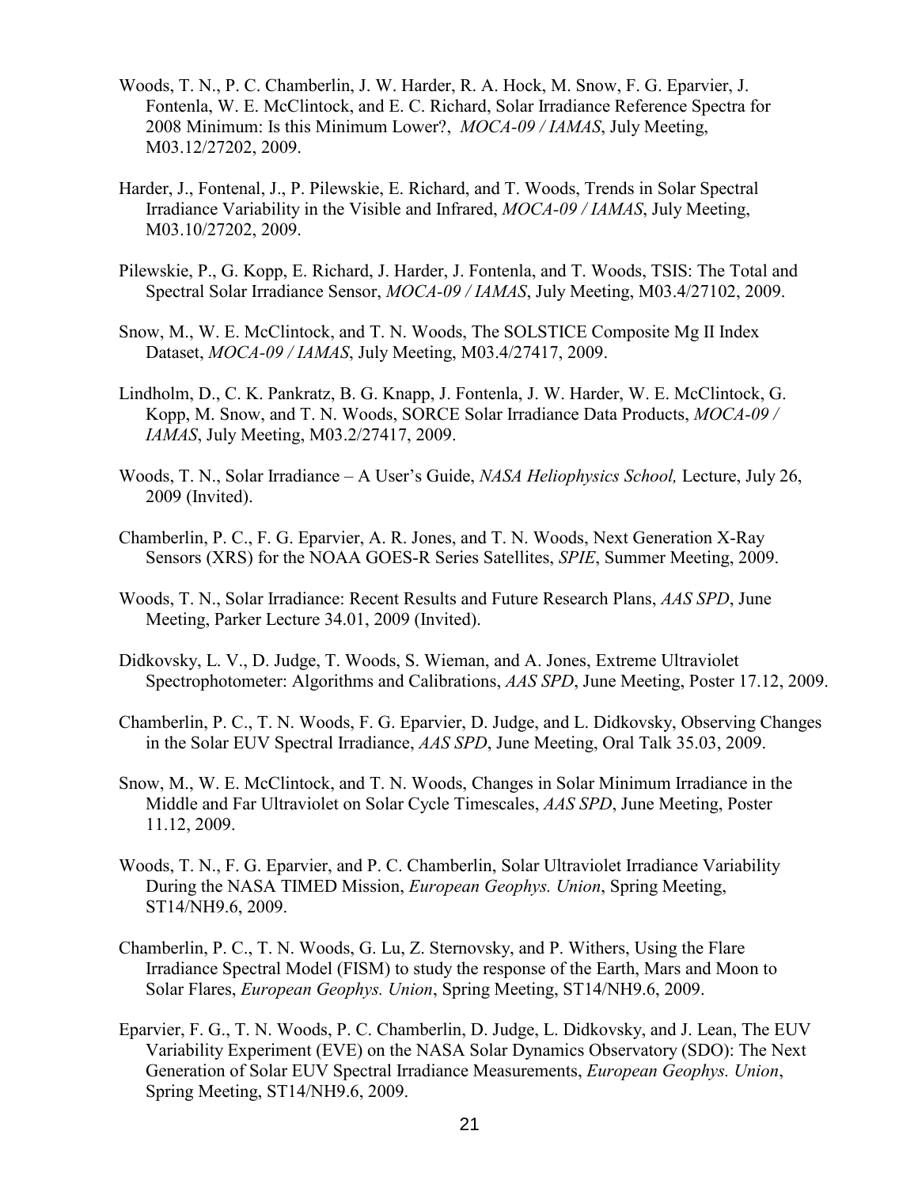Woods, T. N., P. C. Chamberlin, J. W. Harder, R. A. Hock, M. Snow, F. G. Eparvier, J. Fontenla, W. E. McClintock, and E. C. Richard, Solar Irradiance Reference Spectra for 2008 Minimum: Is this Minimum Lower?, *MOCA-09 / IAMAS*, July Meeting, M03.12/27202, 2009.

Harder, J., Fontenal, J., P. Pilewskie, E. Richard, and T. Woods, Trends in Solar Spectral Irradiance Variability in the Visible and Infrared, *MOCA-09 / IAMAS*, July Meeting, M03.10/27202, 2009.

Pilewskie, P., G. Kopp, E. Richard, J. Harder, J. Fontenla, and T. Woods, TSIS: The Total and Spectral Solar Irradiance Sensor, *MOCA-09 / IAMAS*, July Meeting, M03.4/27102, 2009.

Snow, M., W. E. McClintock, and T. N. Woods, The SOLSTICE Composite Mg II Index Dataset, *MOCA-09 / IAMAS*, July Meeting, M03.4/27417, 2009.

Lindholm, D., C. K. Pankratz, B. G. Knapp, J. Fontenla, J. W. Harder, W. E. McClintock, G. Kopp, M. Snow, and T. N. Woods, SORCE Solar Irradiance Data Products, *MOCA-09 / IAMAS*, July Meeting, M03.2/27417, 2009.

Woods, T. N., Solar Irradiance – A User's Guide, *NASA Heliophysics School,* Lecture, July 26, 2009 (Invited).

Chamberlin, P. C., F. G. Eparvier, A. R. Jones, and T. N. Woods, Next Generation X-Ray Sensors (XRS) for the NOAA GOES-R Series Satellites, *SPIE*, Summer Meeting, 2009.

Woods, T. N., Solar Irradiance: Recent Results and Future Research Plans, *AAS SPD*, June Meeting, Parker Lecture 34.01, 2009 (Invited).

Didkovsky, L. V., D. Judge, T. Woods, S. Wieman, and A. Jones, Extreme Ultraviolet Spectrophotometer: Algorithms and Calibrations, *AAS SPD*, June Meeting, Poster 17.12, 2009.

Chamberlin, P. C., T. N. Woods, F. G. Eparvier, D. Judge, and L. Didkovsky, Observing Changes in the Solar EUV Spectral Irradiance, *AAS SPD*, June Meeting, Oral Talk 35.03, 2009.

Snow, M., W. E. McClintock, and T. N. Woods, Changes in Solar Minimum Irradiance in the Middle and Far Ultraviolet on Solar Cycle Timescales, *AAS SPD*, June Meeting, Poster 11.12, 2009.

Woods, T. N., F. G. Eparvier, and P. C. Chamberlin, Solar Ultraviolet Irradiance Variability During the NASA TIMED Mission, *European Geophys. Union*, Spring Meeting, ST14/NH9.6, 2009.

Chamberlin, P. C., T. N. Woods, G. Lu, Z. Sternovsky, and P. Withers, Using the Flare Irradiance Spectral Model (FISM) to study the response of the Earth, Mars and Moon to Solar Flares, *European Geophys. Union*, Spring Meeting, ST14/NH9.6, 2009.

Eparvier, F. G., T. N. Woods, P. C. Chamberlin, D. Judge, L. Didkovsky, and J. Lean, The EUV Variability Experiment (EVE) on the NASA Solar Dynamics Observatory (SDO): The Next Generation of Solar EUV Spectral Irradiance Measurements, *European Geophys. Union*, Spring Meeting, ST14/NH9.6, 2009.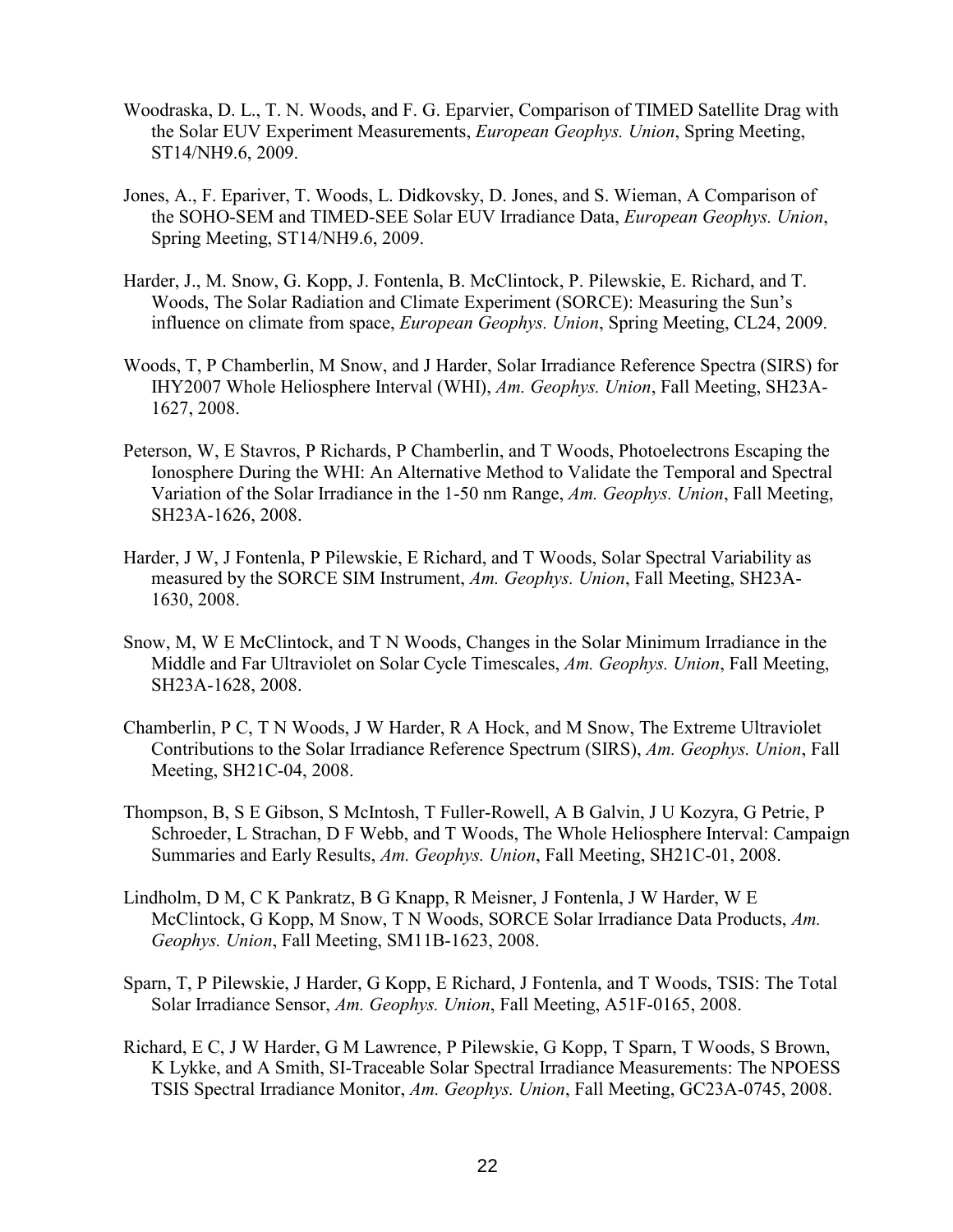Woodraska, D. L., T. N. Woods, and F. G. Eparvier, Comparison of TIMED Satellite Drag with the Solar EUV Experiment Measurements, *European Geophys. Union*, Spring Meeting, ST14/NH9.6, 2009.

Jones, A., F. Eparvier, T. Woods, L. Didkovsky, D. Jones, and S. Wieman, A Comparison of the SOHO-SEM and TIMED-SEE Solar EUV Irradiance Data, *European Geophys. Union*, Spring Meeting, ST14/NH9.6, 2009.

Harder, J., M. Snow, G. Kopp, J. Fontenla, B. McClintock, P. Pilewskie, E. Richard, and T. Woods, The Solar Radiation and Climate Experiment (SORCE): Measuring the Sun's influence on climate from space, *European Geophys. Union*, Spring Meeting, CL24, 2009.

Woods, T, P Chamberlin, M Snow, and J Harder, Solar Irradiance Reference Spectra (SIRS) for IHY2007 Whole Heliosphere Interval (WHI), *Am. Geophys. Union*, Fall Meeting, SH23A-1627, 2008.

Peterson, W, E Stavros, P Richards, P Chamberlin, and T Woods, Photoelectrons Escaping the Ionosphere During the WHI: An Alternative Method to Validate the Temporal and Spectral Variation of the Solar Irradiance in the 1-50 nm Range, *Am. Geophys. Union*, Fall Meeting, SH23A-1626, 2008.

Harder, J W, J Fontenla, P Pilewskie, E Richard, and T Woods, Solar Spectral Variability as measured by the SORCE SIM Instrument, *Am. Geophys. Union*, Fall Meeting, SH23A-1630, 2008.

Snow, M, W E McClintock, and T N Woods, Changes in the Solar Minimum Irradiance in the Middle and Far Ultraviolet on Solar Cycle Timescales, *Am. Geophys. Union*, Fall Meeting, SH23A-1628, 2008.

Chamberlin, P C, T N Woods, J W Harder, R A Hock, and M Snow, The Extreme Ultraviolet Contributions to the Solar Irradiance Reference Spectrum (SIRS), *Am. Geophys. Union*, Fall Meeting, SH21C-04, 2008.

Thompson, B, S E Gibson, S McIntosh, T Fuller-Rowell, A B Galvin, J U Kozyra, G Petrie, P Schroeder, L Strachan, D F Webb, and T Woods, The Whole Heliosphere Interval: Campaign Summaries and Early Results, *Am. Geophys. Union*, Fall Meeting, SH21C-01, 2008.

Lindholm, D M, C K Pankratz, B G Knapp, R Meisner, J Fontenla, J W Harder, W E McClintock, G Kopp, M Snow, T N Woods, SORCE Solar Irradiance Data Products, *Am. Geophys. Union*, Fall Meeting, SM11B-1623, 2008.

Sparn, T, P Pilewskie, J Harder, G Kopp, E Richard, J Fontenla, and T Woods, TSIS: The Total Solar Irradiance Sensor, *Am. Geophys. Union*, Fall Meeting, A51F-0165, 2008.

Richard, E C, J W Harder, G M Lawrence, P Pilewskie, G Kopp, T Sparn, T Woods, S Brown, K Lykke, and A Smith, SI-Traceable Solar Spectral Irradiance Measurements: The NPOESS TSIS Spectral Irradiance Monitor, *Am. Geophys. Union*, Fall Meeting, GC23A-0745, 2008.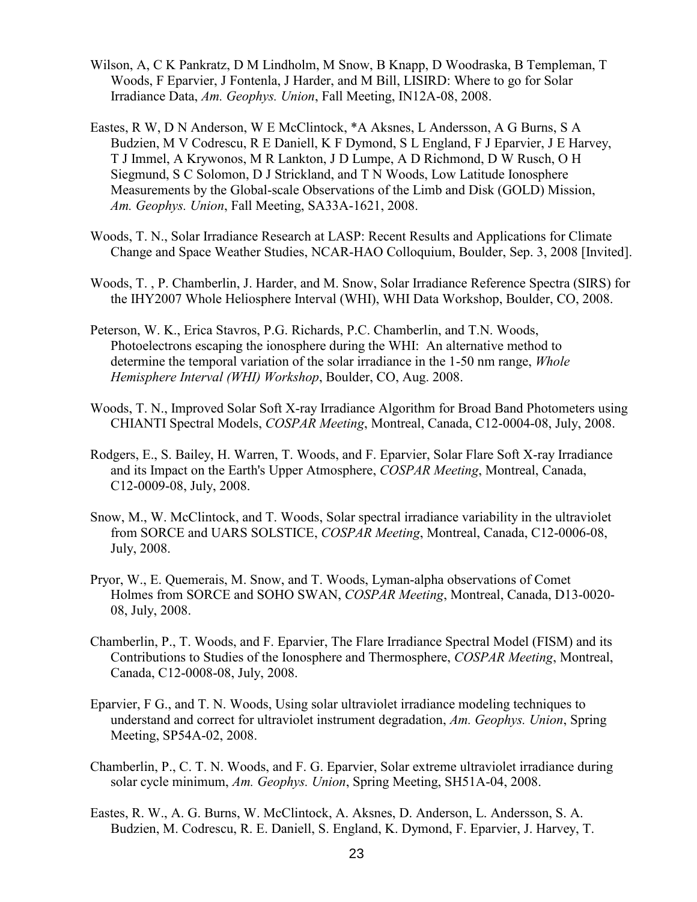Wilson, A, C K Pankratz, D M Lindholm, M Snow, B Knapp, D Woodraska, B Templeman, T Woods, F Eparvier, J Fontenla, J Harder, and M Bill, LISIRD: Where to go for Solar Irradiance Data, *Am. Geophys. Union*, Fall Meeting, IN12A-08, 2008.

Eastes, R W, D N Anderson, W E McClintock, *A Aksnes, L Andersson, A G Burns, S A Budzien, M V Codrescu, R E Daniell, K F Dymond, S L England, F J Eparvier, J E Harvey, T J Immel, A Krywonos, M R Lankton, J D Lumpe, A D Richmond, D W Rusch, O H Siegmund, S C Solomon, D J Strickland, and T N Woods, Low Latitude Ionosphere Measurements by the Global-scale Observations of the Limb and Disk (GOLD) Mission, *Am. Geophys. Union*, Fall Meeting, SA33A-1621, 2008.

Woods, T. N., Solar Irradiance Research at LASP: Recent Results and Applications for Climate Change and Space Weather Studies, NCAR-HAO Colloquium, Boulder, Sep. 3, 2008 [Invited].

Woods, T. , P. Chamberlin, J. Harder, and M. Snow, Solar Irradiance Reference Spectra (SIRS) for the IHY2007 Whole Heliosphere Interval (WHI), WHI Data Workshop, Boulder, CO, 2008.

Peterson, W. K., Erica Stavros, P.G. Richards, P.C. Chamberlin, and T.N. Woods, Photoelectrons escaping the ionosphere during the WHI: An alternative method to determine the temporal variation of the solar irradiance in the 1-50 nm range, *Whole Hemisphere Interval (WHI) Workshop*, Boulder, CO, Aug. 2008.

Woods, T. N., Improved Solar Soft X-ray Irradiance Algorithm for Broad Band Photometers using CHIANTI Spectral Models, *COSPAR Meeting*, Montreal, Canada, C12-0004-08, July, 2008.

Rodgers, E., S. Bailey, H. Warren, T. Woods, and F. Eparvier, Solar Flare Soft X-ray Irradiance and its Impact on the Earth's Upper Atmosphere, *COSPAR Meeting*, Montreal, Canada, C12-0009-08, July, 2008.

Snow, M., W. McClintock, and T. Woods, Solar spectral irradiance variability in the ultraviolet from SORCE and UARS SOLSTICE, *COSPAR Meeting*, Montreal, Canada, C12-0006-08, July, 2008.

Pryor, W., E. Quemerais, M. Snow, and T. Woods, Lyman-alpha observations of Comet Holmes from SORCE and SOHO SWAN, *COSPAR Meeting*, Montreal, Canada, D13-0020-08, July, 2008.

Chamberlin, P., T. Woods, and F. Eparvier, The Flare Irradiance Spectral Model (FISM) and its Contributions to Studies of the Ionosphere and Thermosphere, *COSPAR Meeting*, Montreal, Canada, C12-0008-08, July, 2008.

Eparvier, F G., and T. N. Woods, Using solar ultraviolet irradiance modeling techniques to understand and correct for ultraviolet instrument degradation, *Am. Geophys. Union*, Spring Meeting, SP54A-02, 2008.

Chamberlin, P., C. T. N. Woods, and F. G. Eparvier, Solar extreme ultraviolet irradiance during solar cycle minimum, *Am. Geophys. Union*, Spring Meeting, SH51A-04, 2008.

Eastes, R. W., A. G. Burns, W. McClintock, A. Aksnes, D. Anderson, L. Andersson, S. A. Budzien, M. Codrescu, R. E. Daniell, S. England, K. Dymond, F. Eparvier, J. Harvey, T.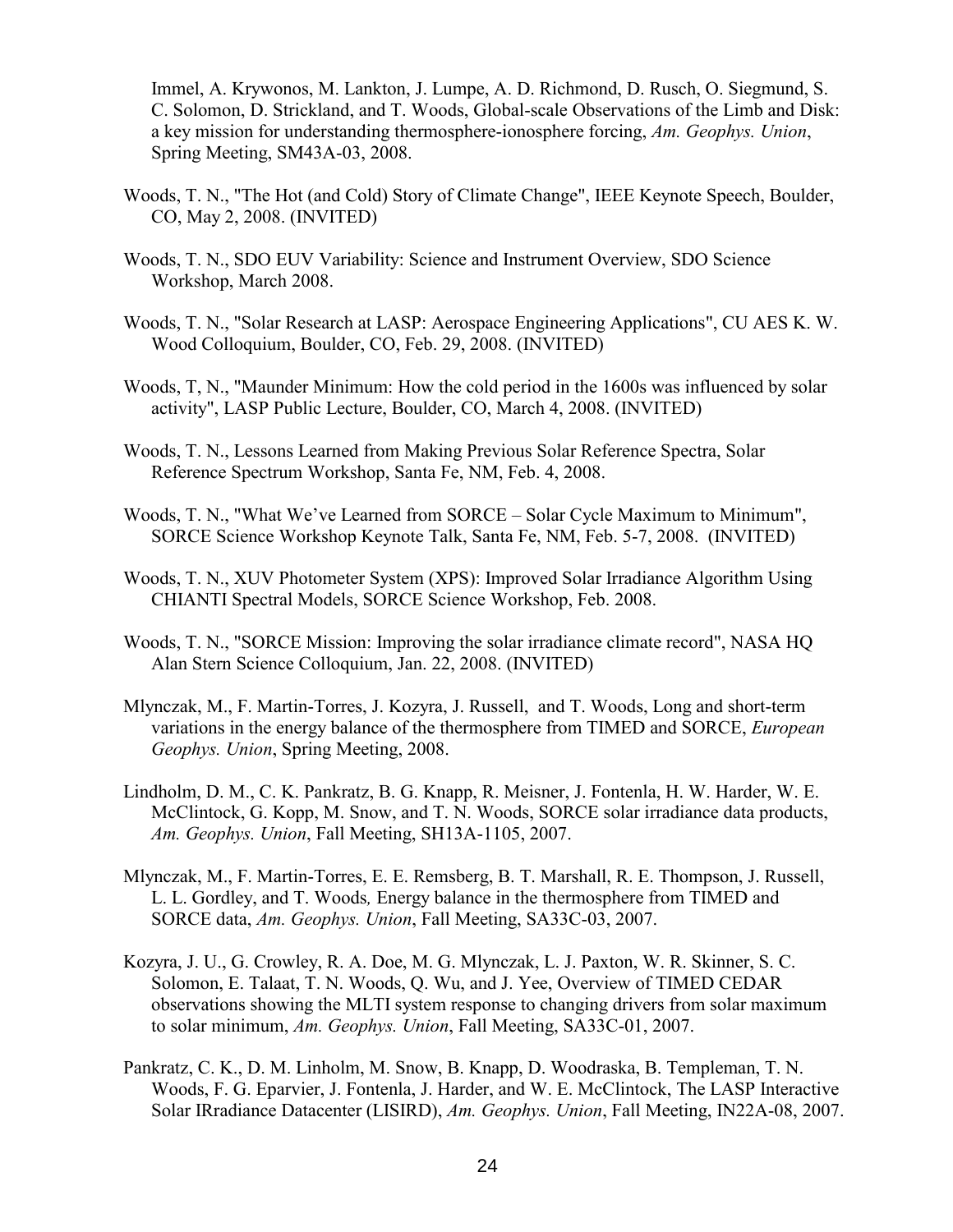Immel, A. Krywonos, M. Lankton, J. Lumpe, A. D. Richmond, D. Rusch, O. Siegmund, S. C. Solomon, D. Strickland, and T. Woods, Global-scale Observations of the Limb and Disk: a key mission for understanding thermosphere-ionosphere forcing, *Am. Geophys. Union*, Spring Meeting, SM43A-03, 2008.

Woods, T. N., "The Hot (and Cold) Story of Climate Change", IEEE Keynote Speech, Boulder, CO, May 2, 2008. (INVITED)

Woods, T. N., SDO EUV Variability: Science and Instrument Overview, SDO Science Workshop, March 2008.

Woods, T. N., "Solar Research at LASP: Aerospace Engineering Applications", CU AES K. W. Wood Colloquium, Boulder, CO, Feb. 29, 2008. (INVITED)

Woods, T, N., "Maunder Minimum: How the cold period in the 1600s was influenced by solar activity", LASP Public Lecture, Boulder, CO, March 4, 2008. (INVITED)

Woods, T. N., Lessons Learned from Making Previous Solar Reference Spectra, Solar Reference Spectrum Workshop, Santa Fe, NM, Feb. 4, 2008.

Woods, T. N., "What We've Learned from SORCE – Solar Cycle Maximum to Minimum", SORCE Science Workshop Keynote Talk, Santa Fe, NM, Feb. 5-7, 2008. (INVITED)

Woods, T. N., XUV Photometer System (XPS): Improved Solar Irradiance Algorithm Using CHIANTI Spectral Models, SORCE Science Workshop, Feb. 2008.

Woods, T. N., "SORCE Mission: Improving the solar irradiance climate record", NASA HQ Alan Stern Science Colloquium, Jan. 22, 2008. (INVITED)

Mlynczak, M., F. Martin-Torres, J. Kozyra, J. Russell, and T. Woods, Long and short-term variations in the energy balance of the thermosphere from TIMED and SORCE, *European Geophys. Union*, Spring Meeting, 2008.

Lindholm, D. M., C. K. Pankratz, B. G. Knapp, R. Meisner, J. Fontenla, H. W. Harder, W. E. McClintock, G. Kopp, M. Snow, and T. N. Woods, SORCE solar irradiance data products, *Am. Geophys. Union*, Fall Meeting, SH13A-1105, 2007.

Mlynczak, M., F. Martin-Torres, E. E. Remsberg, B. T. Marshall, R. E. Thompson, J. Russell, L. L. Gordley, and T. Woods*,* Energy balance in the thermosphere from TIMED and SORCE data, *Am. Geophys. Union*, Fall Meeting, SA33C-03, 2007.

Kozyra, J. U., G. Crowley, R. A. Doe, M. G. Mlynczak, L. J. Paxton, W. R. Skinner, S. C. Solomon, E. Talaat, T. N. Woods, Q. Wu, and J. Yee, Overview of TIMED CEDAR observations showing the MLTI system response to changing drivers from solar maximum to solar minimum, *Am. Geophys. Union*, Fall Meeting, SA33C-01, 2007.

Pankratz, C. K., D. M. Linholm, M. Snow, B. Knapp, D. Woodraska, B. Templeman, T. N. Woods, F. G. Eparvier, J. Fontenla, J. Harder, and W. E. McClintock, The LASP Interactive Solar IRradiance Datacenter (LISIRD), *Am. Geophys. Union*, Fall Meeting, IN22A-08, 2007.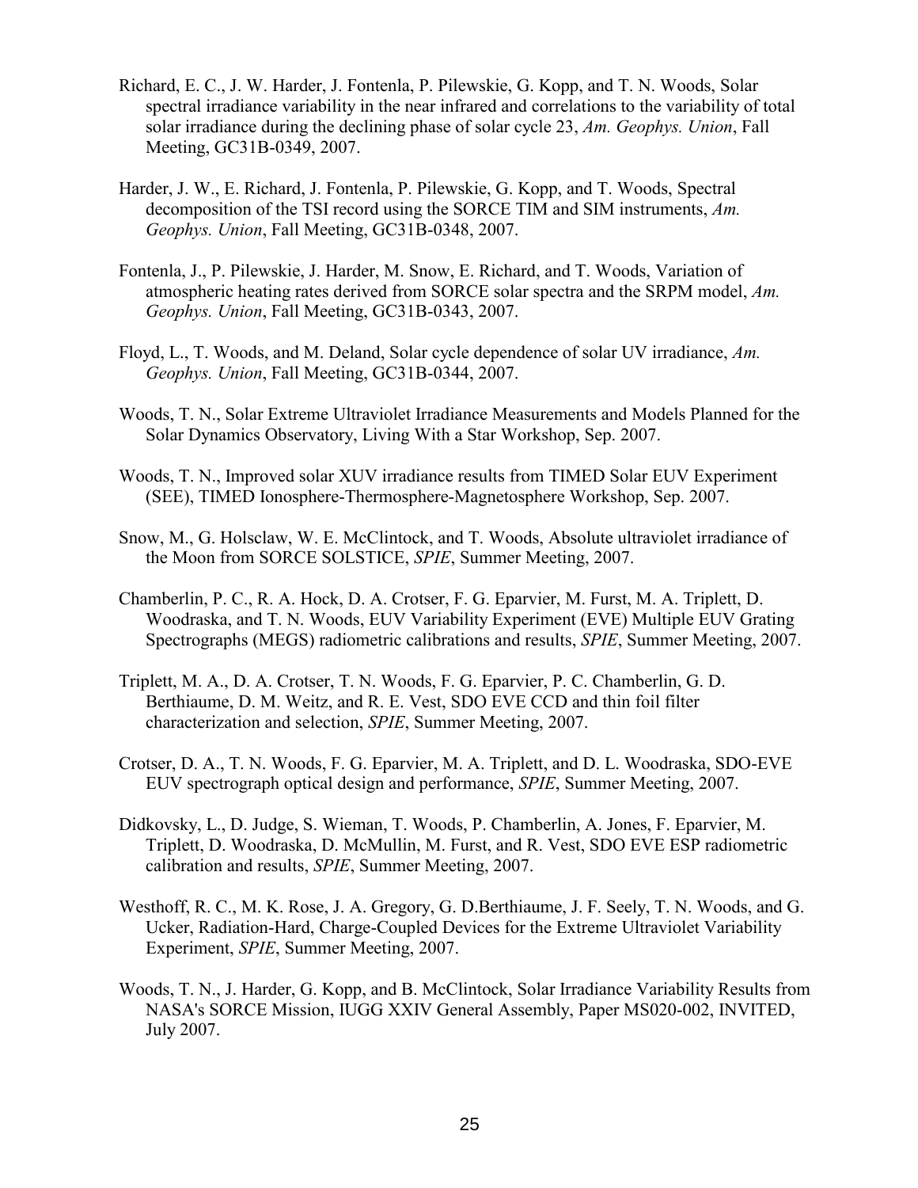Richard, E. C., J. W. Harder, J. Fontenla, P. Pilewskie, G. Kopp, and T. N. Woods, Solar spectral irradiance variability in the near infrared and correlations to the variability of total solar irradiance during the declining phase of solar cycle 23, *Am. Geophys. Union*, Fall Meeting, GC31B-0349, 2007.

Harder, J. W., E. Richard, J. Fontenla, P. Pilewskie, G. Kopp, and T. Woods, Spectral decomposition of the TSI record using the SORCE TIM and SIM instruments, *Am. Geophys. Union*, Fall Meeting, GC31B-0348, 2007.

Fontenla, J., P. Pilewskie, J. Harder, M. Snow, E. Richard, and T. Woods, Variation of atmospheric heating rates derived from SORCE solar spectra and the SRPM model, *Am. Geophys. Union*, Fall Meeting, GC31B-0343, 2007.

Floyd, L., T. Woods, and M. Deland, Solar cycle dependence of solar UV irradiance, *Am. Geophys. Union*, Fall Meeting, GC31B-0344, 2007.

Woods, T. N., Solar Extreme Ultraviolet Irradiance Measurements and Models Planned for the Solar Dynamics Observatory, Living With a Star Workshop, Sep. 2007.

Woods, T. N., Improved solar XUV irradiance results from TIMED Solar EUV Experiment (SEE), TIMED Ionosphere-Thermosphere-Magnetosphere Workshop, Sep. 2007.

Snow, M., G. Holsclaw, W. E. McClintock, and T. Woods, Absolute ultraviolet irradiance of the Moon from SORCE SOLSTICE, *SPIE*, Summer Meeting, 2007.

Chamberlin, P. C., R. A. Hock, D. A. Crotser, F. G. Eparvier, M. Furst, M. A. Triplett, D. Woodraska, and T. N. Woods, EUV Variability Experiment (EVE) Multiple EUV Grating Spectrographs (MEGS) radiometric calibrations and results, *SPIE*, Summer Meeting, 2007.

Triplett, M. A., D. A. Crotser, T. N. Woods, F. G. Eparvier, P. C. Chamberlin, G. D. Berthiaume, D. M. Weitz, and R. E. Vest, SDO EVE CCD and thin foil filter characterization and selection, *SPIE*, Summer Meeting, 2007.

Crotser, D. A., T. N. Woods, F. G. Eparvier, M. A. Triplett, and D. L. Woodraska, SDO-EVE EUV spectrograph optical design and performance, *SPIE*, Summer Meeting, 2007.

Didkovsky, L., D. Judge, S. Wieman, T. Woods, P. Chamberlin, A. Jones, F. Eparvier, M. Triplett, D. Woodraska, D. McMullin, M. Furst, and R. Vest, SDO EVE ESP radiometric calibration and results, *SPIE*, Summer Meeting, 2007.

Westhoff, R. C., M. K. Rose, J. A. Gregory, G. D.Berthiaume, J. F. Seely, T. N. Woods, and G. Ucker, Radiation-Hard, Charge-Coupled Devices for the Extreme Ultraviolet Variability Experiment, *SPIE*, Summer Meeting, 2007.

Woods, T. N., J. Harder, G. Kopp, and B. McClintock, Solar Irradiance Variability Results from NASA's SORCE Mission, IUGG XXIV General Assembly, Paper MS020-002, INVITED, July 2007.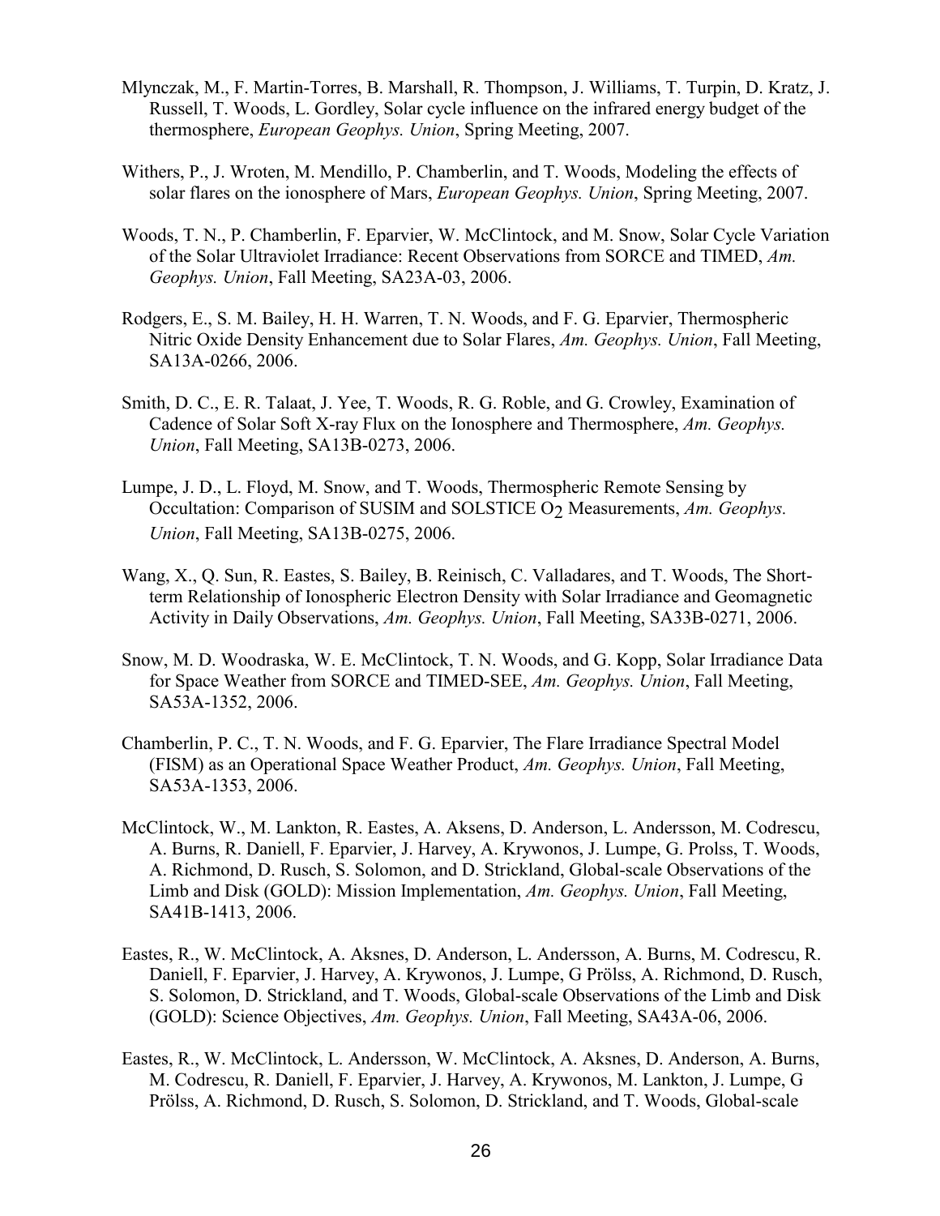Mlynczak, M., F. Martin-Torres, B. Marshall, R. Thompson, J. Williams, T. Turpin, D. Kratz, J. Russell, T. Woods, L. Gordley, Solar cycle influence on the infrared energy budget of the thermosphere, *European Geophys. Union*, Spring Meeting, 2007.

Withers, P., J. Wroten, M. Mendillo, P. Chamberlin, and T. Woods, Modeling the effects of solar flares on the ionosphere of Mars, *European Geophys. Union*, Spring Meeting, 2007.

Woods, T. N., P. Chamberlin, F. Eparvier, W. McClintock, and M. Snow, Solar Cycle Variation of the Solar Ultraviolet Irradiance: Recent Observations from SORCE and TIMED, *Am. Geophys. Union*, Fall Meeting, SA23A-03, 2006.

Rodgers, E., S. M. Bailey, H. H. Warren, T. N. Woods, and F. G. Eparvier, Thermospheric Nitric Oxide Density Enhancement due to Solar Flares, *Am. Geophys. Union*, Fall Meeting, SA13A-0266, 2006.

Smith, D. C., E. R. Talaat, J. Yee, T. Woods, R. G. Roble, and G. Crowley, Examination of Cadence of Solar Soft X-ray Flux on the Ionosphere and Thermosphere, *Am. Geophys. Union*, Fall Meeting, SA13B-0273, 2006.

Lumpe, J. D., L. Floyd, M. Snow, and T. Woods, Thermospheric Remote Sensing by Occultation: Comparison of SUSIM and SOLSTICE $O_2$ Measurements, *Am. Geophys. Union*, Fall Meeting, SA13B-0275, 2006.

Wang, X., Q. Sun, R. Eastes, S. Bailey, B. Reinisch, C. Valladares, and T. Woods, The Short-term Relationship of Ionospheric Electron Density with Solar Irradiance and Geomagnetic Activity in Daily Observations, *Am. Geophys. Union*, Fall Meeting, SA33B-0271, 2006.

Snow, M. D. Woodraska, W. E. McClintock, T. N. Woods, and G. Kopp, Solar Irradiance Data for Space Weather from SORCE and TIMED-SEE, *Am. Geophys. Union*, Fall Meeting, SA53A-1352, 2006.

Chamberlin, P. C., T. N. Woods, and F. G. Eparvier, The Flare Irradiance Spectral Model (FISM) as an Operational Space Weather Product, *Am. Geophys. Union*, Fall Meeting, SA53A-1353, 2006.

McClintock, W., M. Lankton, R. Eastes, A. Aksens, D. Anderson, L. Andersson, M. Codrescu, A. Burns, R. Daniell, F. Eparvier, J. Harvey, A. Krywonos, J. Lumpe, G. Prolss, T. Woods, A. Richmond, D. Rusch, S. Solomon, and D. Strickland, Global-scale Observations of the Limb and Disk (GOLD): Mission Implementation, *Am. Geophys. Union*, Fall Meeting, SA41B-1413, 2006.

Eastes, R., W. McClintock, A. Aksnes, D. Anderson, L. Andersson, A. Burns, M. Codrescu, R. Daniell, F. Eparvier, J. Harvey, A. Krywonos, J. Lumpe, G Prölss, A. Richmond, D. Rusch, S. Solomon, D. Strickland, and T. Woods, Global-scale Observations of the Limb and Disk (GOLD): Science Objectives, *Am. Geophys. Union*, Fall Meeting, SA43A-06, 2006.

Eastes, R., W. McClintock, L. Andersson, W. McClintock, A. Aksnes, D. Anderson, A. Burns, M. Codrescu, R. Daniell, F. Eparvier, J. Harvey, A. Krywonos, M. Lankton, J. Lumpe, G Prölss, A. Richmond, D. Rusch, S. Solomon, D. Strickland, and T. Woods, Global-scale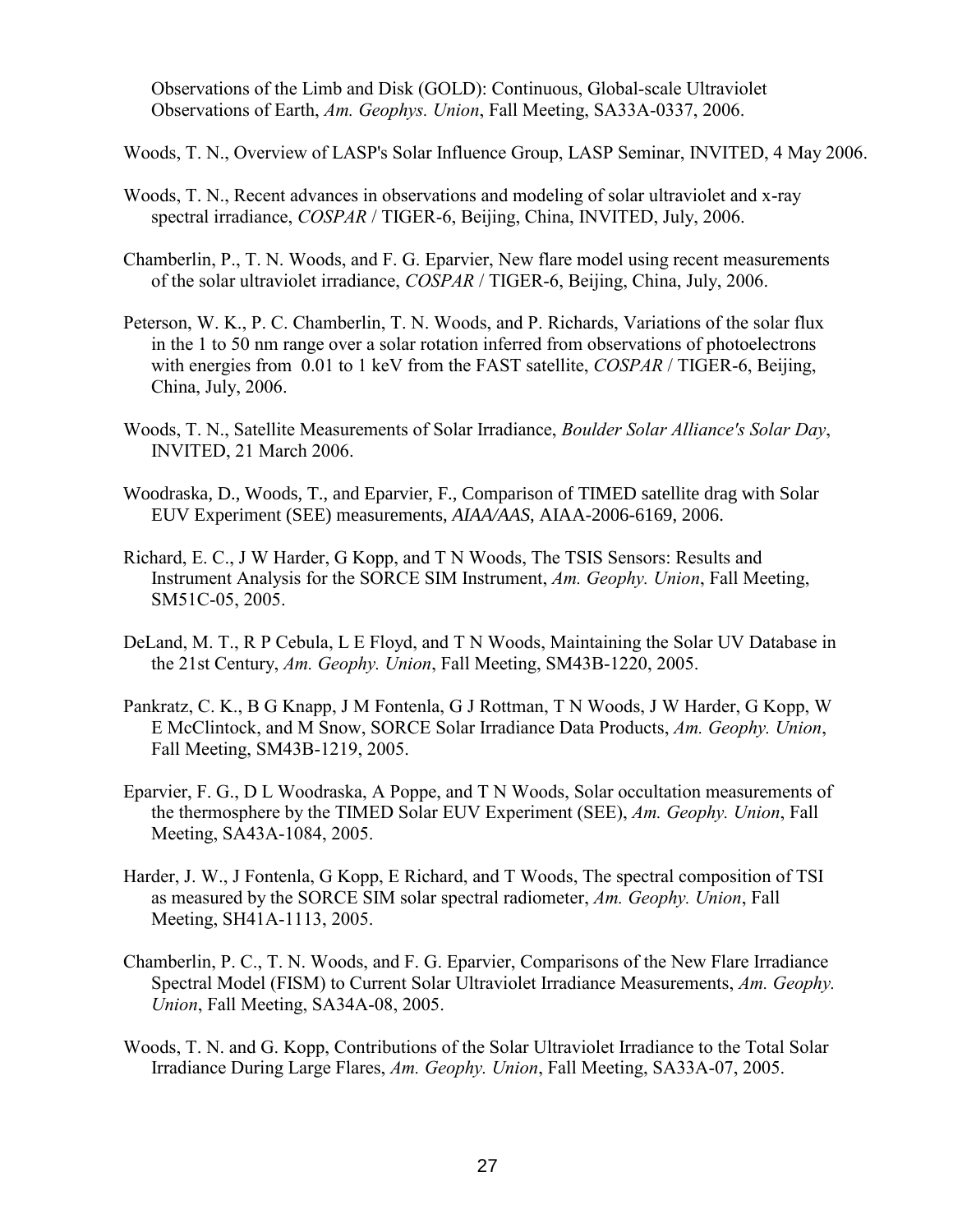Observations of the Limb and Disk (GOLD): Continuous, Global-scale Ultraviolet Observations of Earth, *Am. Geophys. Union*, Fall Meeting, SA33A-0337, 2006.

Woods, T. N., Overview of LASP's Solar Influence Group, LASP Seminar, INVITED, 4 May 2006.

Woods, T. N., Recent advances in observations and modeling of solar ultraviolet and x-ray spectral irradiance, *COSPAR* / TIGER-6, Beijing, China, INVITED, July, 2006.

Chamberlin, P., T. N. Woods, and F. G. Eparvier, New flare model using recent measurements of the solar ultraviolet irradiance, *COSPAR* / TIGER-6, Beijing, China, July, 2006.

Peterson, W. K., P. C. Chamberlin, T. N. Woods, and P. Richards, Variations of the solar flux in the 1 to 50 nm range over a solar rotation inferred from observations of photoelectrons with energies from 0.01 to 1 keV from the FAST satellite, *COSPAR* / TIGER-6, Beijing, China, July, 2006.

Woods, T. N., Satellite Measurements of Solar Irradiance, *Boulder Solar Alliance's Solar Day*, INVITED, 21 March 2006.

Woodraska, D., Woods, T., and Eparvier, F., Comparison of TIMED satellite drag with Solar EUV Experiment (SEE) measurements, *AIAA/AAS*, AIAA-2006-6169, 2006.

Richard, E. C., J W Harder, G Kopp, and T N Woods, The TSIS Sensors: Results and Instrument Analysis for the SORCE SIM Instrument, *Am. Geophy. Union*, Fall Meeting, SM51C-05, 2005.

DeLand, M. T., R P Cebula, L E Floyd, and T N Woods, Maintaining the Solar UV Database in the 21st Century, *Am. Geophy. Union*, Fall Meeting, SM43B-1220, 2005.

Pankratz, C. K., B G Knapp, J M Fontenla, G J Rottman, T N Woods, J W Harder, G Kopp, W E McClintock, and M Snow, SORCE Solar Irradiance Data Products, *Am. Geophy. Union*, Fall Meeting, SM43B-1219, 2005.

Eparvier, F. G., D L Woodraska, A Poppe, and T N Woods, Solar occultation measurements of the thermosphere by the TIMED Solar EUV Experiment (SEE), *Am. Geophy. Union*, Fall Meeting, SA43A-1084, 2005.

Harder, J. W., J Fontenla, G Kopp, E Richard, and T Woods, The spectral composition of TSI as measured by the SORCE SIM solar spectral radiometer, *Am. Geophy. Union*, Fall Meeting, SH41A-1113, 2005.

Chamberlin, P. C., T. N. Woods, and F. G. Eparvier, Comparisons of the New Flare Irradiance Spectral Model (FISM) to Current Solar Ultraviolet Irradiance Measurements, *Am. Geophy. Union*, Fall Meeting, SA34A-08, 2005.

Woods, T. N. and G. Kopp, Contributions of the Solar Ultraviolet Irradiance to the Total Solar Irradiance During Large Flares, *Am. Geophy. Union*, Fall Meeting, SA33A-07, 2005.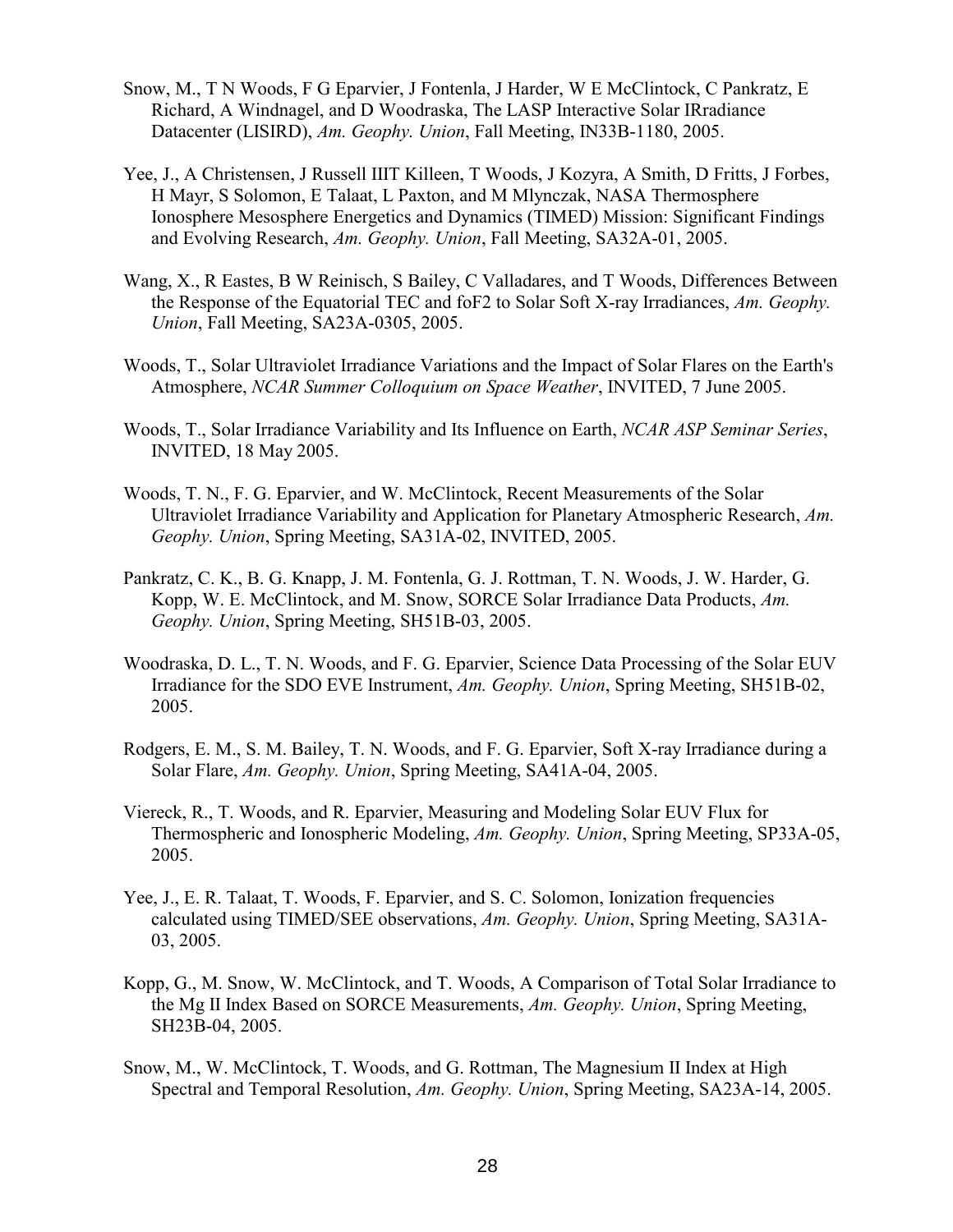Snow, M., T N Woods, F G Eparvier, J Fontenla, J Harder, W E McClintock, C Pankratz, E Richard, A Windnagel, and D Woodraska, The LASP Interactive Solar IRradiance Datacenter (LISIRD), *Am. Geophy. Union*, Fall Meeting, IN33B-1180, 2005.

Yee, J., A Christensen, J Russell IIIT Killeen, T Woods, J Kozyra, A Smith, D Fritts, J Forbes, H Mayr, S Solomon, E Talaat, L Paxton, and M Mlynczak, NASA Thermosphere Ionosphere Mesosphere Energetics and Dynamics (TIMED) Mission: Significant Findings and Evolving Research, *Am. Geophy. Union*, Fall Meeting, SA32A-01, 2005.

Wang, X., R Eastes, B W Reinisch, S Bailey, C Valladares, and T Woods, Differences Between the Response of the Equatorial TEC and foF2 to Solar Soft X-ray Irradiances, *Am. Geophy. Union*, Fall Meeting, SA23A-0305, 2005.

Woods, T., Solar Ultraviolet Irradiance Variations and the Impact of Solar Flares on the Earth's Atmosphere, *NCAR Summer Colloquium on Space Weather*, INVITED, 7 June 2005.

Woods, T., Solar Irradiance Variability and Its Influence on Earth, *NCAR ASP Seminar Series*, INVITED, 18 May 2005.

Woods, T. N., F. G. Eparvier, and W. McClintock, Recent Measurements of the Solar Ultraviolet Irradiance Variability and Application for Planetary Atmospheric Research, *Am. Geophy. Union*, Spring Meeting, SA31A-02, INVITED, 2005.

Pankratz, C. K., B. G. Knapp, J. M. Fontenla, G. J. Rottman, T. N. Woods, J. W. Harder, G. Kopp, W. E. McClintock, and M. Snow, SORCE Solar Irradiance Data Products, *Am. Geophy. Union*, Spring Meeting, SH51B-03, 2005.

Woodraska, D. L., T. N. Woods, and F. G. Eparvier, Science Data Processing of the Solar EUV Irradiance for the SDO EVE Instrument, *Am. Geophy. Union*, Spring Meeting, SH51B-02, 2005.

Rodgers, E. M., S. M. Bailey, T. N. Woods, and F. G. Eparvier, Soft X-ray Irradiance during a Solar Flare, *Am. Geophy. Union*, Spring Meeting, SA41A-04, 2005.

Viereck, R., T. Woods, and R. Eparvier, Measuring and Modeling Solar EUV Flux for Thermospheric and Ionospheric Modeling, *Am. Geophy. Union*, Spring Meeting, SP33A-05, 2005.

Yee, J., E. R. Talaat, T. Woods, F. Eparvier, and S. C. Solomon, Ionization frequencies calculated using TIMED/SEE observations, *Am. Geophy. Union*, Spring Meeting, SA31A-03, 2005.

Kopp, G., M. Snow, W. McClintock, and T. Woods, A Comparison of Total Solar Irradiance to the Mg II Index Based on SORCE Measurements, *Am. Geophy. Union*, Spring Meeting, SH23B-04, 2005.

Snow, M., W. McClintock, T. Woods, and G. Rottman, The Magnesium II Index at High Spectral and Temporal Resolution, *Am. Geophy. Union*, Spring Meeting, SA23A-14, 2005.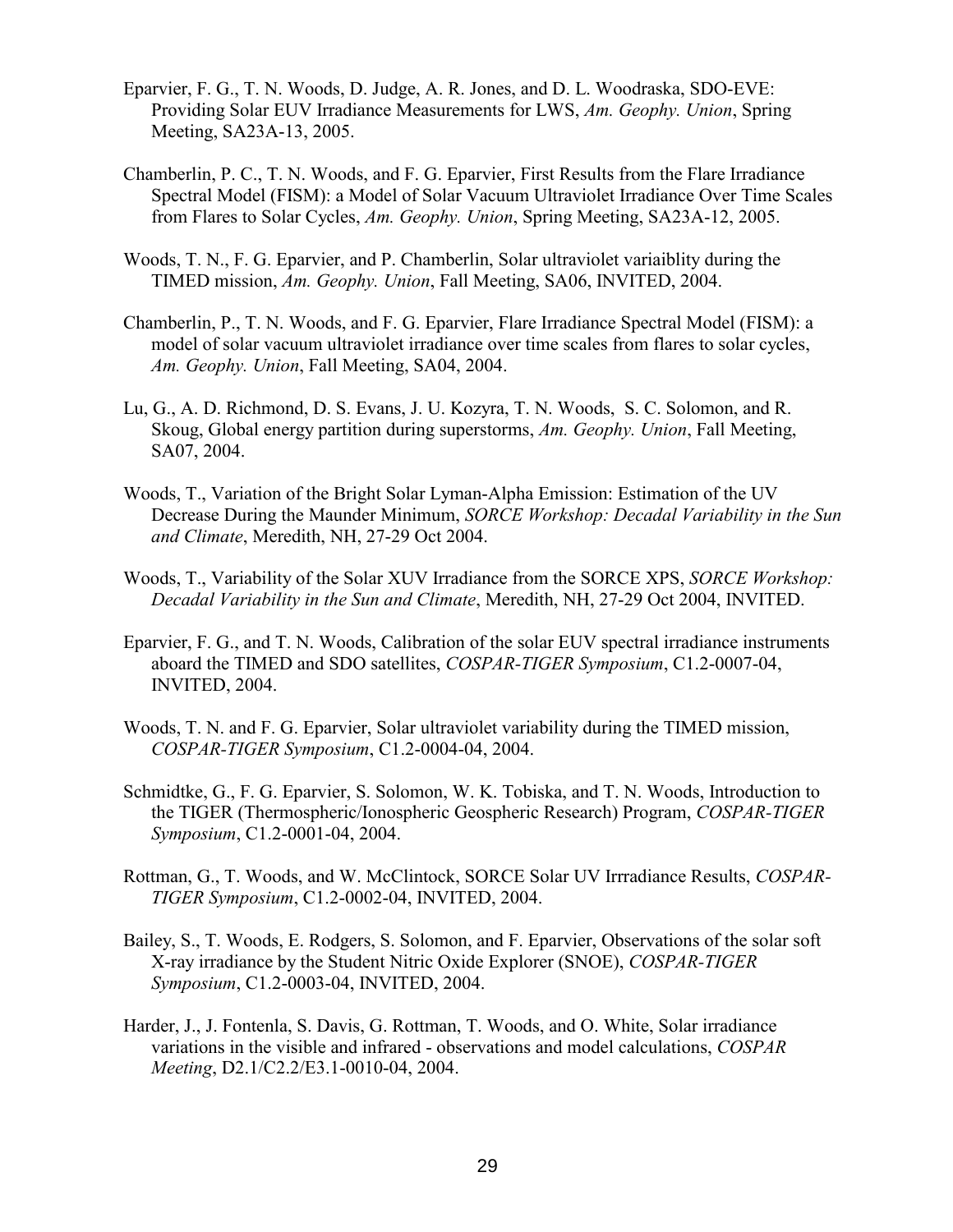Eparvier, F. G., T. N. Woods, D. Judge, A. R. Jones, and D. L. Woodraska, SDO-EVE: Providing Solar EUV Irradiance Measurements for LWS, *Am. Geophy. Union*, Spring Meeting, SA23A-13, 2005.

Chamberlin, P. C., T. N. Woods, and F. G. Eparvier, First Results from the Flare Irradiance Spectral Model (FISM): a Model of Solar Vacuum Ultraviolet Irradiance Over Time Scales from Flares to Solar Cycles, *Am. Geophy. Union*, Spring Meeting, SA23A-12, 2005.

Woods, T. N., F. G. Eparvier, and P. Chamberlin, Solar ultraviolet variaiblity during the TIMED mission, *Am. Geophy. Union*, Fall Meeting, SA06, INVITED, 2004.

Chamberlin, P., T. N. Woods, and F. G. Eparvier, Flare Irradiance Spectral Model (FISM): a model of solar vacuum ultraviolet irradiance over time scales from flares to solar cycles, *Am. Geophy. Union*, Fall Meeting, SA04, 2004.

Lu, G., A. D. Richmond, D. S. Evans, J. U. Kozyra, T. N. Woods, S. C. Solomon, and R. Skoug, Global energy partition during superstorms, *Am. Geophy. Union*, Fall Meeting, SA07, 2004.

Woods, T., Variation of the Bright Solar Lyman-Alpha Emission: Estimation of the UV Decrease During the Maunder Minimum, *SORCE Workshop: Decadal Variability in the Sun and Climate*, Meredith, NH, 27-29 Oct 2004.

Woods, T., Variability of the Solar XUV Irradiance from the SORCE XPS, *SORCE Workshop: Decadal Variability in the Sun and Climate*, Meredith, NH, 27-29 Oct 2004, INVITED.

Eparvier, F. G., and T. N. Woods, Calibration of the solar EUV spectral irradiance instruments aboard the TIMED and SDO satellites, *COSPAR-TIGER Symposium*, C1.2-0007-04, INVITED, 2004.

Woods, T. N. and F. G. Eparvier, Solar ultraviolet variability during the TIMED mission, *COSPAR-TIGER Symposium*, C1.2-0004-04, 2004.

Schmidtke, G., F. G. Eparvier, S. Solomon, W. K. Tobiska, and T. N. Woods, Introduction to the TIGER (Thermospheric/Ionospheric Geospheric Research) Program, *COSPAR-TIGER Symposium*, C1.2-0001-04, 2004.

Rottman, G., T. Woods, and W. McClintock, SORCE Solar UV Irrradiance Results, *COSPAR-TIGER Symposium*, C1.2-0002-04, INVITED, 2004.

Bailey, S., T. Woods, E. Rodgers, S. Solomon, and F. Eparvier, Observations of the solar soft X-ray irradiance by the Student Nitric Oxide Explorer (SNOE), *COSPAR-TIGER Symposium*, C1.2-0003-04, INVITED, 2004.

Harder, J., J. Fontenla, S. Davis, G. Rottman, T. Woods, and O. White, Solar irradiance variations in the visible and infrared - observations and model calculations, *COSPAR Meeting*, D2.1/C2.2/E3.1-0010-04, 2004.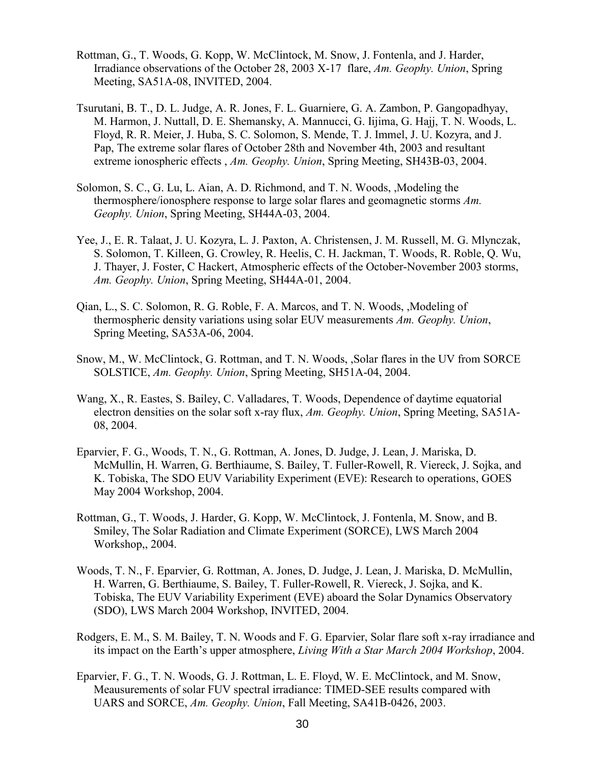Rottman, G., T. Woods, G. Kopp, W. McClintock, M. Snow, J. Fontenla, and J. Harder, Irradiance observations of the October 28, 2003 X-17 flare, *Am. Geophy. Union*, Spring Meeting, SA51A-08, INVITED, 2004.

Tsurutani, B. T., D. L. Judge, A. R. Jones, F. L. Guarniere, G. A. Zambon, P. Gangopadhyay, M. Harmon, J. Nuttall, D. E. Shemansky, A. Mannucci, G. Iijima, G. Hajj, T. N. Woods, L. Floyd, R. R. Meier, J. Huba, S. C. Solomon, S. Mende, T. J. Immel, J. U. Kozyra, and J. Pap, The extreme solar flares of October 28th and November 4th, 2003 and resultant extreme ionospheric effects , *Am. Geophy. Union*, Spring Meeting, SH43B-03, 2004.

Solomon, S. C., G. Lu, L. Aian, A. D. Richmond, and T. N. Woods, ,Modeling the thermosphere/ionosphere response to large solar flares and geomagnetic storms *Am. Geophy. Union*, Spring Meeting, SH44A-03, 2004.

Yee, J., E. R. Talaat, J. U. Kozyra, L. J. Paxton, A. Christensen, J. M. Russell, M. G. Mlynczak, S. Solomon, T. Killeen, G. Crowley, R. Heelis, C. H. Jackman, T. Woods, R. Roble, Q. Wu, J. Thayer, J. Foster, C Hackert, Atmospheric effects of the October-November 2003 storms, *Am. Geophy. Union*, Spring Meeting, SH44A-01, 2004.

Qian, L., S. C. Solomon, R. G. Roble, F. A. Marcos, and T. N. Woods, ,Modeling of thermospheric density variations using solar EUV measurements *Am. Geophy. Union*, Spring Meeting, SA53A-06, 2004.

Snow, M., W. McClintock, G. Rottman, and T. N. Woods, ,Solar flares in the UV from SORCE SOLSTICE, *Am. Geophy. Union*, Spring Meeting, SH51A-04, 2004.

Wang, X., R. Eastes, S. Bailey, C. Valladares, T. Woods, Dependence of daytime equatorial electron densities on the solar soft x-ray flux, *Am. Geophy. Union*, Spring Meeting, SA51A-08, 2004.

Eparvier, F. G., Woods, T. N., G. Rottman, A. Jones, D. Judge, J. Lean, J. Mariska, D. McMullin, H. Warren, G. Berthiaume, S. Bailey, T. Fuller-Rowell, R. Viereck, J. Sojka, and K. Tobiska, The SDO EUV Variability Experiment (EVE): Research to operations, GOES May 2004 Workshop, 2004.

Rottman, G., T. Woods, J. Harder, G. Kopp, W. McClintock, J. Fontenla, M. Snow, and B. Smiley, The Solar Radiation and Climate Experiment (SORCE), LWS March 2004 Workshop,, 2004.

Woods, T. N., F. Eparvier, G. Rottman, A. Jones, D. Judge, J. Lean, J. Mariska, D. McMullin, H. Warren, G. Berthiaume, S. Bailey, T. Fuller-Rowell, R. Viereck, J. Sojka, and K. Tobiska, The EUV Variability Experiment (EVE) aboard the Solar Dynamics Observatory (SDO), LWS March 2004 Workshop, INVITED, 2004.

Rodgers, E. M., S. M. Bailey, T. N. Woods and F. G. Eparvier, Solar flare soft x-ray irradiance and its impact on the Earth's upper atmosphere, *Living With a Star March 2004 Workshop*, 2004.

Eparvier, F. G., T. N. Woods, G. J. Rottman, L. E. Floyd, W. E. McClintock, and M. Snow, Meausurements of solar FUV spectral irradiance: TIMED-SEE results compared with UARS and SORCE, *Am. Geophy. Union*, Fall Meeting, SA41B-0426, 2003.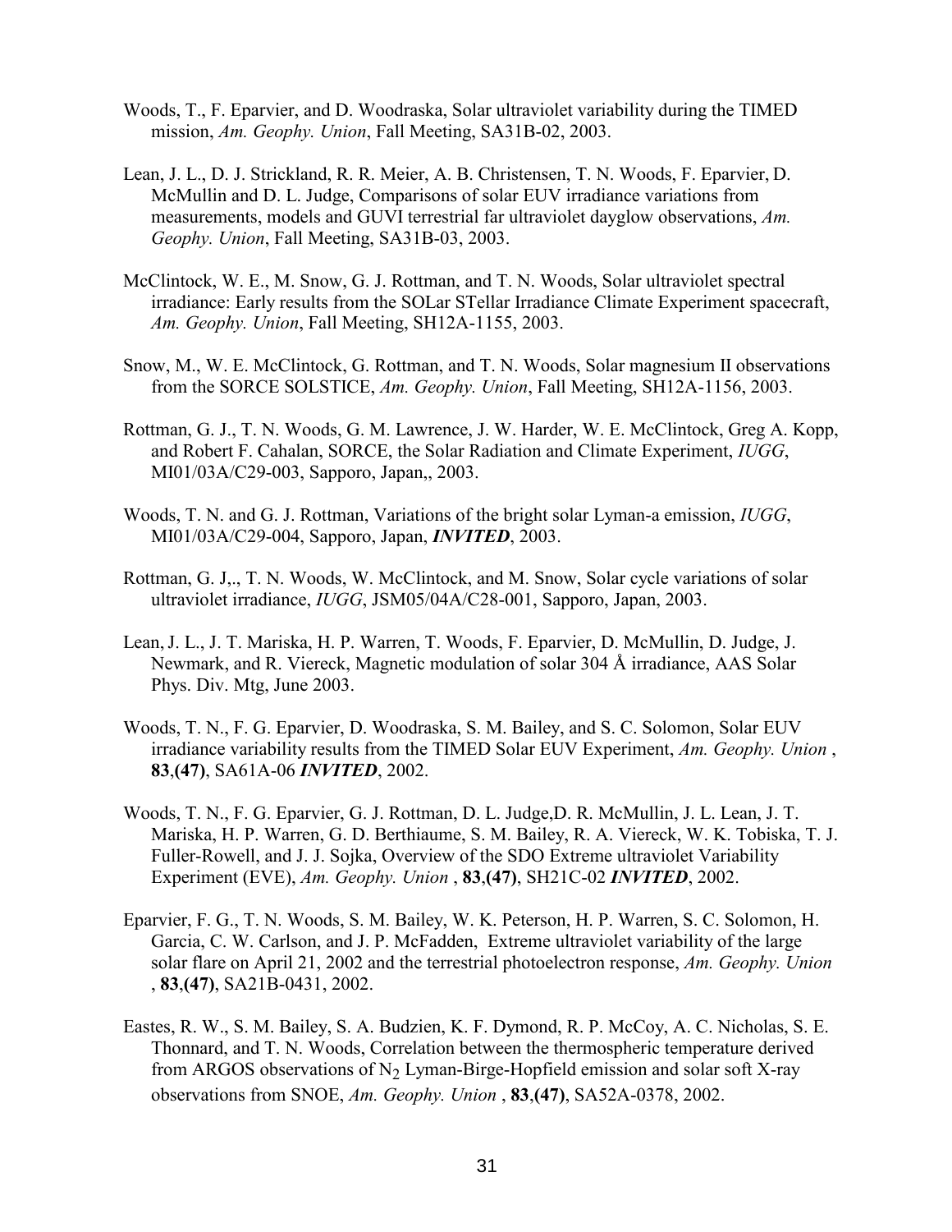Woods, T., F. Eparvier, and D. Woodraska, Solar ultraviolet variability during the TIMED mission, *Am. Geophy. Union*, Fall Meeting, SA31B-02, 2003.

Lean, J. L., D. J. Strickland, R. R. Meier, A. B. Christensen, T. N. Woods, F. Eparvier, D. McMullin and D. L. Judge, Comparisons of solar EUV irradiance variations from measurements, models and GUVI terrestrial far ultraviolet dayglow observations, *Am. Geophy. Union*, Fall Meeting, SA31B-03, 2003.

McClintock, W. E., M. Snow, G. J. Rottman, and T. N. Woods, Solar ultraviolet spectral irradiance: Early results from the SOLar STellar Irradiance Climate Experiment spacecraft, *Am. Geophy. Union*, Fall Meeting, SH12A-1155, 2003.

Snow, M., W. E. McClintock, G. Rottman, and T. N. Woods, Solar magnesium II observations from the SORCE SOLSTICE, *Am. Geophy. Union*, Fall Meeting, SH12A-1156, 2003.

Rottman, G. J., T. N. Woods, G. M. Lawrence, J. W. Harder, W. E. McClintock, Greg A. Kopp, and Robert F. Cahalan, SORCE, the Solar Radiation and Climate Experiment, *IUGG*, MI01/03A/C29-003, Sapporo, Japan,, 2003.

Woods, T. N. and G. J. Rottman, Variations of the bright solar Lyman-a emission, *IUGG*, MI01/03A/C29-004, Sapporo, Japan, ***INVITED***, 2003.

Rottman, G. J,., T. N. Woods, W. McClintock, and M. Snow, Solar cycle variations of solar ultraviolet irradiance, *IUGG*, JSM05/04A/C28-001, Sapporo, Japan, 2003.

Lean, J. L., J. T. Mariska, H. P. Warren, T. Woods, F. Eparvier, D. McMullin, D. Judge, J. Newmark, and R. Viereck, Magnetic modulation of solar 304 Å irradiance, AAS Solar Phys. Div. Mtg, June 2003.

Woods, T. N., F. G. Eparvier, D. Woodraska, S. M. Bailey, and S. C. Solomon, Solar EUV irradiance variability results from the TIMED Solar EUV Experiment, *Am. Geophy. Union* , **83**,**(47)**, SA61A-06 ***INVITED***, 2002.

Woods, T. N., F. G. Eparvier, G. J. Rottman, D. L. Judge,D. R. McMullin, J. L. Lean, J. T. Mariska, H. P. Warren, G. D. Berthiaume, S. M. Bailey, R. A. Viereck, W. K. Tobiska, T. J. Fuller-Rowell, and J. J. Sojka, Overview of the SDO Extreme ultraviolet Variability Experiment (EVE), *Am. Geophy. Union* , **83**,**(47)**, SH21C-02 ***INVITED***, 2002.

Eparvier, F. G., T. N. Woods, S. M. Bailey, W. K. Peterson, H. P. Warren, S. C. Solomon, H. Garcia, C. W. Carlson, and J. P. McFadden, Extreme ultraviolet variability of the large solar flare on April 21, 2002 and the terrestrial photoelectron response, *Am. Geophy. Union* , **83**,**(47)**, SA21B-0431, 2002.

Eastes, R. W., S. M. Bailey, S. A. Budzien, K. F. Dymond, R. P. McCoy, A. C. Nicholas, S. E. Thonnard, and T. N. Woods, Correlation between the thermospheric temperature derived from ARGOS observations of $N_2$ Lyman-Birge-Hopfield emission and solar soft X-ray observations from SNOE, *Am. Geophy. Union* , **83**,**(47)**, SA52A-0378, 2002.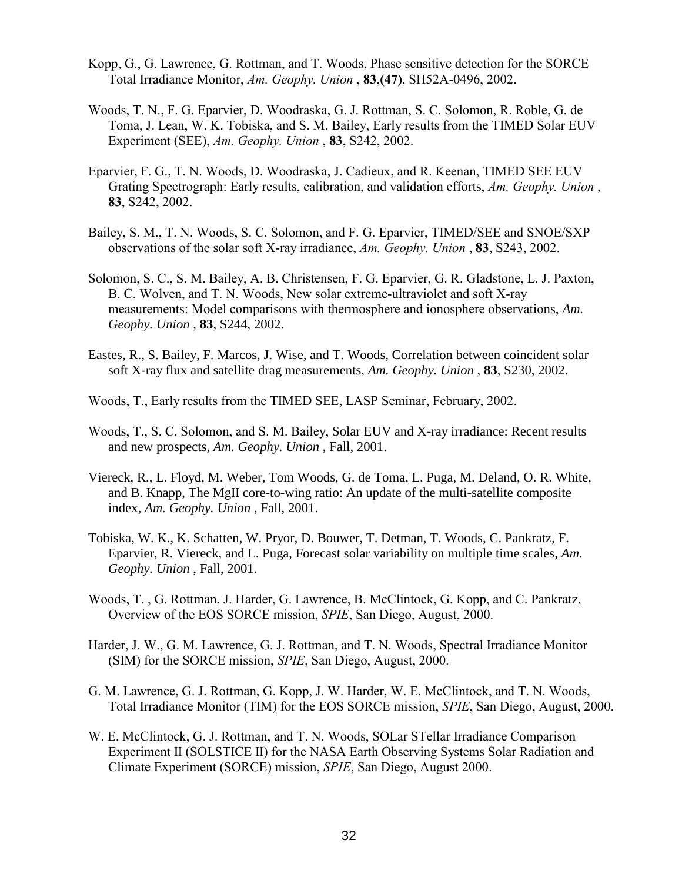Kopp, G., G. Lawrence, G. Rottman, and T. Woods, Phase sensitive detection for the SORCE Total Irradiance Monitor, *Am. Geophy. Union* , **83**,**(47)**, SH52A-0496, 2002.

Woods, T. N., F. G. Eparvier, D. Woodraska, G. J. Rottman, S. C. Solomon, R. Roble, G. de Toma, J. Lean, W. K. Tobiska, and S. M. Bailey, Early results from the TIMED Solar EUV Experiment (SEE), *Am. Geophy. Union* , **83**, S242, 2002.

Eparvier, F. G., T. N. Woods, D. Woodraska, J. Cadieux, and R. Keenan, TIMED SEE EUV Grating Spectrograph: Early results, calibration, and validation efforts, *Am. Geophy. Union* , **83**, S242, 2002.

Bailey, S. M., T. N. Woods, S. C. Solomon, and F. G. Eparvier, TIMED/SEE and SNOE/SXP observations of the solar soft X-ray irradiance, *Am. Geophy. Union* , **83**, S243, 2002.

Solomon, S. C., S. M. Bailey, A. B. Christensen, F. G. Eparvier, G. R. Gladstone, L. J. Paxton, B. C. Wolven, and T. N. Woods, New solar extreme-ultraviolet and soft X-ray measurements: Model comparisons with thermosphere and ionosphere observations, *Am. Geophy. Union* , **83**, S244, 2002.

Eastes, R., S. Bailey, F. Marcos, J. Wise, and T. Woods, Correlation between coincident solar soft X-ray flux and satellite drag measurements, *Am. Geophy. Union* , **83**, S230, 2002.

Woods, T., Early results from the TIMED SEE, LASP Seminar, February, 2002.

Woods, T., S. C. Solomon, and S. M. Bailey, Solar EUV and X-ray irradiance: Recent results and new prospects, *Am. Geophy. Union* , Fall, 2001.

Viereck, R., L. Floyd, M. Weber, Tom Woods, G. de Toma, L. Puga, M. Deland, O. R. White, and B. Knapp, The MgII core-to-wing ratio: An update of the multi-satellite composite index, *Am. Geophy. Union* , Fall, 2001.

Tobiska, W. K., K. Schatten, W. Pryor, D. Bouwer, T. Detman, T. Woods, C. Pankratz, F. Eparvier, R. Viereck, and L. Puga, Forecast solar variability on multiple time scales, *Am. Geophy. Union* , Fall, 2001.

Woods, T. , G. Rottman, J. Harder, G. Lawrence, B. McClintock, G. Kopp, and C. Pankratz, Overview of the EOS SORCE mission, *SPIE*, San Diego, August, 2000.

Harder, J. W., G. M. Lawrence, G. J. Rottman, and T. N. Woods, Spectral Irradiance Monitor (SIM) for the SORCE mission, *SPIE*, San Diego, August, 2000.

G. M. Lawrence, G. J. Rottman, G. Kopp, J. W. Harder, W. E. McClintock, and T. N. Woods, Total Irradiance Monitor (TIM) for the EOS SORCE mission, *SPIE*, San Diego, August, 2000.

W. E. McClintock, G. J. Rottman, and T. N. Woods, SOLar STellar Irradiance Comparison Experiment II (SOLSTICE II) for the NASA Earth Observing Systems Solar Radiation and Climate Experiment (SORCE) mission, *SPIE*, San Diego, August 2000.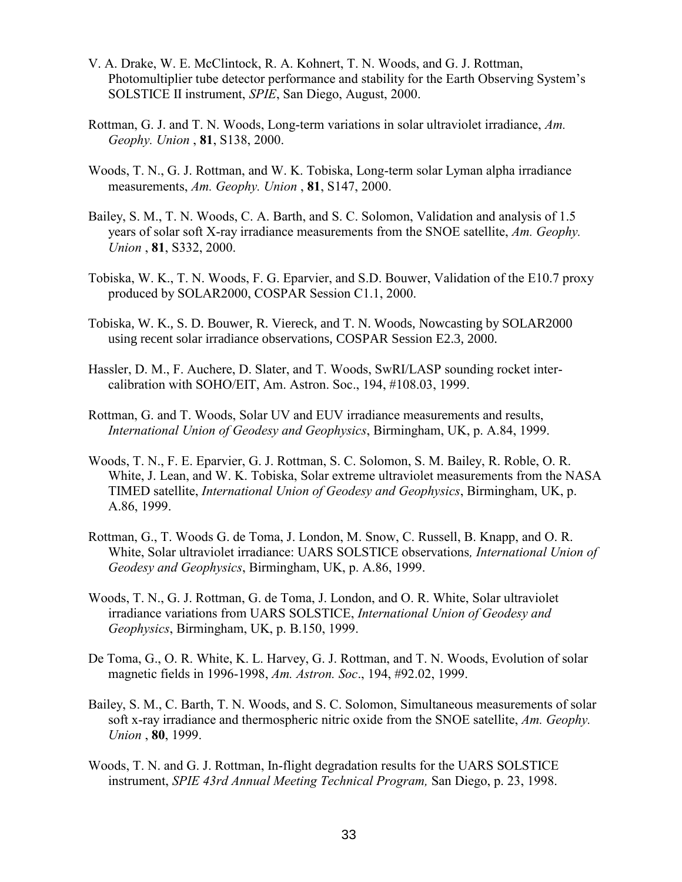V. A. Drake, W. E. McClintock, R. A. Kohnert, T. N. Woods, and G. J. Rottman, Photomultiplier tube detector performance and stability for the Earth Observing System's SOLSTICE II instrument, *SPIE*, San Diego, August, 2000.

Rottman, G. J. and T. N. Woods, Long-term variations in solar ultraviolet irradiance, *Am. Geophy. Union* , **81**, S138, 2000.

Woods, T. N., G. J. Rottman, and W. K. Tobiska, Long-term solar Lyman alpha irradiance measurements, *Am. Geophy. Union* , **81**, S147, 2000.

Bailey, S. M., T. N. Woods, C. A. Barth, and S. C. Solomon, Validation and analysis of 1.5 years of solar soft X-ray irradiance measurements from the SNOE satellite, *Am. Geophy. Union* , **81**, S332, 2000.

Tobiska, W. K., T. N. Woods, F. G. Eparvier, and S.D. Bouwer, Validation of the E10.7 proxy produced by SOLAR2000, COSPAR Session C1.1, 2000.

Tobiska, W. K., S. D. Bouwer, R. Viereck, and T. N. Woods, Nowcasting by SOLAR2000 using recent solar irradiance observations, COSPAR Session E2.3, 2000.

Hassler, D. M., F. Auchere, D. Slater, and T. Woods, SwRI/LASP sounding rocket inter-calibration with SOHO/EIT, Am. Astron. Soc., 194, #108.03, 1999.

Rottman, G. and T. Woods, Solar UV and EUV irradiance measurements and results, *International Union of Geodesy and Geophysics*, Birmingham, UK, p. A.84, 1999.

Woods, T. N., F. E. Eparvier, G. J. Rottman, S. C. Solomon, S. M. Bailey, R. Roble, O. R. White, J. Lean, and W. K. Tobiska, Solar extreme ultraviolet measurements from the NASA TIMED satellite, *International Union of Geodesy and Geophysics*, Birmingham, UK, p. A.86, 1999.

Rottman, G., T. Woods G. de Toma, J. London, M. Snow, C. Russell, B. Knapp, and O. R. White, Solar ultraviolet irradiance: UARS SOLSTICE observations*, International Union of Geodesy and Geophysics*, Birmingham, UK, p. A.86, 1999.

Woods, T. N., G. J. Rottman, G. de Toma, J. London, and O. R. White, Solar ultraviolet irradiance variations from UARS SOLSTICE, *International Union of Geodesy and Geophysics*, Birmingham, UK, p. B.150, 1999.

De Toma, G., O. R. White, K. L. Harvey, G. J. Rottman, and T. N. Woods, Evolution of solar magnetic fields in 1996-1998, *Am. Astron. Soc*., 194, #92.02, 1999.

Bailey, S. M., C. Barth, T. N. Woods, and S. C. Solomon, Simultaneous measurements of solar soft x-ray irradiance and thermospheric nitric oxide from the SNOE satellite, *Am. Geophy. Union* , **80**, 1999.

Woods, T. N. and G. J. Rottman, In-flight degradation results for the UARS SOLSTICE instrument, *SPIE 43rd Annual Meeting Technical Program,* San Diego, p. 23, 1998.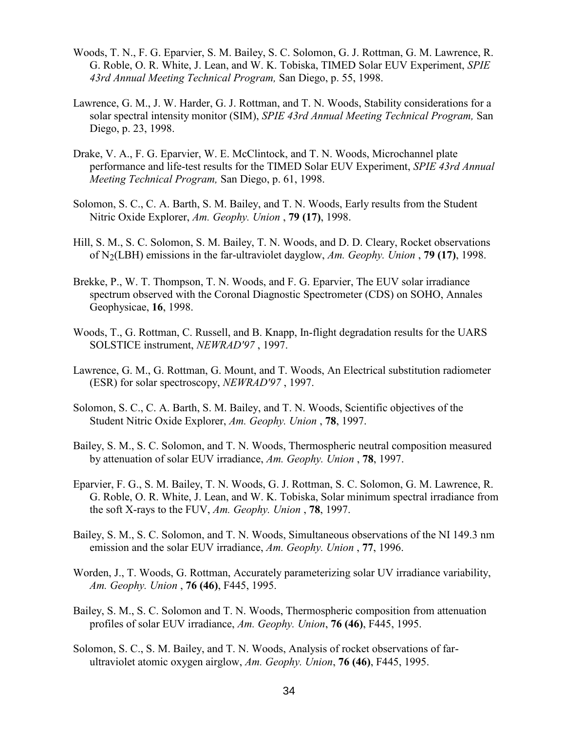Woods, T. N., F. G. Eparvier, S. M. Bailey, S. C. Solomon, G. J. Rottman, G. M. Lawrence, R. G. Roble, O. R. White, J. Lean, and W. K. Tobiska, TIMED Solar EUV Experiment, *SPIE 43rd Annual Meeting Technical Program,* San Diego, p. 55, 1998.

Lawrence, G. M., J. W. Harder, G. J. Rottman, and T. N. Woods, Stability considerations for a solar spectral intensity monitor (SIM), *SPIE 43rd Annual Meeting Technical Program,* San Diego, p. 23, 1998.

Drake, V. A., F. G. Eparvier, W. E. McClintock, and T. N. Woods, Microchannel plate performance and life-test results for the TIMED Solar EUV Experiment, *SPIE 43rd Annual Meeting Technical Program,* San Diego, p. 61, 1998.

Solomon, S. C., C. A. Barth, S. M. Bailey, and T. N. Woods, Early results from the Student Nitric Oxide Explorer, *Am. Geophy. Union* , **79 (17)**, 1998.

Hill, S. M., S. C. Solomon, S. M. Bailey, T. N. Woods, and D. D. Cleary, Rocket observations of $N_2$(LBH) emissions in the far-ultraviolet dayglow, *Am. Geophy. Union* , **79 (17)**, 1998.

Brekke, P., W. T. Thompson, T. N. Woods, and F. G. Eparvier, The EUV solar irradiance spectrum observed with the Coronal Diagnostic Spectrometer (CDS) on SOHO, Annales Geophysicae, **16**, 1998.

Woods, T., G. Rottman, C. Russell, and B. Knapp, In-flight degradation results for the UARS SOLSTICE instrument, *NEWRAD'97* , 1997.

Lawrence, G. M., G. Rottman, G. Mount, and T. Woods, An Electrical substitution radiometer (ESR) for solar spectroscopy, *NEWRAD'97* , 1997.

Solomon, S. C., C. A. Barth, S. M. Bailey, and T. N. Woods, Scientific objectives of the Student Nitric Oxide Explorer, *Am. Geophy. Union* , **78**, 1997.

Bailey, S. M., S. C. Solomon, and T. N. Woods, Thermospheric neutral composition measured by attenuation of solar EUV irradiance, *Am. Geophy. Union* , **78**, 1997.

Eparvier, F. G., S. M. Bailey, T. N. Woods, G. J. Rottman, S. C. Solomon, G. M. Lawrence, R. G. Roble, O. R. White, J. Lean, and W. K. Tobiska, Solar minimum spectral irradiance from the soft X-rays to the FUV, *Am. Geophy. Union* , **78**, 1997.

Bailey, S. M., S. C. Solomon, and T. N. Woods, Simultaneous observations of the NI 149.3 nm emission and the solar EUV irradiance, *Am. Geophy. Union* , **77**, 1996.

Worden, J., T. Woods, G. Rottman, Accurately parameterizing solar UV irradiance variability, *Am. Geophy. Union* , **76 (46)**, F445, 1995.

Bailey, S. M., S. C. Solomon and T. N. Woods, Thermospheric composition from attenuation profiles of solar EUV irradiance, *Am. Geophy. Union*, **76 (46)**, F445, 1995.

Solomon, S. C., S. M. Bailey, and T. N. Woods, Analysis of rocket observations of far-ultraviolet atomic oxygen airglow, *Am. Geophy. Union*, **76 (46)**, F445, 1995.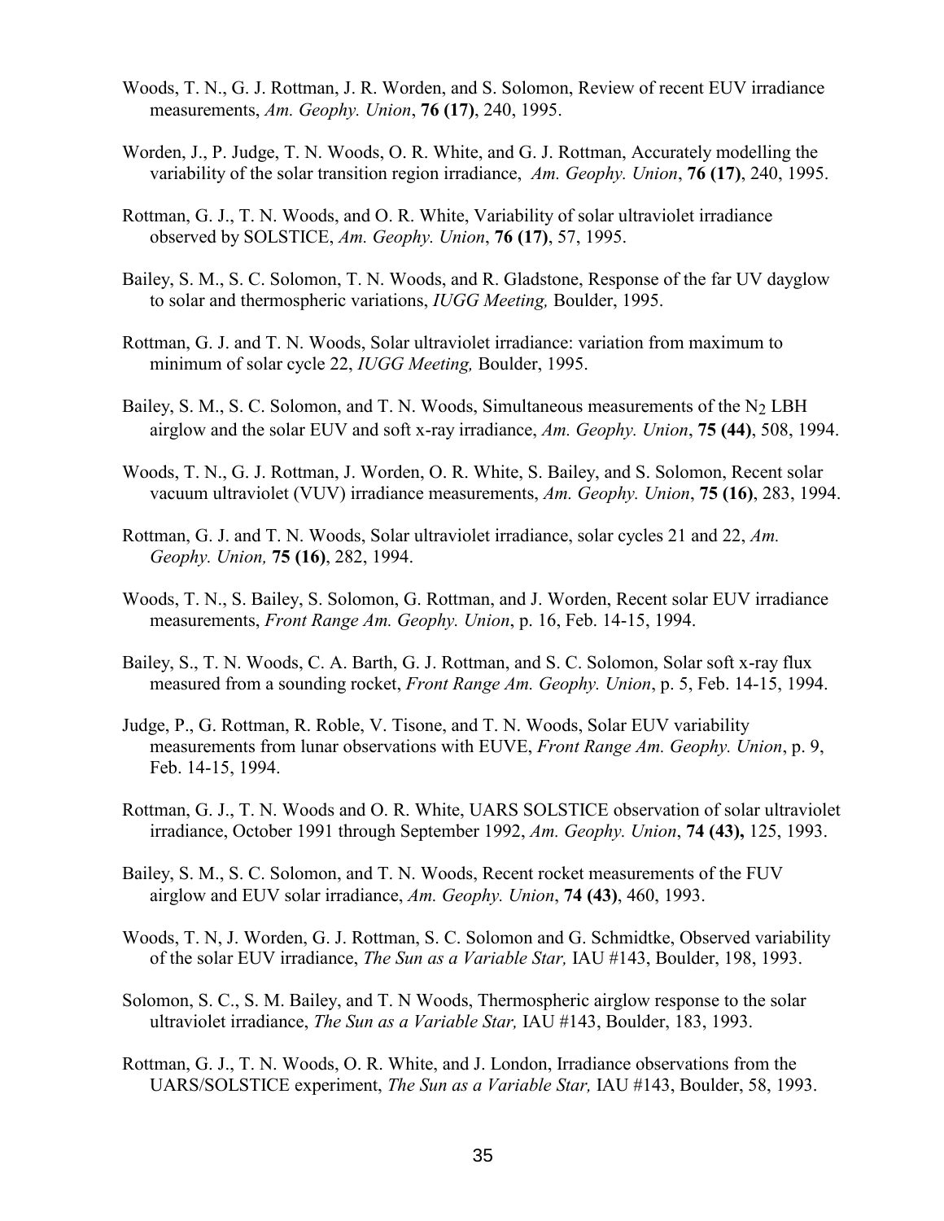Woods, T. N., G. J. Rottman, J. R. Worden, and S. Solomon, Review of recent EUV irradiance measurements, *Am. Geophy. Union*, **76 (17)**, 240, 1995.

Worden, J., P. Judge, T. N. Woods, O. R. White, and G. J. Rottman, Accurately modelling the variability of the solar transition region irradiance, *Am. Geophy. Union*, **76 (17)**, 240, 1995.

Rottman, G. J., T. N. Woods, and O. R. White, Variability of solar ultraviolet irradiance observed by SOLSTICE, *Am. Geophy. Union*, **76 (17)**, 57, 1995.

Bailey, S. M., S. C. Solomon, T. N. Woods, and R. Gladstone, Response of the far UV dayglow to solar and thermospheric variations, *IUGG Meeting,* Boulder, 1995.

Rottman, G. J. and T. N. Woods, Solar ultraviolet irradiance: variation from maximum to minimum of solar cycle 22, *IUGG Meeting,* Boulder, 1995.

Bailey, S. M., S. C. Solomon, and T. N. Woods, Simultaneous measurements of the $N_2$ LBH airglow and the solar EUV and soft x-ray irradiance, *Am. Geophy. Union*, **75 (44)**, 508, 1994.

Woods, T. N., G. J. Rottman, J. Worden, O. R. White, S. Bailey, and S. Solomon, Recent solar vacuum ultraviolet (VUV) irradiance measurements, *Am. Geophy. Union*, **75 (16)**, 283, 1994.

Rottman, G. J. and T. N. Woods, Solar ultraviolet irradiance, solar cycles 21 and 22, *Am. Geophy. Union,* **75 (16)**, 282, 1994.

Woods, T. N., S. Bailey, S. Solomon, G. Rottman, and J. Worden, Recent solar EUV irradiance measurements, *Front Range Am. Geophy. Union*, p. 16, Feb. 14-15, 1994.

Bailey, S., T. N. Woods, C. A. Barth, G. J. Rottman, and S. C. Solomon, Solar soft x-ray flux measured from a sounding rocket, *Front Range Am. Geophy. Union*, p. 5, Feb. 14-15, 1994.

Judge, P., G. Rottman, R. Roble, V. Tisone, and T. N. Woods, Solar EUV variability measurements from lunar observations with EUVE, *Front Range Am. Geophy. Union*, p. 9, Feb. 14-15, 1994.

Rottman, G. J., T. N. Woods and O. R. White, UARS SOLSTICE observation of solar ultraviolet irradiance, October 1991 through September 1992, *Am. Geophy. Union*, **74 (43),** 125, 1993.

Bailey, S. M., S. C. Solomon, and T. N. Woods, Recent rocket measurements of the FUV airglow and EUV solar irradiance, *Am. Geophy. Union*, **74 (43)**, 460, 1993.

Woods, T. N, J. Worden, G. J. Rottman, S. C. Solomon and G. Schmidtke, Observed variability of the solar EUV irradiance, *The Sun as a Variable Star,* IAU #143, Boulder, 198, 1993.

Solomon, S. C., S. M. Bailey, and T. N Woods, Thermospheric airglow response to the solar ultraviolet irradiance, *The Sun as a Variable Star,* IAU #143, Boulder, 183, 1993.

Rottman, G. J., T. N. Woods, O. R. White, and J. London, Irradiance observations from the UARS/SOLSTICE experiment, *The Sun as a Variable Star,* IAU #143, Boulder, 58, 1993.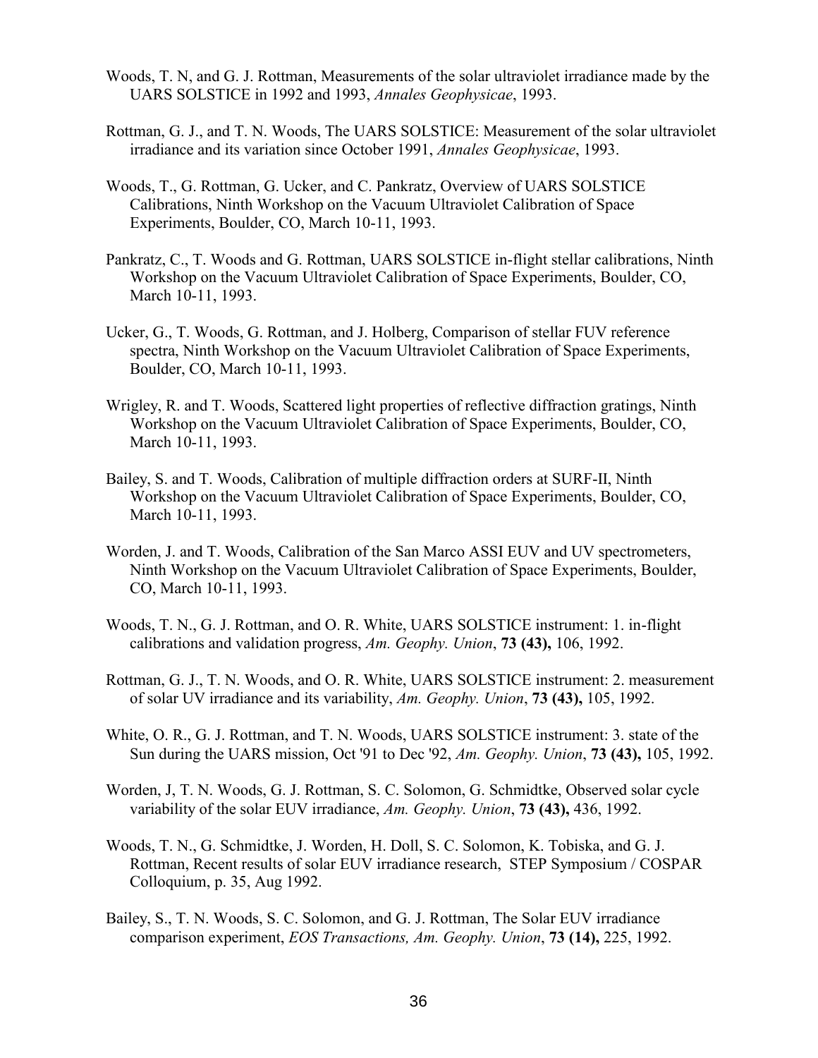Woods, T. N, and G. J. Rottman, Measurements of the solar ultraviolet irradiance made by the UARS SOLSTICE in 1992 and 1993, *Annales Geophysicae*, 1993.

Rottman, G. J., and T. N. Woods, The UARS SOLSTICE: Measurement of the solar ultraviolet irradiance and its variation since October 1991, *Annales Geophysicae*, 1993.

Woods, T., G. Rottman, G. Ucker, and C. Pankratz, Overview of UARS SOLSTICE Calibrations, Ninth Workshop on the Vacuum Ultraviolet Calibration of Space Experiments, Boulder, CO, March 10-11, 1993.

Pankratz, C., T. Woods and G. Rottman, UARS SOLSTICE in-flight stellar calibrations, Ninth Workshop on the Vacuum Ultraviolet Calibration of Space Experiments, Boulder, CO, March 10-11, 1993.

Ucker, G., T. Woods, G. Rottman, and J. Holberg, Comparison of stellar FUV reference spectra, Ninth Workshop on the Vacuum Ultraviolet Calibration of Space Experiments, Boulder, CO, March 10-11, 1993.

Wrigley, R. and T. Woods, Scattered light properties of reflective diffraction gratings, Ninth Workshop on the Vacuum Ultraviolet Calibration of Space Experiments, Boulder, CO, March 10-11, 1993.

Bailey, S. and T. Woods, Calibration of multiple diffraction orders at SURF-II, Ninth Workshop on the Vacuum Ultraviolet Calibration of Space Experiments, Boulder, CO, March 10-11, 1993.

Worden, J. and T. Woods, Calibration of the San Marco ASSI EUV and UV spectrometers, Ninth Workshop on the Vacuum Ultraviolet Calibration of Space Experiments, Boulder, CO, March 10-11, 1993.

Woods, T. N., G. J. Rottman, and O. R. White, UARS SOLSTICE instrument: 1. in-flight calibrations and validation progress, *Am. Geophy. Union*, **73 (43),** 106, 1992.

Rottman, G. J., T. N. Woods, and O. R. White, UARS SOLSTICE instrument: 2. measurement of solar UV irradiance and its variability, *Am. Geophy. Union*, **73 (43),** 105, 1992.

White, O. R., G. J. Rottman, and T. N. Woods, UARS SOLSTICE instrument: 3. state of the Sun during the UARS mission, Oct '91 to Dec '92, *Am. Geophy. Union*, **73 (43),** 105, 1992.

Worden, J, T. N. Woods, G. J. Rottman, S. C. Solomon, G. Schmidtke, Observed solar cycle variability of the solar EUV irradiance, *Am. Geophy. Union*, **73 (43),** 436, 1992.

Woods, T. N., G. Schmidtke, J. Worden, H. Doll, S. C. Solomon, K. Tobiska, and G. J. Rottman, Recent results of solar EUV irradiance research, STEP Symposium / COSPAR Colloquium, p. 35, Aug 1992.

Bailey, S., T. N. Woods, S. C. Solomon, and G. J. Rottman, The Solar EUV irradiance comparison experiment, *EOS Transactions, Am. Geophy. Union*, **73 (14),** 225, 1992.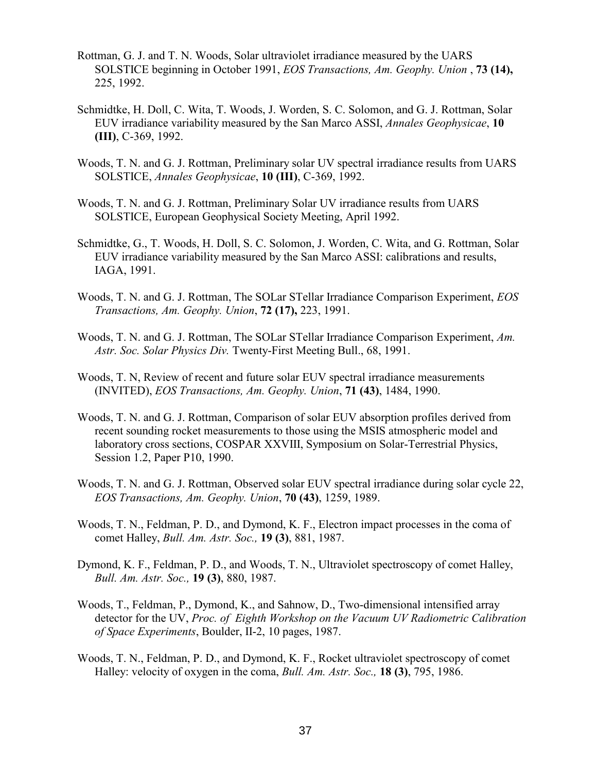Rottman, G. J. and T. N. Woods, Solar ultraviolet irradiance measured by the UARS SOLSTICE beginning in October 1991, *EOS Transactions, Am. Geophy. Union* , **73 (14),** 225, 1992.

Schmidtke, H. Doll, C. Wita, T. Woods, J. Worden, S. C. Solomon, and G. J. Rottman, Solar EUV irradiance variability measured by the San Marco ASSI, *Annales Geophysicae*, **10 (III)**, C-369, 1992.

Woods, T. N. and G. J. Rottman, Preliminary solar UV spectral irradiance results from UARS SOLSTICE, *Annales Geophysicae*, **10 (III)**, C-369, 1992.

Woods, T. N. and G. J. Rottman, Preliminary Solar UV irradiance results from UARS SOLSTICE, European Geophysical Society Meeting, April 1992.

Schmidtke, G., T. Woods, H. Doll, S. C. Solomon, J. Worden, C. Wita, and G. Rottman, Solar EUV irradiance variability measured by the San Marco ASSI: calibrations and results, IAGA, 1991.

Woods, T. N. and G. J. Rottman, The SOLar STellar Irradiance Comparison Experiment, *EOS Transactions, Am. Geophy. Union*, **72 (17),** 223, 1991.

Woods, T. N. and G. J. Rottman, The SOLar STellar Irradiance Comparison Experiment, *Am. Astr. Soc. Solar Physics Div.* Twenty-First Meeting Bull., 68, 1991.

Woods, T. N, Review of recent and future solar EUV spectral irradiance measurements (INVITED), *EOS Transactions, Am. Geophy. Union*, **71 (43)**, 1484, 1990.

Woods, T. N. and G. J. Rottman, Comparison of solar EUV absorption profiles derived from recent sounding rocket measurements to those using the MSIS atmospheric model and laboratory cross sections, COSPAR XXVIII, Symposium on Solar-Terrestrial Physics, Session 1.2, Paper P10, 1990.

Woods, T. N. and G. J. Rottman, Observed solar EUV spectral irradiance during solar cycle 22, *EOS Transactions, Am. Geophy. Union*, **70 (43)**, 1259, 1989.

Woods, T. N., Feldman, P. D., and Dymond, K. F., Electron impact processes in the coma of comet Halley, *Bull. Am. Astr. Soc.,* **19 (3)**, 881, 1987.

Dymond, K. F., Feldman, P. D., and Woods, T. N., Ultraviolet spectroscopy of comet Halley, *Bull. Am. Astr. Soc.,* **19 (3)**, 880, 1987.

Woods, T., Feldman, P., Dymond, K., and Sahnow, D., Two-dimensional intensified array detector for the UV, *Proc. of Eighth Workshop on the Vacuum UV Radiometric Calibration of Space Experiments*, Boulder, II-2, 10 pages, 1987.

Woods, T. N., Feldman, P. D., and Dymond, K. F., Rocket ultraviolet spectroscopy of comet Halley: velocity of oxygen in the coma, *Bull. Am. Astr. Soc.,* **18 (3)**, 795, 1986.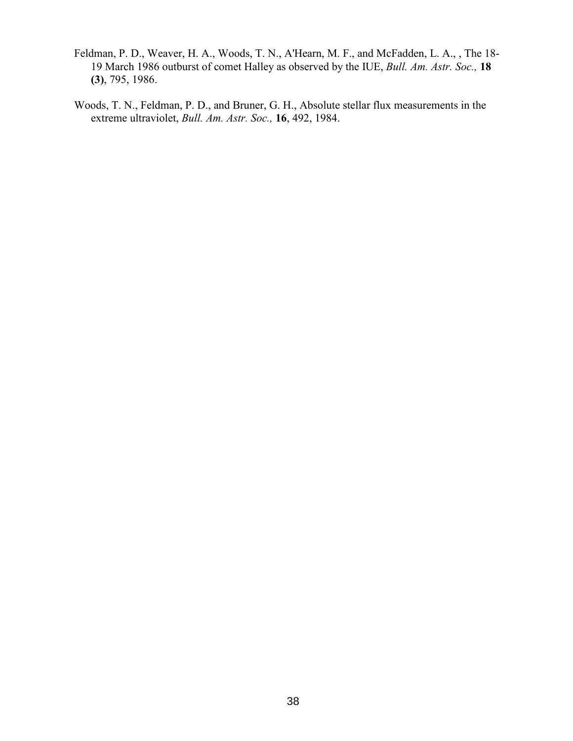Feldman, P. D., Weaver, H. A., Woods, T. N., A'Hearn, M. F., and McFadden, L. A., , The 18-19 March 1986 outburst of comet Halley as observed by the IUE, *Bull. Am. Astr. Soc.,* **18 (3)**, 795, 1986.

Woods, T. N., Feldman, P. D., and Bruner, G. H., Absolute stellar flux measurements in the extreme ultraviolet, *Bull. Am. Astr. Soc.,* **16**, 492, 1984.